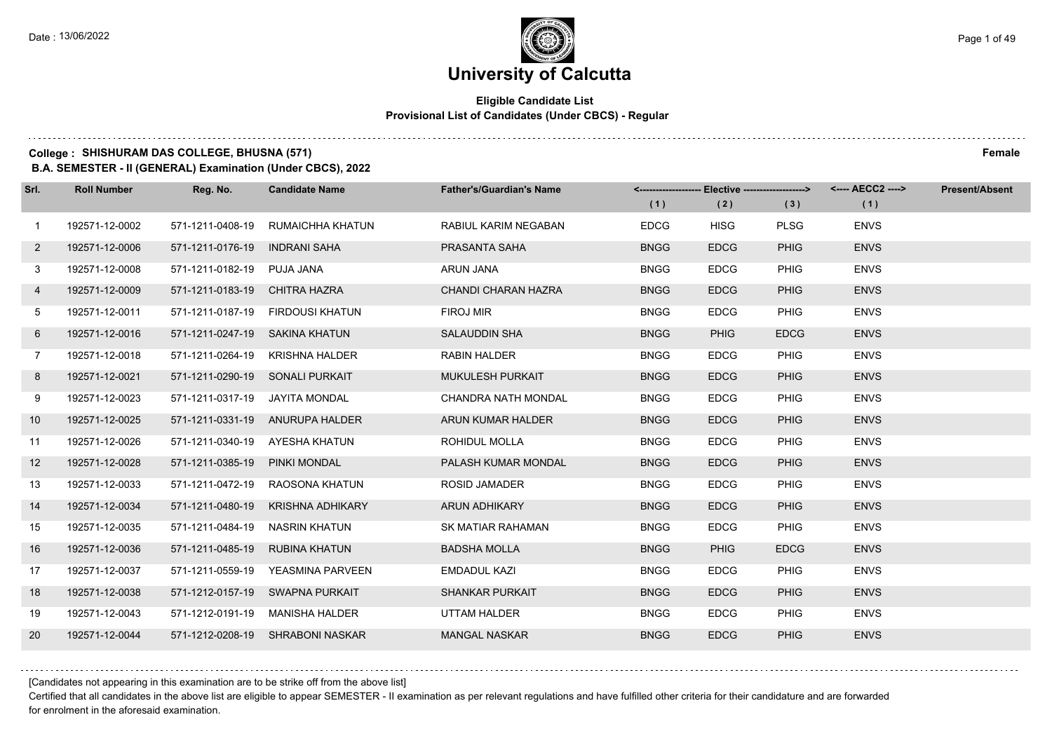# University of Calcutta

**Eligible Candidate List**
**Provisional List of Candidates (Under CBCS) - Regular**

**College : SHISHURAM DAS COLLEGE, BHUSNA (571)** **Female**

**B.A. SEMESTER - II (GENERAL) Examination (Under CBCS), 2022**

| Srl. | Roll Number | Reg. No. | Candidate Name | Father's/Guardian's Name | Elective (1) | Elective (2) | Elective (3) | AECC2 (1) | Present/Absent |
|---|---|---|---|---|---|---|---|---|---|
| 1 | 192571-12-0002 | 571-1211-0408-19 | RUMAICHHA KHATUN | RABIUL KARIM NEGABAN | EDCG | HISG | PLSG | ENVS | |
| 2 | 192571-12-0006 | 571-1211-0176-19 | INDRANI SAHA | PRASANTA SAHA | BNGG | EDCG | PHIG | ENVS | |
| 3 | 192571-12-0008 | 571-1211-0182-19 | PUJA JANA | ARUN JANA | BNGG | EDCG | PHIG | ENVS | |
| 4 | 192571-12-0009 | 571-1211-0183-19 | CHITRA HAZRA | CHANDI CHARAN HAZRA | BNGG | EDCG | PHIG | ENVS | |
| 5 | 192571-12-0011 | 571-1211-0187-19 | FIRDOUSI KHATUN | FIROJ MIR | BNGG | EDCG | PHIG | ENVS | |
| 6 | 192571-12-0016 | 571-1211-0247-19 | SAKINA KHATUN | SALAUDDIN SHA | BNGG | PHIG | EDCG | ENVS | |
| 7 | 192571-12-0018 | 571-1211-0264-19 | KRISHNA HALDER | RABIN HALDER | BNGG | EDCG | PHIG | ENVS | |
| 8 | 192571-12-0021 | 571-1211-0290-19 | SONALI PURKAIT | MUKULESH PURKAIT | BNGG | EDCG | PHIG | ENVS | |
| 9 | 192571-12-0023 | 571-1211-0317-19 | JAYITA MONDAL | CHANDRA NATH MONDAL | BNGG | EDCG | PHIG | ENVS | |
| 10 | 192571-12-0025 | 571-1211-0331-19 | ANURUPA HALDER | ARUN KUMAR HALDER | BNGG | EDCG | PHIG | ENVS | |
| 11 | 192571-12-0026 | 571-1211-0340-19 | AYESHA KHATUN | ROHIDUL MOLLA | BNGG | EDCG | PHIG | ENVS | |
| 12 | 192571-12-0028 | 571-1211-0385-19 | PINKI MONDAL | PALASH KUMAR MONDAL | BNGG | EDCG | PHIG | ENVS | |
| 13 | 192571-12-0033 | 571-1211-0472-19 | RAOSONA KHATUN | ROSID JAMADER | BNGG | EDCG | PHIG | ENVS | |
| 14 | 192571-12-0034 | 571-1211-0480-19 | KRISHNA ADHIKARY | ARUN ADHIKARY | BNGG | EDCG | PHIG | ENVS | |
| 15 | 192571-12-0035 | 571-1211-0484-19 | NASRIN KHATUN | SK MATIAR RAHAMAN | BNGG | EDCG | PHIG | ENVS | |
| 16 | 192571-12-0036 | 571-1211-0485-19 | RUBINA KHATUN | BADSHA MOLLA | BNGG | PHIG | EDCG | ENVS | |
| 17 | 192571-12-0037 | 571-1211-0559-19 | YEASMINA PARVEEN | EMDADUL KAZI | BNGG | EDCG | PHIG | ENVS | |
| 18 | 192571-12-0038 | 571-1212-0157-19 | SWAPNA PURKAIT | SHANKAR PURKAIT | BNGG | EDCG | PHIG | ENVS | |
| 19 | 192571-12-0043 | 571-1212-0191-19 | MANISHA HALDER | UTTAM HALDER | BNGG | EDCG | PHIG | ENVS | |
| 20 | 192571-12-0044 | 571-1212-0208-19 | SHRABONI NASKAR | MANGAL NASKAR | BNGG | EDCG | PHIG | ENVS | |

[Candidates not appearing in this examination are to be strike off from the above list]

Certified that all candidates in the above list are eligible to appear SEMESTER - II examination as per relevant regulations and have fulfilled other criteria for their candidature and are forwarded for enrolment in the aforesaid examination.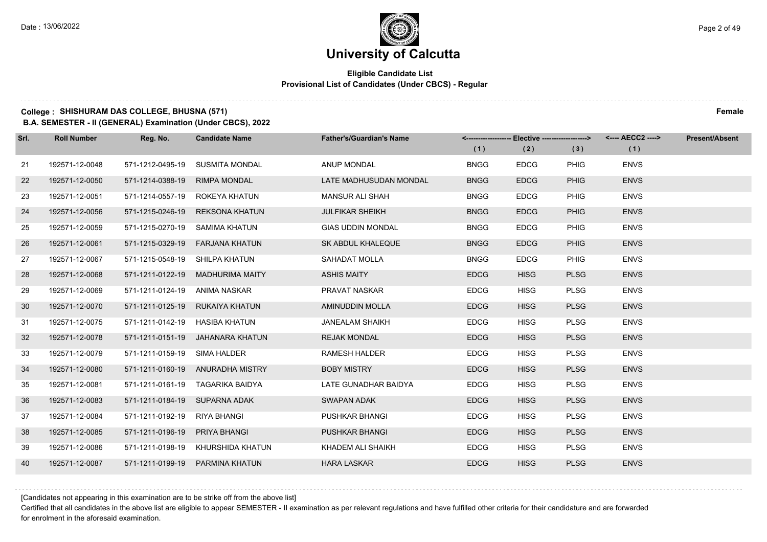# University of Calcutta

## Eligible Candidate List
### Provisional List of Candidates (Under CBCS) - Regular

**College : SHISHURAM DAS COLLEGE, BHUSNA (571)** — **Female**

**B.A. SEMESTER - II (GENERAL) Examination (Under CBCS), 2022**

| Srl. | Roll Number | Reg. No. | Candidate Name | Father's/Guardian's Name | Elective (1) | Elective (2) | Elective (3) | AECC2 (1) | Present/Absent |
|---|---|---|---|---|---|---|---|---|---|
| 21 | 192571-12-0048 | 571-1212-0495-19 | SUSMITA MONDAL | ANUP MONDAL | BNGG | EDCG | PHIG | ENVS | |
| 22 | 192571-12-0050 | 571-1214-0388-19 | RIMPA MONDAL | LATE MADHUSUDAN MONDAL | BNGG | EDCG | PHIG | ENVS | |
| 23 | 192571-12-0051 | 571-1214-0557-19 | ROKEYA KHATUN | MANSUR ALI SHAH | BNGG | EDCG | PHIG | ENVS | |
| 24 | 192571-12-0056 | 571-1215-0246-19 | REKSONA KHATUN | JULFIKAR SHEIKH | BNGG | EDCG | PHIG | ENVS | |
| 25 | 192571-12-0059 | 571-1215-0270-19 | SAMIMA KHATUN | GIAS UDDIN MONDAL | BNGG | EDCG | PHIG | ENVS | |
| 26 | 192571-12-0061 | 571-1215-0329-19 | FARJANA KHATUN | SK ABDUL KHALEQUE | BNGG | EDCG | PHIG | ENVS | |
| 27 | 192571-12-0067 | 571-1215-0548-19 | SHILPA KHATUN | SAHADAT MOLLA | BNGG | EDCG | PHIG | ENVS | |
| 28 | 192571-12-0068 | 571-1211-0122-19 | MADHURIMA MAITY | ASHIS MAITY | EDCG | HISG | PLSG | ENVS | |
| 29 | 192571-12-0069 | 571-1211-0124-19 | ANIMA NASKAR | PRAVAT NASKAR | EDCG | HISG | PLSG | ENVS | |
| 30 | 192571-12-0070 | 571-1211-0125-19 | RUKAIYA KHATUN | AMINUDDIN MOLLA | EDCG | HISG | PLSG | ENVS | |
| 31 | 192571-12-0075 | 571-1211-0142-19 | HASIBA KHATUN | JANEALAM SHAIKH | EDCG | HISG | PLSG | ENVS | |
| 32 | 192571-12-0078 | 571-1211-0151-19 | JAHANARA KHATUN | REJAK MONDAL | EDCG | HISG | PLSG | ENVS | |
| 33 | 192571-12-0079 | 571-1211-0159-19 | SIMA HALDER | RAMESH HALDER | EDCG | HISG | PLSG | ENVS | |
| 34 | 192571-12-0080 | 571-1211-0160-19 | ANURADHA MISTRY | BOBY MISTRY | EDCG | HISG | PLSG | ENVS | |
| 35 | 192571-12-0081 | 571-1211-0161-19 | TAGARIKA BAIDYA | LATE GUNADHAR BAIDYA | EDCG | HISG | PLSG | ENVS | |
| 36 | 192571-12-0083 | 571-1211-0184-19 | SUPARNA ADAK | SWAPAN ADAK | EDCG | HISG | PLSG | ENVS | |
| 37 | 192571-12-0084 | 571-1211-0192-19 | RIYA BHANGI | PUSHKAR BHANGI | EDCG | HISG | PLSG | ENVS | |
| 38 | 192571-12-0085 | 571-1211-0196-19 | PRIYA BHANGI | PUSHKAR BHANGI | EDCG | HISG | PLSG | ENVS | |
| 39 | 192571-12-0086 | 571-1211-0198-19 | KHURSHIDA KHATUN | KHADEM ALI SHAIKH | EDCG | HISG | PLSG | ENVS | |
| 40 | 192571-12-0087 | 571-1211-0199-19 | PARMINA KHATUN | HARA LASKAR | EDCG | HISG | PLSG | ENVS | |

[Candidates not appearing in this examination are to be strike off from the above list]

Certified that all candidates in the above list are eligible to appear SEMESTER - II examination as per relevant regulations and have fulfilled other criteria for their candidature and are forwarded for enrolment in the aforesaid examination.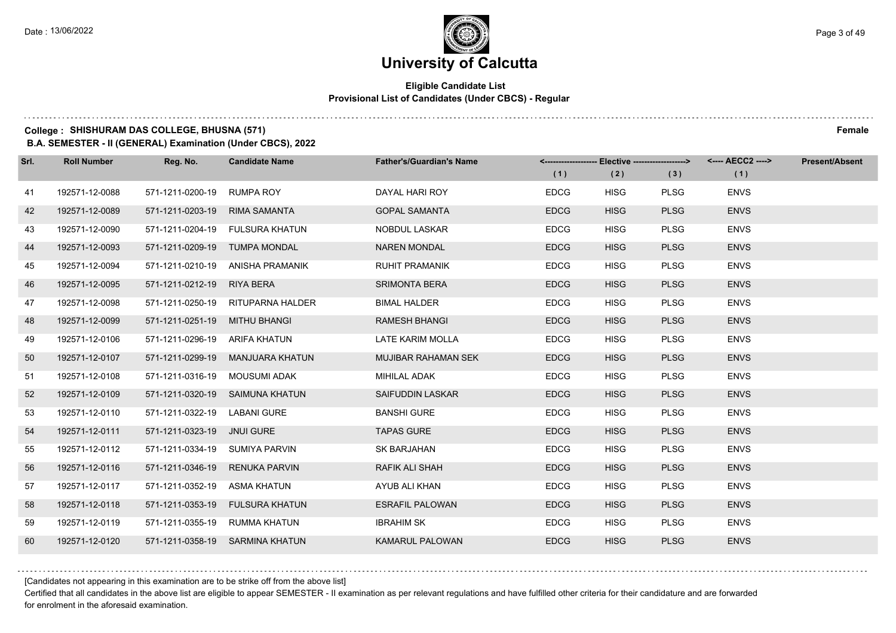# University of Calcutta

**Eligible Candidate List**
**Provisional List of Candidates (Under CBCS) - Regular**

**College : SHISHURAM DAS COLLEGE, BHUSNA (571)** **Female**

**B.A. SEMESTER - II (GENERAL) Examination (Under CBCS), 2022**

| Srl. | Roll Number | Reg. No. | Candidate Name | Father's/Guardian's Name | <---- Elective ----> | | | <---- AECC2 ----> | Present/Absent |
|---|---|---|---|---|---|---|---|---|---|
| | | | | | (1) | (2) | (3) | (1) | |
| 41 | 192571-12-0088 | 571-1211-0200-19 | RUMPA ROY | DAYAL HARI ROY | EDCG | HISG | PLSG | ENVS | |
| 42 | 192571-12-0089 | 571-1211-0203-19 | RIMA SAMANTA | GOPAL SAMANTA | EDCG | HISG | PLSG | ENVS | |
| 43 | 192571-12-0090 | 571-1211-0204-19 | FULSURA KHATUN | NOBDUL LASKAR | EDCG | HISG | PLSG | ENVS | |
| 44 | 192571-12-0093 | 571-1211-0209-19 | TUMPA MONDAL | NAREN MONDAL | EDCG | HISG | PLSG | ENVS | |
| 45 | 192571-12-0094 | 571-1211-0210-19 | ANISHA PRAMANIK | RUHIT PRAMANIK | EDCG | HISG | PLSG | ENVS | |
| 46 | 192571-12-0095 | 571-1211-0212-19 | RIYA BERA | SRIMONTA BERA | EDCG | HISG | PLSG | ENVS | |
| 47 | 192571-12-0098 | 571-1211-0250-19 | RITUPARNA HALDER | BIMAL HALDER | EDCG | HISG | PLSG | ENVS | |
| 48 | 192571-12-0099 | 571-1211-0251-19 | MITHU BHANGI | RAMESH BHANGI | EDCG | HISG | PLSG | ENVS | |
| 49 | 192571-12-0106 | 571-1211-0296-19 | ARIFA KHATUN | LATE KARIM MOLLA | EDCG | HISG | PLSG | ENVS | |
| 50 | 192571-12-0107 | 571-1211-0299-19 | MANJUARA KHATUN | MUJIBAR RAHAMAN SEK | EDCG | HISG | PLSG | ENVS | |
| 51 | 192571-12-0108 | 571-1211-0316-19 | MOUSUMI ADAK | MIHILAL ADAK | EDCG | HISG | PLSG | ENVS | |
| 52 | 192571-12-0109 | 571-1211-0320-19 | SAIMUNA KHATUN | SAIFUDDIN LASKAR | EDCG | HISG | PLSG | ENVS | |
| 53 | 192571-12-0110 | 571-1211-0322-19 | LABANI GURE | BANSHI GURE | EDCG | HISG | PLSG | ENVS | |
| 54 | 192571-12-0111 | 571-1211-0323-19 | JNUI GURE | TAPAS GURE | EDCG | HISG | PLSG | ENVS | |
| 55 | 192571-12-0112 | 571-1211-0334-19 | SUMIYA PARVIN | SK BARJAHAN | EDCG | HISG | PLSG | ENVS | |
| 56 | 192571-12-0116 | 571-1211-0346-19 | RENUKA PARVIN | RAFIK ALI SHAH | EDCG | HISG | PLSG | ENVS | |
| 57 | 192571-12-0117 | 571-1211-0352-19 | ASMA KHATUN | AYUB ALI KHAN | EDCG | HISG | PLSG | ENVS | |
| 58 | 192571-12-0118 | 571-1211-0353-19 | FULSURA KHATUN | ESRAFIL PALOWAN | EDCG | HISG | PLSG | ENVS | |
| 59 | 192571-12-0119 | 571-1211-0355-19 | RUMMA KHATUN | IBRAHIM SK | EDCG | HISG | PLSG | ENVS | |
| 60 | 192571-12-0120 | 571-1211-0358-19 | SARMINA KHATUN | KAMARUL PALOWAN | EDCG | HISG | PLSG | ENVS | |

[Candidates not appearing in this examination are to be strike off from the above list]

Certified that all candidates in the above list are eligible to appear SEMESTER - II examination as per relevant regulations and have fulfilled other criteria for their candidature and are forwarded for enrolment in the aforesaid examination.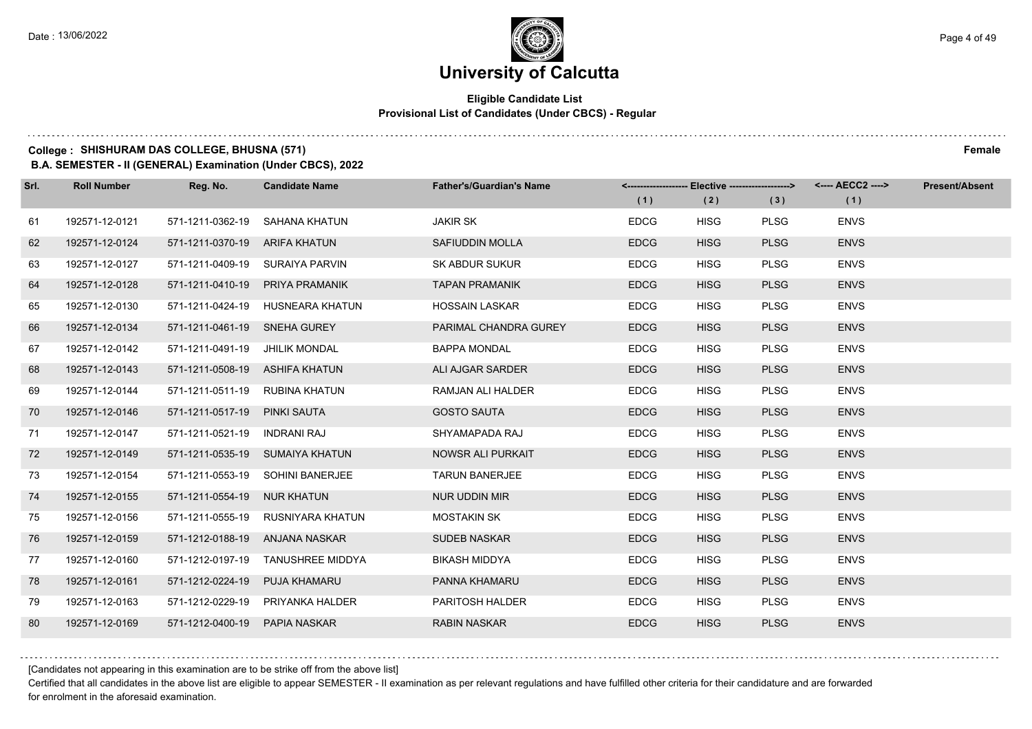# University of Calcutta

## Eligible Candidate List
### Provisional List of Candidates (Under CBCS) - Regular

**College : SHISHURAM DAS COLLEGE, BHUSNA (571)** **Female**

**B.A. SEMESTER - II (GENERAL) Examination (Under CBCS), 2022**

| Srl. | Roll Number | Reg. No. | Candidate Name | Father's/Guardian's Name | <------------------- Elective -------------------> | | | <---- AECC2 ----> | Present/Absent |
|---|---|---|---|---|---|---|---|---|---|
| | | | | | (1) | (2) | (3) | (1) | |
| 61 | 192571-12-0121 | 571-1211-0362-19 | SAHANA KHATUN | JAKIR SK | EDCG | HISG | PLSG | ENVS | |
| 62 | 192571-12-0124 | 571-1211-0370-19 | ARIFA KHATUN | SAFIUDDIN MOLLA | EDCG | HISG | PLSG | ENVS | |
| 63 | 192571-12-0127 | 571-1211-0409-19 | SURAIYA PARVIN | SK ABDUR SUKUR | EDCG | HISG | PLSG | ENVS | |
| 64 | 192571-12-0128 | 571-1211-0410-19 | PRIYA PRAMANIK | TAPAN PRAMANIK | EDCG | HISG | PLSG | ENVS | |
| 65 | 192571-12-0130 | 571-1211-0424-19 | HUSNEARA KHATUN | HOSSAIN LASKAR | EDCG | HISG | PLSG | ENVS | |
| 66 | 192571-12-0134 | 571-1211-0461-19 | SNEHA GUREY | PARIMAL CHANDRA GUREY | EDCG | HISG | PLSG | ENVS | |
| 67 | 192571-12-0142 | 571-1211-0491-19 | JHILIK MONDAL | BAPPA MONDAL | EDCG | HISG | PLSG | ENVS | |
| 68 | 192571-12-0143 | 571-1211-0508-19 | ASHIFA KHATUN | ALI AJGAR SARDER | EDCG | HISG | PLSG | ENVS | |
| 69 | 192571-12-0144 | 571-1211-0511-19 | RUBINA KHATUN | RAMJAN ALI HALDER | EDCG | HISG | PLSG | ENVS | |
| 70 | 192571-12-0146 | 571-1211-0517-19 | PINKI SAUTA | GOSTO SAUTA | EDCG | HISG | PLSG | ENVS | |
| 71 | 192571-12-0147 | 571-1211-0521-19 | INDRANI RAJ | SHYAMAPADA RAJ | EDCG | HISG | PLSG | ENVS | |
| 72 | 192571-12-0149 | 571-1211-0535-19 | SUMAIYA KHATUN | NOWSR ALI PURKAIT | EDCG | HISG | PLSG | ENVS | |
| 73 | 192571-12-0154 | 571-1211-0553-19 | SOHINI BANERJEE | TARUN BANERJEE | EDCG | HISG | PLSG | ENVS | |
| 74 | 192571-12-0155 | 571-1211-0554-19 | NUR KHATUN | NUR UDDIN MIR | EDCG | HISG | PLSG | ENVS | |
| 75 | 192571-12-0156 | 571-1211-0555-19 | RUSNIYARA KHATUN | MOSTAKIN SK | EDCG | HISG | PLSG | ENVS | |
| 76 | 192571-12-0159 | 571-1212-0188-19 | ANJANA NASKAR | SUDEB NASKAR | EDCG | HISG | PLSG | ENVS | |
| 77 | 192571-12-0160 | 571-1212-0197-19 | TANUSHREE MIDDYA | BIKASH MIDDYA | EDCG | HISG | PLSG | ENVS | |
| 78 | 192571-12-0161 | 571-1212-0224-19 | PUJA KHAMARU | PANNA KHAMARU | EDCG | HISG | PLSG | ENVS | |
| 79 | 192571-12-0163 | 571-1212-0229-19 | PRIYANKA HALDER | PARITOSH HALDER | EDCG | HISG | PLSG | ENVS | |
| 80 | 192571-12-0169 | 571-1212-0400-19 | PAPIA NASKAR | RABIN NASKAR | EDCG | HISG | PLSG | ENVS | |

[Candidates not appearing in this examination are to be strike off from the above list]

Certified that all candidates in the above list are eligible to appear SEMESTER - II examination as per relevant regulations and have fulfilled other criteria for their candidature and are forwarded for enrolment in the aforesaid examination.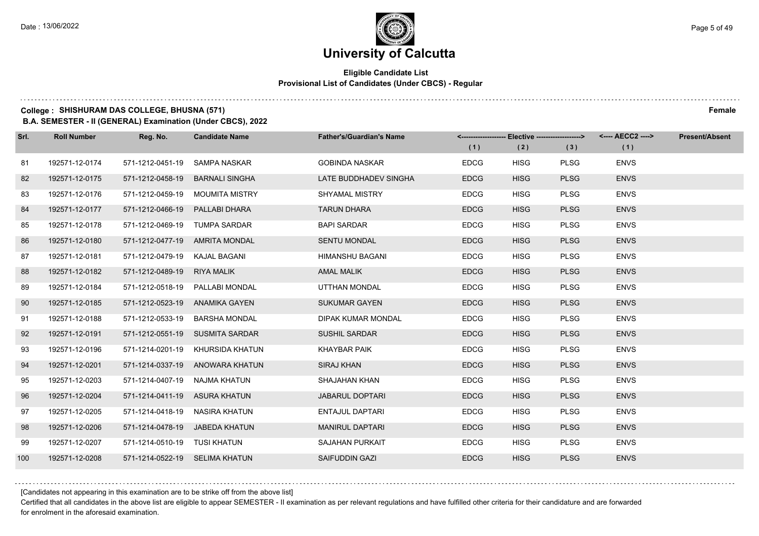# University of Calcutta

**Eligible Candidate List**
**Provisional List of Candidates (Under CBCS) - Regular**

**College : SHISHURAM DAS COLLEGE, BHUSNA (571)** **Female**

**B.A. SEMESTER - II (GENERAL) Examination (Under CBCS), 2022**

| Srl. | Roll Number | Reg. No. | Candidate Name | Father's/Guardian's Name | Elective (1) | Elective (2) | Elective (3) | AECC2 (1) | Present/Absent |
|---|---|---|---|---|---|---|---|---|---|
| 81 | 192571-12-0174 | 571-1212-0451-19 | SAMPA NASKAR | GOBINDA NASKAR | EDCG | HISG | PLSG | ENVS | |
| 82 | 192571-12-0175 | 571-1212-0458-19 | BARNALI SINGHA | LATE BUDDHADEV SINGHA | EDCG | HISG | PLSG | ENVS | |
| 83 | 192571-12-0176 | 571-1212-0459-19 | MOUMITA MISTRY | SHYAMAL MISTRY | EDCG | HISG | PLSG | ENVS | |
| 84 | 192571-12-0177 | 571-1212-0466-19 | PALLABI DHARA | TARUN DHARA | EDCG | HISG | PLSG | ENVS | |
| 85 | 192571-12-0178 | 571-1212-0469-19 | TUMPA SARDAR | BAPI SARDAR | EDCG | HISG | PLSG | ENVS | |
| 86 | 192571-12-0180 | 571-1212-0477-19 | AMRITA MONDAL | SENTU MONDAL | EDCG | HISG | PLSG | ENVS | |
| 87 | 192571-12-0181 | 571-1212-0479-19 | KAJAL BAGANI | HIMANSHU BAGANI | EDCG | HISG | PLSG | ENVS | |
| 88 | 192571-12-0182 | 571-1212-0489-19 | RIYA MALIK | AMAL MALIK | EDCG | HISG | PLSG | ENVS | |
| 89 | 192571-12-0184 | 571-1212-0518-19 | PALLABI MONDAL | UTTHAN MONDAL | EDCG | HISG | PLSG | ENVS | |
| 90 | 192571-12-0185 | 571-1212-0523-19 | ANAMIKA GAYEN | SUKUMAR GAYEN | EDCG | HISG | PLSG | ENVS | |
| 91 | 192571-12-0188 | 571-1212-0533-19 | BARSHA MONDAL | DIPAK KUMAR MONDAL | EDCG | HISG | PLSG | ENVS | |
| 92 | 192571-12-0191 | 571-1212-0551-19 | SUSMITA SARDAR | SUSHIL SARDAR | EDCG | HISG | PLSG | ENVS | |
| 93 | 192571-12-0196 | 571-1214-0201-19 | KHURSIDA KHATUN | KHAYBAR PAIK | EDCG | HISG | PLSG | ENVS | |
| 94 | 192571-12-0201 | 571-1214-0337-19 | ANOWARA KHATUN | SIRAJ KHAN | EDCG | HISG | PLSG | ENVS | |
| 95 | 192571-12-0203 | 571-1214-0407-19 | NAJMA KHATUN | SHAJAHAN KHAN | EDCG | HISG | PLSG | ENVS | |
| 96 | 192571-12-0204 | 571-1214-0411-19 | ASURA KHATUN | JABARUL DOPTARI | EDCG | HISG | PLSG | ENVS | |
| 97 | 192571-12-0205 | 571-1214-0418-19 | NASIRA KHATUN | ENTAJUL DAPTARI | EDCG | HISG | PLSG | ENVS | |
| 98 | 192571-12-0206 | 571-1214-0478-19 | JABEDA KHATUN | MANIRUL DAPTARI | EDCG | HISG | PLSG | ENVS | |
| 99 | 192571-12-0207 | 571-1214-0510-19 | TUSI KHATUN | SAJAHAN PURKAIT | EDCG | HISG | PLSG | ENVS | |
| 100 | 192571-12-0208 | 571-1214-0522-19 | SELIMA KHATUN | SAIFUDDIN GAZI | EDCG | HISG | PLSG | ENVS | |

[Candidates not appearing in this examination are to be strike off from the above list]

Certified that all candidates in the above list are eligible to appear SEMESTER - II examination as per relevant regulations and have fulfilled other criteria for their candidature and are forwarded for enrolment in the aforesaid examination.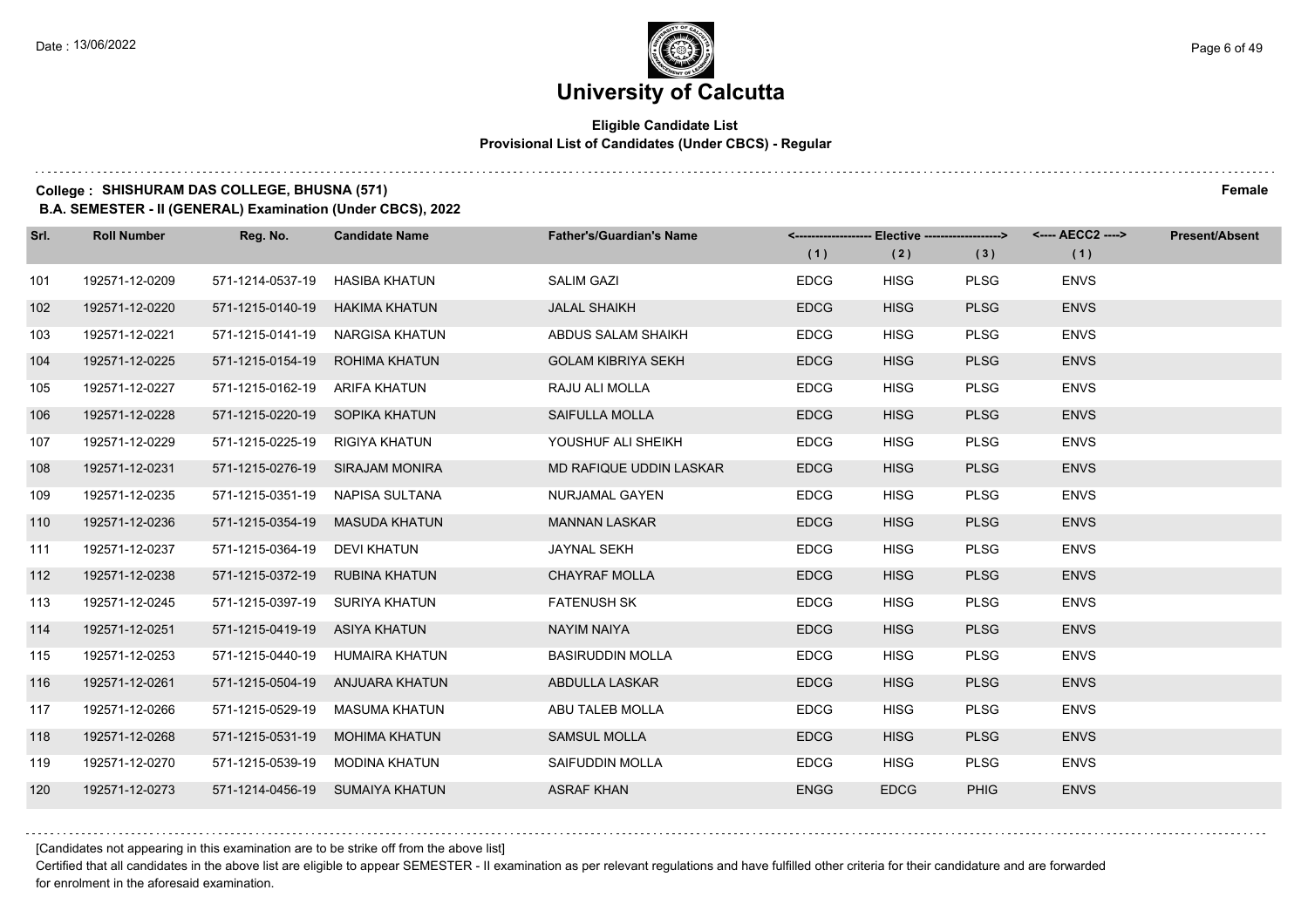# University of Calcutta

**Eligible Candidate List**
**Provisional List of Candidates (Under CBCS) - Regular**

**College : SHISHURAM DAS COLLEGE, BHUSNA (571)** **Female**

**B.A. SEMESTER - II (GENERAL) Examination (Under CBCS), 2022**

| Srl. | Roll Number | Reg. No. | Candidate Name | Father's/Guardian's Name | Elective (1) | Elective (2) | Elective (3) | AECC2 (1) | Present/Absent |
|---|---|---|---|---|---|---|---|---|---|
| 101 | 192571-12-0209 | 571-1214-0537-19 | HASIBA KHATUN | SALIM GAZI | EDCG | HISG | PLSG | ENVS | |
| 102 | 192571-12-0220 | 571-1215-0140-19 | HAKIMA KHATUN | JALAL SHAIKH | EDCG | HISG | PLSG | ENVS | |
| 103 | 192571-12-0221 | 571-1215-0141-19 | NARGISA KHATUN | ABDUS SALAM SHAIKH | EDCG | HISG | PLSG | ENVS | |
| 104 | 192571-12-0225 | 571-1215-0154-19 | ROHIMA KHATUN | GOLAM KIBRIYA SEKH | EDCG | HISG | PLSG | ENVS | |
| 105 | 192571-12-0227 | 571-1215-0162-19 | ARIFA KHATUN | RAJU ALI MOLLA | EDCG | HISG | PLSG | ENVS | |
| 106 | 192571-12-0228 | 571-1215-0220-19 | SOPIKA KHATUN | SAIFULLA MOLLA | EDCG | HISG | PLSG | ENVS | |
| 107 | 192571-12-0229 | 571-1215-0225-19 | RIGIYA KHATUN | YOUSHUF ALI SHEIKH | EDCG | HISG | PLSG | ENVS | |
| 108 | 192571-12-0231 | 571-1215-0276-19 | SIRAJAM MONIRA | MD RAFIQUE UDDIN LASKAR | EDCG | HISG | PLSG | ENVS | |
| 109 | 192571-12-0235 | 571-1215-0351-19 | NAPISA SULTANA | NURJAMAL GAYEN | EDCG | HISG | PLSG | ENVS | |
| 110 | 192571-12-0236 | 571-1215-0354-19 | MASUDA KHATUN | MANNAN LASKAR | EDCG | HISG | PLSG | ENVS | |
| 111 | 192571-12-0237 | 571-1215-0364-19 | DEVI KHATUN | JAYNAL SEKH | EDCG | HISG | PLSG | ENVS | |
| 112 | 192571-12-0238 | 571-1215-0372-19 | RUBINA KHATUN | CHAYRAF MOLLA | EDCG | HISG | PLSG | ENVS | |
| 113 | 192571-12-0245 | 571-1215-0397-19 | SURIYA KHATUN | FATENUSH SK | EDCG | HISG | PLSG | ENVS | |
| 114 | 192571-12-0251 | 571-1215-0419-19 | ASIYA KHATUN | NAYIM NAIYA | EDCG | HISG | PLSG | ENVS | |
| 115 | 192571-12-0253 | 571-1215-0440-19 | HUMAIRA KHATUN | BASIRUDDIN MOLLA | EDCG | HISG | PLSG | ENVS | |
| 116 | 192571-12-0261 | 571-1215-0504-19 | ANJUARA KHATUN | ABDULLA LASKAR | EDCG | HISG | PLSG | ENVS | |
| 117 | 192571-12-0266 | 571-1215-0529-19 | MASUMA KHATUN | ABU TALEB MOLLA | EDCG | HISG | PLSG | ENVS | |
| 118 | 192571-12-0268 | 571-1215-0531-19 | MOHIMA KHATUN | SAMSUL MOLLA | EDCG | HISG | PLSG | ENVS | |
| 119 | 192571-12-0270 | 571-1215-0539-19 | MODINA KHATUN | SAIFUDDIN MOLLA | EDCG | HISG | PLSG | ENVS | |
| 120 | 192571-12-0273 | 571-1214-0456-19 | SUMAIYA KHATUN | ASRAF KHAN | ENGG | EDCG | PHIG | ENVS | |

[Candidates not appearing in this examination are to be strike off from the above list]

Certified that all candidates in the above list are eligible to appear SEMESTER - II examination as per relevant regulations and have fulfilled other criteria for their candidature and are forwarded for enrolment in the aforesaid examination.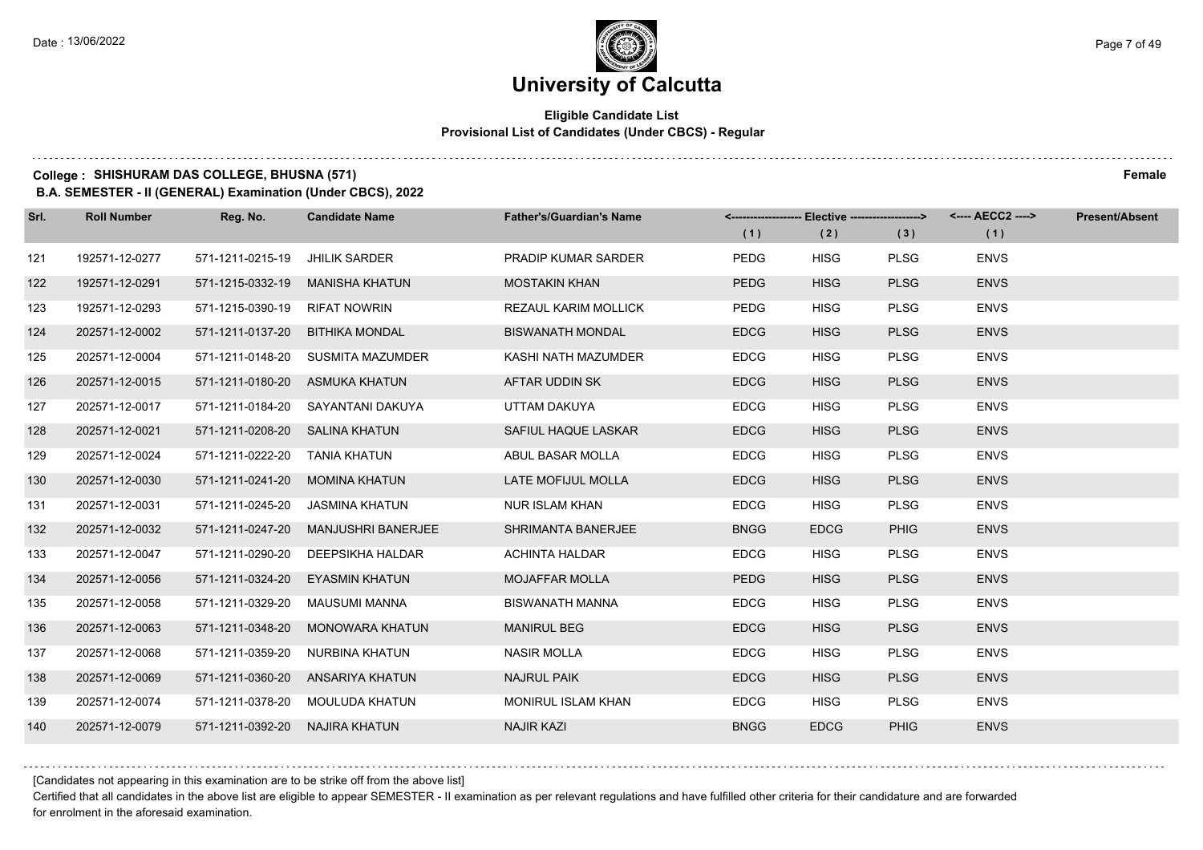# University of Calcutta

## Eligible Candidate List
### Provisional List of Candidates (Under CBCS) - Regular

**College : SHISHURAM DAS COLLEGE, BHUSNA (571)** **Female**

**B.A. SEMESTER - II (GENERAL) Examination (Under CBCS), 2022**

| Srl. | Roll Number | Reg. No. | Candidate Name | Father's/Guardian's Name | Elective (1) | Elective (2) | Elective (3) | AECC2 (1) | Present/Absent |
|---|---|---|---|---|---|---|---|---|---|
| 121 | 192571-12-0277 | 571-1211-0215-19 | JHILIK SARDER | PRADIP KUMAR SARDER | PEDG | HISG | PLSG | ENVS | |
| 122 | 192571-12-0291 | 571-1215-0332-19 | MANISHA KHATUN | MOSTAKIN KHAN | PEDG | HISG | PLSG | ENVS | |
| 123 | 192571-12-0293 | 571-1215-0390-19 | RIFAT NOWRIN | REZAUL KARIM MOLLICK | PEDG | HISG | PLSG | ENVS | |
| 124 | 202571-12-0002 | 571-1211-0137-20 | BITHIKA MONDAL | BISWANATH MONDAL | EDCG | HISG | PLSG | ENVS | |
| 125 | 202571-12-0004 | 571-1211-0148-20 | SUSMITA MAZUMDER | KASHI NATH MAZUMDER | EDCG | HISG | PLSG | ENVS | |
| 126 | 202571-12-0015 | 571-1211-0180-20 | ASMUKA KHATUN | AFTAR UDDIN SK | EDCG | HISG | PLSG | ENVS | |
| 127 | 202571-12-0017 | 571-1211-0184-20 | SAYANTANI DAKUYA | UTTAM DAKUYA | EDCG | HISG | PLSG | ENVS | |
| 128 | 202571-12-0021 | 571-1211-0208-20 | SALINA KHATUN | SAFIUL HAQUE LASKAR | EDCG | HISG | PLSG | ENVS | |
| 129 | 202571-12-0024 | 571-1211-0222-20 | TANIA KHATUN | ABUL BASAR MOLLA | EDCG | HISG | PLSG | ENVS | |
| 130 | 202571-12-0030 | 571-1211-0241-20 | MOMINA KHATUN | LATE MOFIJUL MOLLA | EDCG | HISG | PLSG | ENVS | |
| 131 | 202571-12-0031 | 571-1211-0245-20 | JASMINA KHATUN | NUR ISLAM KHAN | EDCG | HISG | PLSG | ENVS | |
| 132 | 202571-12-0032 | 571-1211-0247-20 | MANJUSHRI BANERJEE | SHRIMANTA BANERJEE | BNGG | EDCG | PHIG | ENVS | |
| 133 | 202571-12-0047 | 571-1211-0290-20 | DEEPSIKHA HALDAR | ACHINTA HALDAR | EDCG | HISG | PLSG | ENVS | |
| 134 | 202571-12-0056 | 571-1211-0324-20 | EYASMIN KHATUN | MOJAFFAR MOLLA | PEDG | HISG | PLSG | ENVS | |
| 135 | 202571-12-0058 | 571-1211-0329-20 | MAUSUMI MANNA | BISWANATH MANNA | EDCG | HISG | PLSG | ENVS | |
| 136 | 202571-12-0063 | 571-1211-0348-20 | MONOWARA KHATUN | MANIRUL BEG | EDCG | HISG | PLSG | ENVS | |
| 137 | 202571-12-0068 | 571-1211-0359-20 | NURBINA KHATUN | NASIR MOLLA | EDCG | HISG | PLSG | ENVS | |
| 138 | 202571-12-0069 | 571-1211-0360-20 | ANSARIYA KHATUN | NAJRUL PAIK | EDCG | HISG | PLSG | ENVS | |
| 139 | 202571-12-0074 | 571-1211-0378-20 | MOULUDA KHATUN | MONIRUL ISLAM KHAN | EDCG | HISG | PLSG | ENVS | |
| 140 | 202571-12-0079 | 571-1211-0392-20 | NAJIRA KHATUN | NAJIR KAZI | BNGG | EDCG | PHIG | ENVS | |

[Candidates not appearing in this examination are to be strike off from the above list]

Certified that all candidates in the above list are eligible to appear SEMESTER - II examination as per relevant regulations and have fulfilled other criteria for their candidature and are forwarded for enrolment in the aforesaid examination.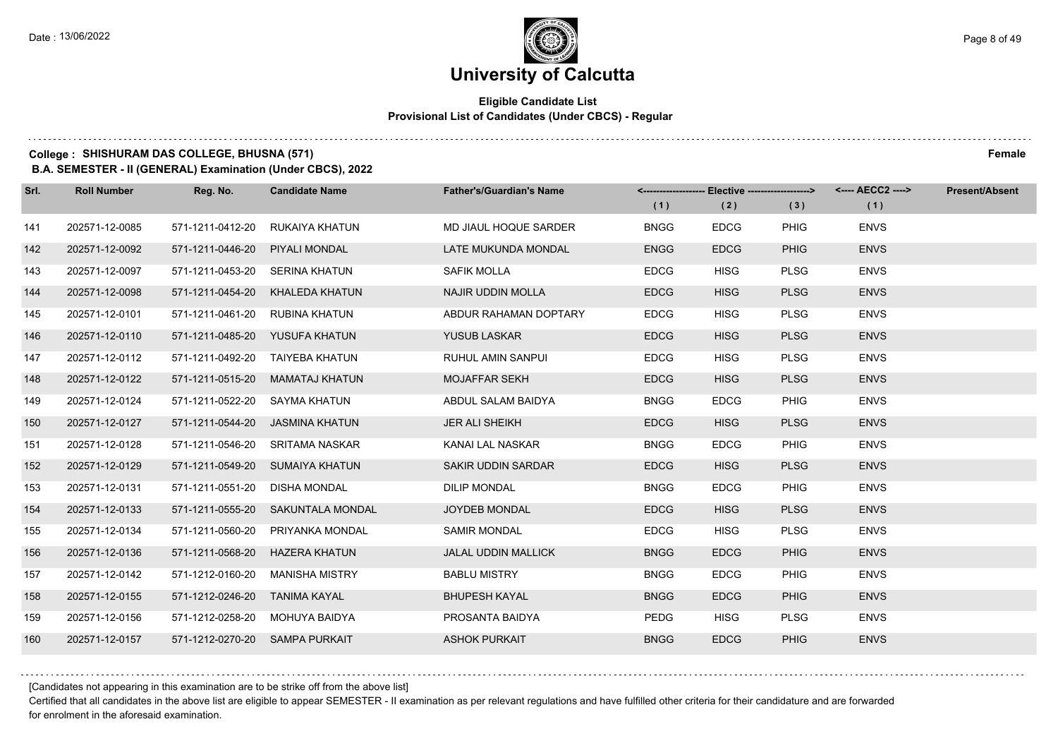# University of Calcutta

**Eligible Candidate List**
**Provisional List of Candidates (Under CBCS) - Regular**

**College : SHISHURAM DAS COLLEGE, BHUSNA (571)** **Female**

**B.A. SEMESTER - II (GENERAL) Examination (Under CBCS), 2022**

| Srl. | Roll Number | Reg. No. | Candidate Name | Father's/Guardian's Name | Elective (1) | Elective (2) | Elective (3) | AECC2 (1) | Present/Absent |
|---|---|---|---|---|---|---|---|---|---|
| 141 | 202571-12-0085 | 571-1211-0412-20 | RUKAIYA KHATUN | MD JIAUL HOQUE SARDER | BNGG | EDCG | PHIG | ENVS | |
| 142 | 202571-12-0092 | 571-1211-0446-20 | PIYALI MONDAL | LATE MUKUNDA MONDAL | ENGG | EDCG | PHIG | ENVS | |
| 143 | 202571-12-0097 | 571-1211-0453-20 | SERINA KHATUN | SAFIK MOLLA | EDCG | HISG | PLSG | ENVS | |
| 144 | 202571-12-0098 | 571-1211-0454-20 | KHALEDA KHATUN | NAJIR UDDIN MOLLA | EDCG | HISG | PLSG | ENVS | |
| 145 | 202571-12-0101 | 571-1211-0461-20 | RUBINA KHATUN | ABDUR RAHAMAN DOPTARY | EDCG | HISG | PLSG | ENVS | |
| 146 | 202571-12-0110 | 571-1211-0485-20 | YUSUFA KHATUN | YUSUB LASKAR | EDCG | HISG | PLSG | ENVS | |
| 147 | 202571-12-0112 | 571-1211-0492-20 | TAIYEBA KHATUN | RUHUL AMIN SANPUI | EDCG | HISG | PLSG | ENVS | |
| 148 | 202571-12-0122 | 571-1211-0515-20 | MAMATAJ KHATUN | MOJAFFAR SEKH | EDCG | HISG | PLSG | ENVS | |
| 149 | 202571-12-0124 | 571-1211-0522-20 | SAYMA KHATUN | ABDUL SALAM BAIDYA | BNGG | EDCG | PHIG | ENVS | |
| 150 | 202571-12-0127 | 571-1211-0544-20 | JASMINA KHATUN | JER ALI SHEIKH | EDCG | HISG | PLSG | ENVS | |
| 151 | 202571-12-0128 | 571-1211-0546-20 | SRITAMA NASKAR | KANAI LAL NASKAR | BNGG | EDCG | PHIG | ENVS | |
| 152 | 202571-12-0129 | 571-1211-0549-20 | SUMAIYA KHATUN | SAKIR UDDIN SARDAR | EDCG | HISG | PLSG | ENVS | |
| 153 | 202571-12-0131 | 571-1211-0551-20 | DISHA MONDAL | DILIP MONDAL | BNGG | EDCG | PHIG | ENVS | |
| 154 | 202571-12-0133 | 571-1211-0555-20 | SAKUNTALA MONDAL | JOYDEB MONDAL | EDCG | HISG | PLSG | ENVS | |
| 155 | 202571-12-0134 | 571-1211-0560-20 | PRIYANKA MONDAL | SAMIR MONDAL | EDCG | HISG | PLSG | ENVS | |
| 156 | 202571-12-0136 | 571-1211-0568-20 | HAZERA KHATUN | JALAL UDDIN MALLICK | BNGG | EDCG | PHIG | ENVS | |
| 157 | 202571-12-0142 | 571-1212-0160-20 | MANISHA MISTRY | BABLU MISTRY | BNGG | EDCG | PHIG | ENVS | |
| 158 | 202571-12-0155 | 571-1212-0246-20 | TANIMA KAYAL | BHUPESH KAYAL | BNGG | EDCG | PHIG | ENVS | |
| 159 | 202571-12-0156 | 571-1212-0258-20 | MOHUYA BAIDYA | PROSANTA BAIDYA | PEDG | HISG | PLSG | ENVS | |
| 160 | 202571-12-0157 | 571-1212-0270-20 | SAMPA PURKAIT | ASHOK PURKAIT | BNGG | EDCG | PHIG | ENVS | |

[Candidates not appearing in this examination are to be strike off from the above list]

Certified that all candidates in the above list are eligible to appear SEMESTER - II examination as per relevant regulations and have fulfilled other criteria for their candidature and are forwarded for enrolment in the aforesaid examination.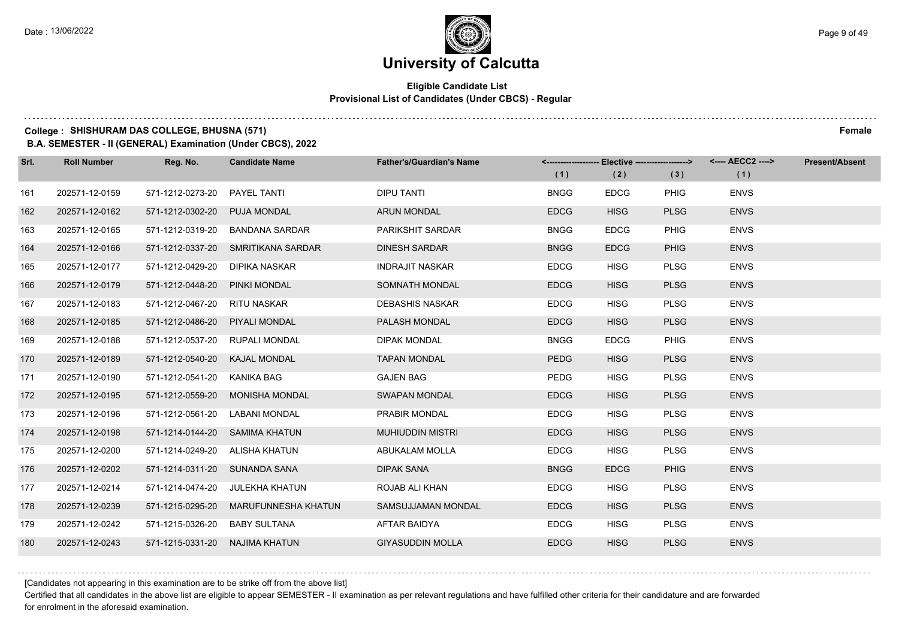# University of Calcutta

**Eligible Candidate List**
**Provisional List of Candidates (Under CBCS) - Regular**

**College : SHISHURAM DAS COLLEGE, BHUSNA (571)** **Female**

**B.A. SEMESTER - II (GENERAL) Examination (Under CBCS), 2022**

| Srl. | Roll Number | Reg. No. | Candidate Name | Father's/Guardian's Name | Elective (1) | Elective (2) | Elective (3) | AECC2 (1) | Present/Absent |
|---|---|---|---|---|---|---|---|---|---|
| 161 | 202571-12-0159 | 571-1212-0273-20 | PAYEL TANTI | DIPU TANTI | BNGG | EDCG | PHIG | ENVS | |
| 162 | 202571-12-0162 | 571-1212-0302-20 | PUJA MONDAL | ARUN MONDAL | EDCG | HISG | PLSG | ENVS | |
| 163 | 202571-12-0165 | 571-1212-0319-20 | BANDANA SARDAR | PARIKSHIT SARDAR | BNGG | EDCG | PHIG | ENVS | |
| 164 | 202571-12-0166 | 571-1212-0337-20 | SMRITIKANA SARDAR | DINESH SARDAR | BNGG | EDCG | PHIG | ENVS | |
| 165 | 202571-12-0177 | 571-1212-0429-20 | DIPIKA NASKAR | INDRAJIT NASKAR | EDCG | HISG | PLSG | ENVS | |
| 166 | 202571-12-0179 | 571-1212-0448-20 | PINKI MONDAL | SOMNATH MONDAL | EDCG | HISG | PLSG | ENVS | |
| 167 | 202571-12-0183 | 571-1212-0467-20 | RITU NASKAR | DEBASHIS NASKAR | EDCG | HISG | PLSG | ENVS | |
| 168 | 202571-12-0185 | 571-1212-0486-20 | PIYALI MONDAL | PALASH MONDAL | EDCG | HISG | PLSG | ENVS | |
| 169 | 202571-12-0188 | 571-1212-0537-20 | RUPALI MONDAL | DIPAK MONDAL | BNGG | EDCG | PHIG | ENVS | |
| 170 | 202571-12-0189 | 571-1212-0540-20 | KAJAL MONDAL | TAPAN MONDAL | PEDG | HISG | PLSG | ENVS | |
| 171 | 202571-12-0190 | 571-1212-0541-20 | KANIKA BAG | GAJEN BAG | PEDG | HISG | PLSG | ENVS | |
| 172 | 202571-12-0195 | 571-1212-0559-20 | MONISHA MONDAL | SWAPAN MONDAL | EDCG | HISG | PLSG | ENVS | |
| 173 | 202571-12-0196 | 571-1212-0561-20 | LABANI MONDAL | PRABIR MONDAL | EDCG | HISG | PLSG | ENVS | |
| 174 | 202571-12-0198 | 571-1214-0144-20 | SAMIMA KHATUN | MUHIUDDIN MISTRI | EDCG | HISG | PLSG | ENVS | |
| 175 | 202571-12-0200 | 571-1214-0249-20 | ALISHA KHATUN | ABUKALAM MOLLA | EDCG | HISG | PLSG | ENVS | |
| 176 | 202571-12-0202 | 571-1214-0311-20 | SUNANDA SANA | DIPAK SANA | BNGG | EDCG | PHIG | ENVS | |
| 177 | 202571-12-0214 | 571-1214-0474-20 | JULEKHA KHATUN | ROJAB ALI KHAN | EDCG | HISG | PLSG | ENVS | |
| 178 | 202571-12-0239 | 571-1215-0295-20 | MARUFUNNESHA KHATUN | SAMSUJJAMAN MONDAL | EDCG | HISG | PLSG | ENVS | |
| 179 | 202571-12-0242 | 571-1215-0326-20 | BABY SULTANA | AFTAR BAIDYA | EDCG | HISG | PLSG | ENVS | |
| 180 | 202571-12-0243 | 571-1215-0331-20 | NAJIMA KHATUN | GIYASUDDIN MOLLA | EDCG | HISG | PLSG | ENVS | |

[Candidates not appearing in this examination are to be strike off from the above list]

Certified that all candidates in the above list are eligible to appear SEMESTER - II examination as per relevant regulations and have fulfilled other criteria for their candidature and are forwarded for enrolment in the aforesaid examination.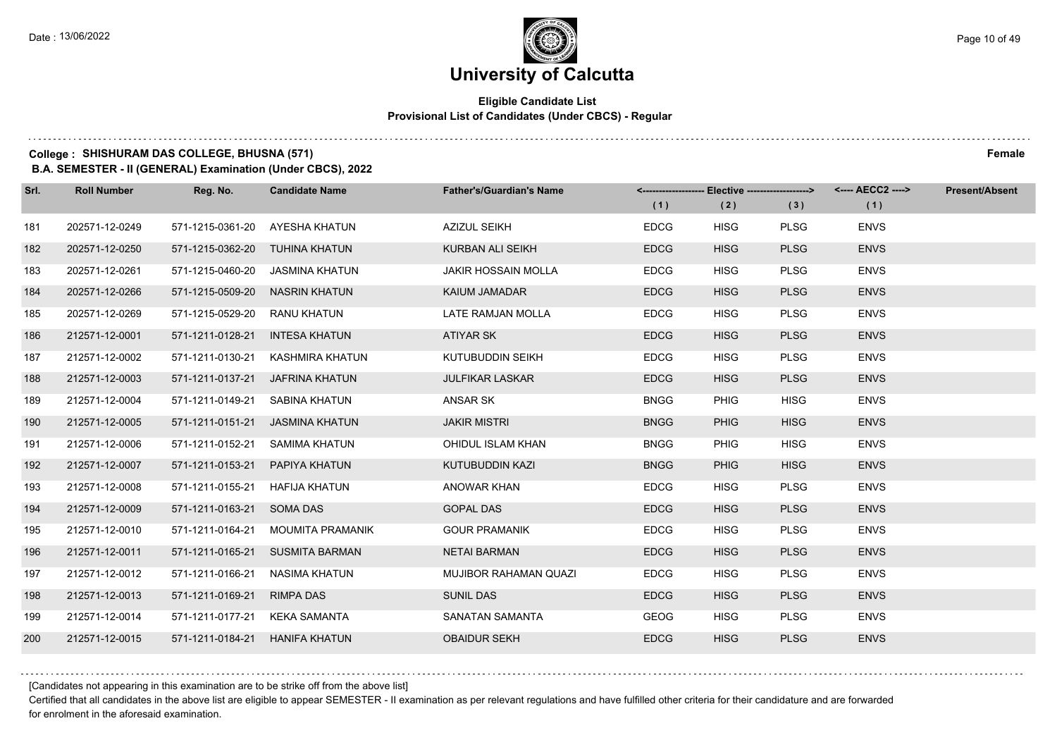# University of Calcutta

**Eligible Candidate List**
**Provisional List of Candidates (Under CBCS) - Regular**

**College : SHISHURAM DAS COLLEGE, BHUSNA (571)** **Female**

**B.A. SEMESTER - II (GENERAL) Examination (Under CBCS), 2022**

| Srl. | Roll Number | Reg. No. | Candidate Name | Father's/Guardian's Name | Elective (1) | Elective (2) | Elective (3) | AECC2 (1) | Present/Absent |
|---|---|---|---|---|---|---|---|---|---|
| 181 | 202571-12-0249 | 571-1215-0361-20 | AYESHA KHATUN | AZIZUL SEIKH | EDCG | HISG | PLSG | ENVS | |
| 182 | 202571-12-0250 | 571-1215-0362-20 | TUHINA KHATUN | KURBAN ALI SEIKH | EDCG | HISG | PLSG | ENVS | |
| 183 | 202571-12-0261 | 571-1215-0460-20 | JASMINA KHATUN | JAKIR HOSSAIN MOLLA | EDCG | HISG | PLSG | ENVS | |
| 184 | 202571-12-0266 | 571-1215-0509-20 | NASRIN KHATUN | KAIUM JAMADAR | EDCG | HISG | PLSG | ENVS | |
| 185 | 202571-12-0269 | 571-1215-0529-20 | RANU KHATUN | LATE RAMJAN MOLLA | EDCG | HISG | PLSG | ENVS | |
| 186 | 212571-12-0001 | 571-1211-0128-21 | INTESA KHATUN | ATIYAR SK | EDCG | HISG | PLSG | ENVS | |
| 187 | 212571-12-0002 | 571-1211-0130-21 | KASHMIRA KHATUN | KUTUBUDDIN SEIKH | EDCG | HISG | PLSG | ENVS | |
| 188 | 212571-12-0003 | 571-1211-0137-21 | JAFRINA KHATUN | JULFIKAR LASKAR | EDCG | HISG | PLSG | ENVS | |
| 189 | 212571-12-0004 | 571-1211-0149-21 | SABINA KHATUN | ANSAR SK | BNGG | PHIG | HISG | ENVS | |
| 190 | 212571-12-0005 | 571-1211-0151-21 | JASMINA KHATUN | JAKIR MISTRI | BNGG | PHIG | HISG | ENVS | |
| 191 | 212571-12-0006 | 571-1211-0152-21 | SAMIMA KHATUN | OHIDUL ISLAM KHAN | BNGG | PHIG | HISG | ENVS | |
| 192 | 212571-12-0007 | 571-1211-0153-21 | PAPIYA KHATUN | KUTUBUDDIN KAZI | BNGG | PHIG | HISG | ENVS | |
| 193 | 212571-12-0008 | 571-1211-0155-21 | HAFIJA KHATUN | ANOWAR KHAN | EDCG | HISG | PLSG | ENVS | |
| 194 | 212571-12-0009 | 571-1211-0163-21 | SOMA DAS | GOPAL DAS | EDCG | HISG | PLSG | ENVS | |
| 195 | 212571-12-0010 | 571-1211-0164-21 | MOUMITA PRAMANIK | GOUR PRAMANIK | EDCG | HISG | PLSG | ENVS | |
| 196 | 212571-12-0011 | 571-1211-0165-21 | SUSMITA BARMAN | NETAI BARMAN | EDCG | HISG | PLSG | ENVS | |
| 197 | 212571-12-0012 | 571-1211-0166-21 | NASIMA KHATUN | MUJIBOR RAHAMAN QUAZI | EDCG | HISG | PLSG | ENVS | |
| 198 | 212571-12-0013 | 571-1211-0169-21 | RIMPA DAS | SUNIL DAS | EDCG | HISG | PLSG | ENVS | |
| 199 | 212571-12-0014 | 571-1211-0177-21 | KEKA SAMANTA | SANATAN SAMANTA | GEOG | HISG | PLSG | ENVS | |
| 200 | 212571-12-0015 | 571-1211-0184-21 | HANIFA KHATUN | OBAIDUR SEKH | EDCG | HISG | PLSG | ENVS | |

[Candidates not appearing in this examination are to be strike off from the above list]

Certified that all candidates in the above list are eligible to appear SEMESTER - II examination as per relevant regulations and have fulfilled other criteria for their candidature and are forwarded for enrolment in the aforesaid examination.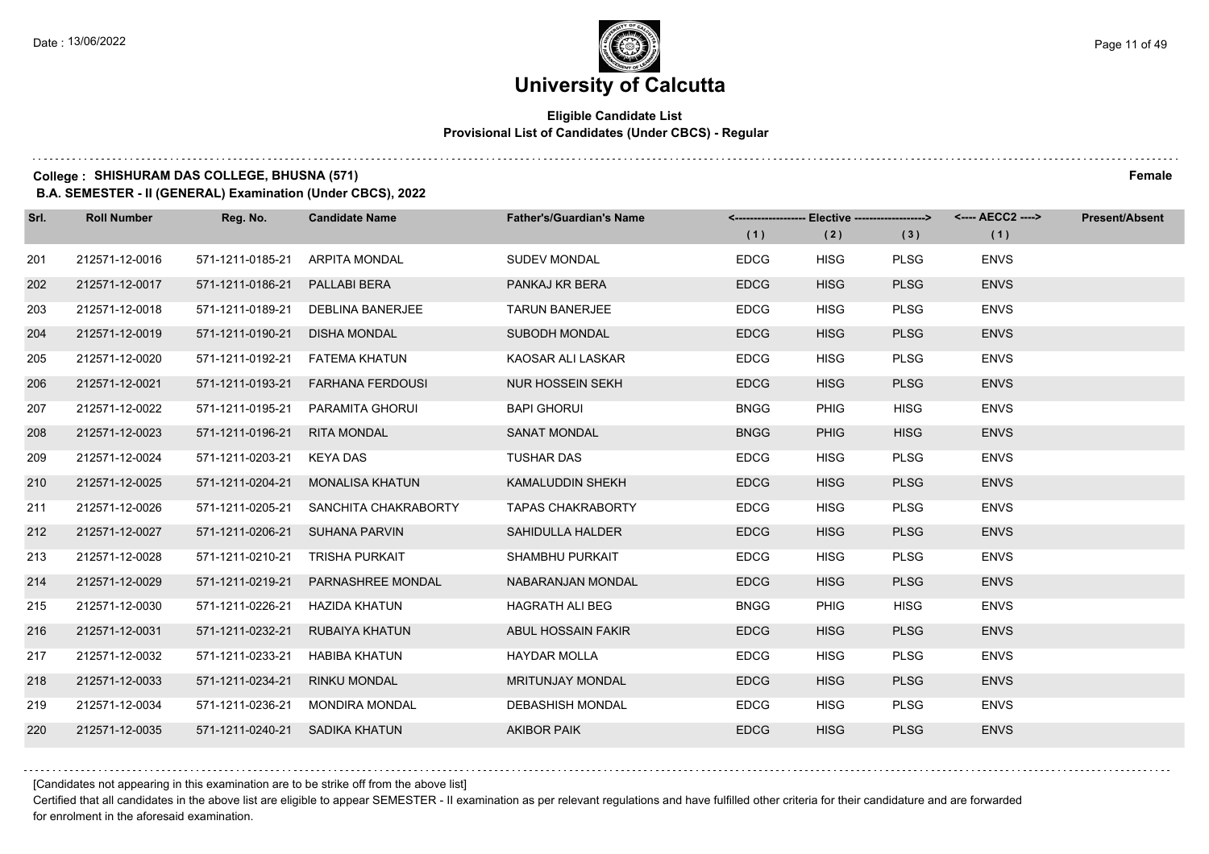# University of Calcutta

**Eligible Candidate List**
**Provisional List of Candidates (Under CBCS) - Regular**

**College : SHISHURAM DAS COLLEGE, BHUSNA (571)** **Female**

**B.A. SEMESTER - II (GENERAL) Examination (Under CBCS), 2022**

| Srl. | Roll Number | Reg. No. | Candidate Name | Father's/Guardian's Name | Elective (1) | Elective (2) | Elective (3) | AECC2 (1) | Present/Absent |
|---|---|---|---|---|---|---|---|---|---|
| 201 | 212571-12-0016 | 571-1211-0185-21 | ARPITA MONDAL | SUDEV MONDAL | EDCG | HISG | PLSG | ENVS | |
| 202 | 212571-12-0017 | 571-1211-0186-21 | PALLABI BERA | PANKAJ KR BERA | EDCG | HISG | PLSG | ENVS | |
| 203 | 212571-12-0018 | 571-1211-0189-21 | DEBLINA BANERJEE | TARUN BANERJEE | EDCG | HISG | PLSG | ENVS | |
| 204 | 212571-12-0019 | 571-1211-0190-21 | DISHA MONDAL | SUBODH MONDAL | EDCG | HISG | PLSG | ENVS | |
| 205 | 212571-12-0020 | 571-1211-0192-21 | FATEMA KHATUN | KAOSAR ALI LASKAR | EDCG | HISG | PLSG | ENVS | |
| 206 | 212571-12-0021 | 571-1211-0193-21 | FARHANA FERDOUSI | NUR HOSSEIN SEKH | EDCG | HISG | PLSG | ENVS | |
| 207 | 212571-12-0022 | 571-1211-0195-21 | PARAMITA GHORUI | BAPI GHORUI | BNGG | PHIG | HISG | ENVS | |
| 208 | 212571-12-0023 | 571-1211-0196-21 | RITA MONDAL | SANAT MONDAL | BNGG | PHIG | HISG | ENVS | |
| 209 | 212571-12-0024 | 571-1211-0203-21 | KEYA DAS | TUSHAR DAS | EDCG | HISG | PLSG | ENVS | |
| 210 | 212571-12-0025 | 571-1211-0204-21 | MONALISA KHATUN | KAMALUDDIN SHEKH | EDCG | HISG | PLSG | ENVS | |
| 211 | 212571-12-0026 | 571-1211-0205-21 | SANCHITA CHAKRABORTY | TAPAS CHAKRABORTY | EDCG | HISG | PLSG | ENVS | |
| 212 | 212571-12-0027 | 571-1211-0206-21 | SUHANA PARVIN | SAHIDULLA HALDER | EDCG | HISG | PLSG | ENVS | |
| 213 | 212571-12-0028 | 571-1211-0210-21 | TRISHA PURKAIT | SHAMBHU PURKAIT | EDCG | HISG | PLSG | ENVS | |
| 214 | 212571-12-0029 | 571-1211-0219-21 | PARNASHREE MONDAL | NABARANJAN MONDAL | EDCG | HISG | PLSG | ENVS | |
| 215 | 212571-12-0030 | 571-1211-0226-21 | HAZIDA KHATUN | HAGRATH ALI BEG | BNGG | PHIG | HISG | ENVS | |
| 216 | 212571-12-0031 | 571-1211-0232-21 | RUBAIYA KHATUN | ABUL HOSSAIN FAKIR | EDCG | HISG | PLSG | ENVS | |
| 217 | 212571-12-0032 | 571-1211-0233-21 | HABIBA KHATUN | HAYDAR MOLLA | EDCG | HISG | PLSG | ENVS | |
| 218 | 212571-12-0033 | 571-1211-0234-21 | RINKU MONDAL | MRITUNJAY MONDAL | EDCG | HISG | PLSG | ENVS | |
| 219 | 212571-12-0034 | 571-1211-0236-21 | MONDIRA MONDAL | DEBASHISH MONDAL | EDCG | HISG | PLSG | ENVS | |
| 220 | 212571-12-0035 | 571-1211-0240-21 | SADIKA KHATUN | AKIBOR PAIK | EDCG | HISG | PLSG | ENVS | |

[Candidates not appearing in this examination are to be strike off from the above list]

Certified that all candidates in the above list are eligible to appear SEMESTER - II examination as per relevant regulations and have fulfilled other criteria for their candidature and are forwarded for enrolment in the aforesaid examination.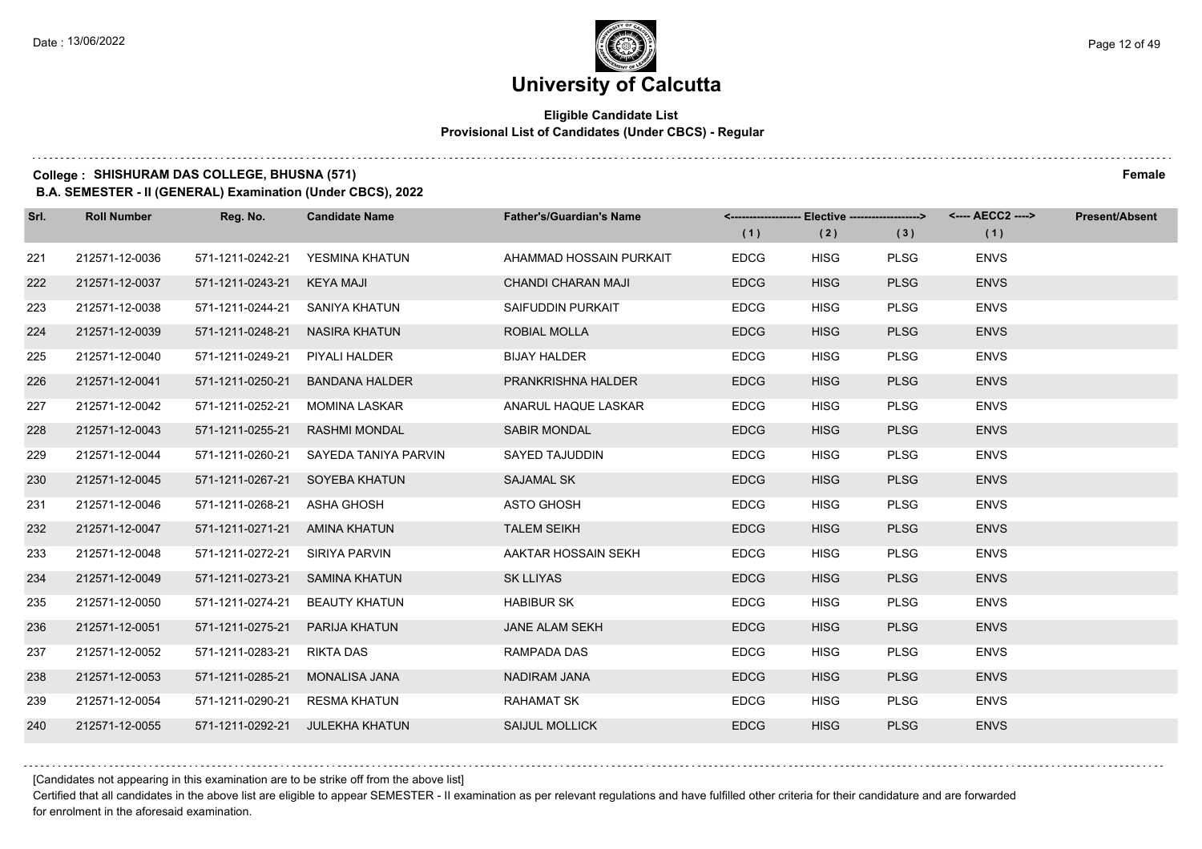# University of Calcutta

## Eligible Candidate List
### Provisional List of Candidates (Under CBCS) - Regular

**College : SHISHURAM DAS COLLEGE, BHUSNA (571)** **Female**

**B.A. SEMESTER - II (GENERAL) Examination (Under CBCS), 2022**

| Srl. | Roll Number | Reg. No. | Candidate Name | Father's/Guardian's Name | Elective (1) | Elective (2) | Elective (3) | AECC2 (1) | Present/Absent |
|---|---|---|---|---|---|---|---|---|---|
| 221 | 212571-12-0036 | 571-1211-0242-21 | YESMINA KHATUN | AHAMMAD HOSSAIN PURKAIT | EDCG | HISG | PLSG | ENVS | |
| 222 | 212571-12-0037 | 571-1211-0243-21 | KEYA MAJI | CHANDI CHARAN MAJI | EDCG | HISG | PLSG | ENVS | |
| 223 | 212571-12-0038 | 571-1211-0244-21 | SANIYA KHATUN | SAIFUDDIN PURKAIT | EDCG | HISG | PLSG | ENVS | |
| 224 | 212571-12-0039 | 571-1211-0248-21 | NASIRA KHATUN | ROBIAL MOLLA | EDCG | HISG | PLSG | ENVS | |
| 225 | 212571-12-0040 | 571-1211-0249-21 | PIYALI HALDER | BIJAY HALDER | EDCG | HISG | PLSG | ENVS | |
| 226 | 212571-12-0041 | 571-1211-0250-21 | BANDANA HALDER | PRANKRISHNA HALDER | EDCG | HISG | PLSG | ENVS | |
| 227 | 212571-12-0042 | 571-1211-0252-21 | MOMINA LASKAR | ANARUL HAQUE LASKAR | EDCG | HISG | PLSG | ENVS | |
| 228 | 212571-12-0043 | 571-1211-0255-21 | RASHMI MONDAL | SABIR MONDAL | EDCG | HISG | PLSG | ENVS | |
| 229 | 212571-12-0044 | 571-1211-0260-21 | SAYEDA TANIYA PARVIN | SAYED TAJUDDIN | EDCG | HISG | PLSG | ENVS | |
| 230 | 212571-12-0045 | 571-1211-0267-21 | SOYEBA KHATUN | SAJAMAL SK | EDCG | HISG | PLSG | ENVS | |
| 231 | 212571-12-0046 | 571-1211-0268-21 | ASHA GHOSH | ASTO GHOSH | EDCG | HISG | PLSG | ENVS | |
| 232 | 212571-12-0047 | 571-1211-0271-21 | AMINA KHATUN | TALEM SEIKH | EDCG | HISG | PLSG | ENVS | |
| 233 | 212571-12-0048 | 571-1211-0272-21 | SIRIYA PARVIN | AAKTAR HOSSAIN SEKH | EDCG | HISG | PLSG | ENVS | |
| 234 | 212571-12-0049 | 571-1211-0273-21 | SAMINA KHATUN | SK LLIYAS | EDCG | HISG | PLSG | ENVS | |
| 235 | 212571-12-0050 | 571-1211-0274-21 | BEAUTY KHATUN | HABIBUR SK | EDCG | HISG | PLSG | ENVS | |
| 236 | 212571-12-0051 | 571-1211-0275-21 | PARIJA KHATUN | JANE ALAM SEKH | EDCG | HISG | PLSG | ENVS | |
| 237 | 212571-12-0052 | 571-1211-0283-21 | RIKTA DAS | RAMPADA DAS | EDCG | HISG | PLSG | ENVS | |
| 238 | 212571-12-0053 | 571-1211-0285-21 | MONALISA JANA | NADIRAM JANA | EDCG | HISG | PLSG | ENVS | |
| 239 | 212571-12-0054 | 571-1211-0290-21 | RESMA KHATUN | RAHAMAT SK | EDCG | HISG | PLSG | ENVS | |
| 240 | 212571-12-0055 | 571-1211-0292-21 | JULEKHA KHATUN | SAIJUL MOLLICK | EDCG | HISG | PLSG | ENVS | |

[Candidates not appearing in this examination are to be strike off from the above list]

Certified that all candidates in the above list are eligible to appear SEMESTER - II examination as per relevant regulations and have fulfilled other criteria for their candidature and are forwarded for enrolment in the aforesaid examination.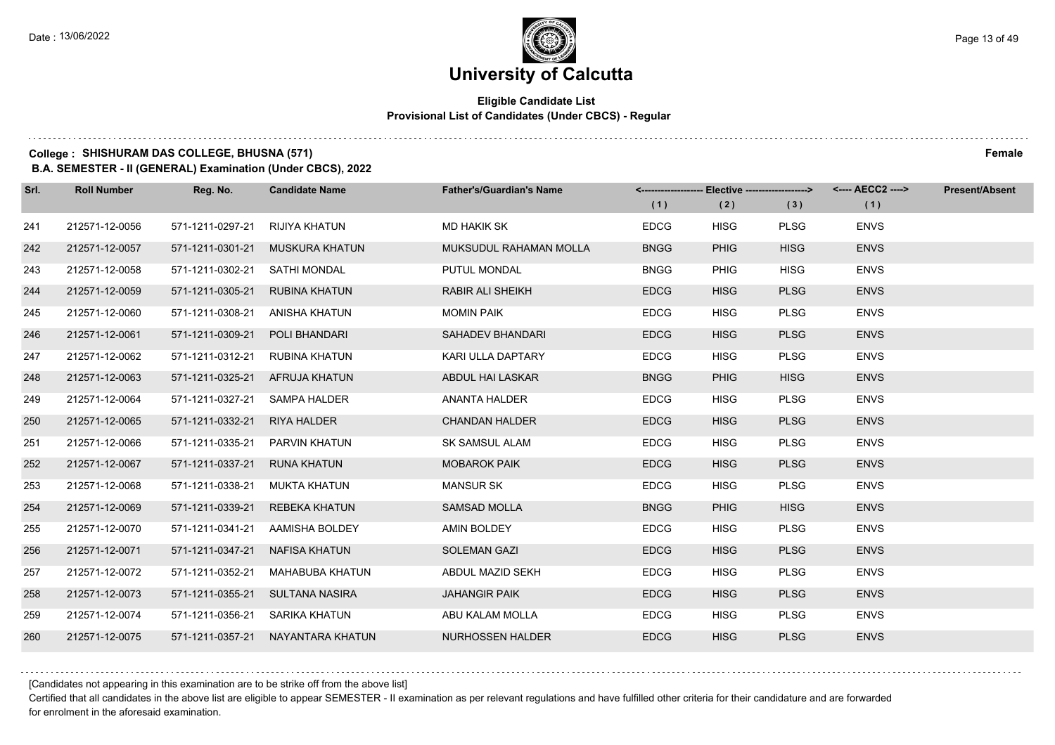# University of Calcutta

**Eligible Candidate List**
**Provisional List of Candidates (Under CBCS) - Regular**

**College : SHISHURAM DAS COLLEGE, BHUSNA (571)** **Female**

**B.A. SEMESTER - II (GENERAL) Examination (Under CBCS), 2022**

| Srl. | Roll Number | Reg. No. | Candidate Name | Father's/Guardian's Name | Elective (1) | Elective (2) | Elective (3) | AECC2 (1) | Present/Absent |
|---|---|---|---|---|---|---|---|---|---|
| 241 | 212571-12-0056 | 571-1211-0297-21 | RIJIYA KHATUN | MD HAKIK SK | EDCG | HISG | PLSG | ENVS | |
| 242 | 212571-12-0057 | 571-1211-0301-21 | MUSKURA KHATUN | MUKSUDUL RAHAMAN MOLLA | BNGG | PHIG | HISG | ENVS | |
| 243 | 212571-12-0058 | 571-1211-0302-21 | SATHI MONDAL | PUTUL MONDAL | BNGG | PHIG | HISG | ENVS | |
| 244 | 212571-12-0059 | 571-1211-0305-21 | RUBINA KHATUN | RABIR ALI SHEIKH | EDCG | HISG | PLSG | ENVS | |
| 245 | 212571-12-0060 | 571-1211-0308-21 | ANISHA KHATUN | MOMIN PAIK | EDCG | HISG | PLSG | ENVS | |
| 246 | 212571-12-0061 | 571-1211-0309-21 | POLI BHANDARI | SAHADEV BHANDARI | EDCG | HISG | PLSG | ENVS | |
| 247 | 212571-12-0062 | 571-1211-0312-21 | RUBINA KHATUN | KARI ULLA DAPTARY | EDCG | HISG | PLSG | ENVS | |
| 248 | 212571-12-0063 | 571-1211-0325-21 | AFRUJA KHATUN | ABDUL HAI LASKAR | BNGG | PHIG | HISG | ENVS | |
| 249 | 212571-12-0064 | 571-1211-0327-21 | SAMPA HALDER | ANANTA HALDER | EDCG | HISG | PLSG | ENVS | |
| 250 | 212571-12-0065 | 571-1211-0332-21 | RIYA HALDER | CHANDAN HALDER | EDCG | HISG | PLSG | ENVS | |
| 251 | 212571-12-0066 | 571-1211-0335-21 | PARVIN KHATUN | SK SAMSUL ALAM | EDCG | HISG | PLSG | ENVS | |
| 252 | 212571-12-0067 | 571-1211-0337-21 | RUNA KHATUN | MOBAROK PAIK | EDCG | HISG | PLSG | ENVS | |
| 253 | 212571-12-0068 | 571-1211-0338-21 | MUKTA KHATUN | MANSUR SK | EDCG | HISG | PLSG | ENVS | |
| 254 | 212571-12-0069 | 571-1211-0339-21 | REBEKA KHATUN | SAMSAD MOLLA | BNGG | PHIG | HISG | ENVS | |
| 255 | 212571-12-0070 | 571-1211-0341-21 | AAMISHA BOLDEY | AMIN BOLDEY | EDCG | HISG | PLSG | ENVS | |
| 256 | 212571-12-0071 | 571-1211-0347-21 | NAFISA KHATUN | SOLEMAN GAZI | EDCG | HISG | PLSG | ENVS | |
| 257 | 212571-12-0072 | 571-1211-0352-21 | MAHABUBA KHATUN | ABDUL MAZID SEKH | EDCG | HISG | PLSG | ENVS | |
| 258 | 212571-12-0073 | 571-1211-0355-21 | SULTANA NASIRA | JAHANGIR PAIK | EDCG | HISG | PLSG | ENVS | |
| 259 | 212571-12-0074 | 571-1211-0356-21 | SARIKA KHATUN | ABU KALAM MOLLA | EDCG | HISG | PLSG | ENVS | |
| 260 | 212571-12-0075 | 571-1211-0357-21 | NAYANTARA KHATUN | NURHOSSEN HALDER | EDCG | HISG | PLSG | ENVS | |

[Candidates not appearing in this examination are to be strike off from the above list]

Certified that all candidates in the above list are eligible to appear SEMESTER - II examination as per relevant regulations and have fulfilled other criteria for their candidature and are forwarded for enrolment in the aforesaid examination.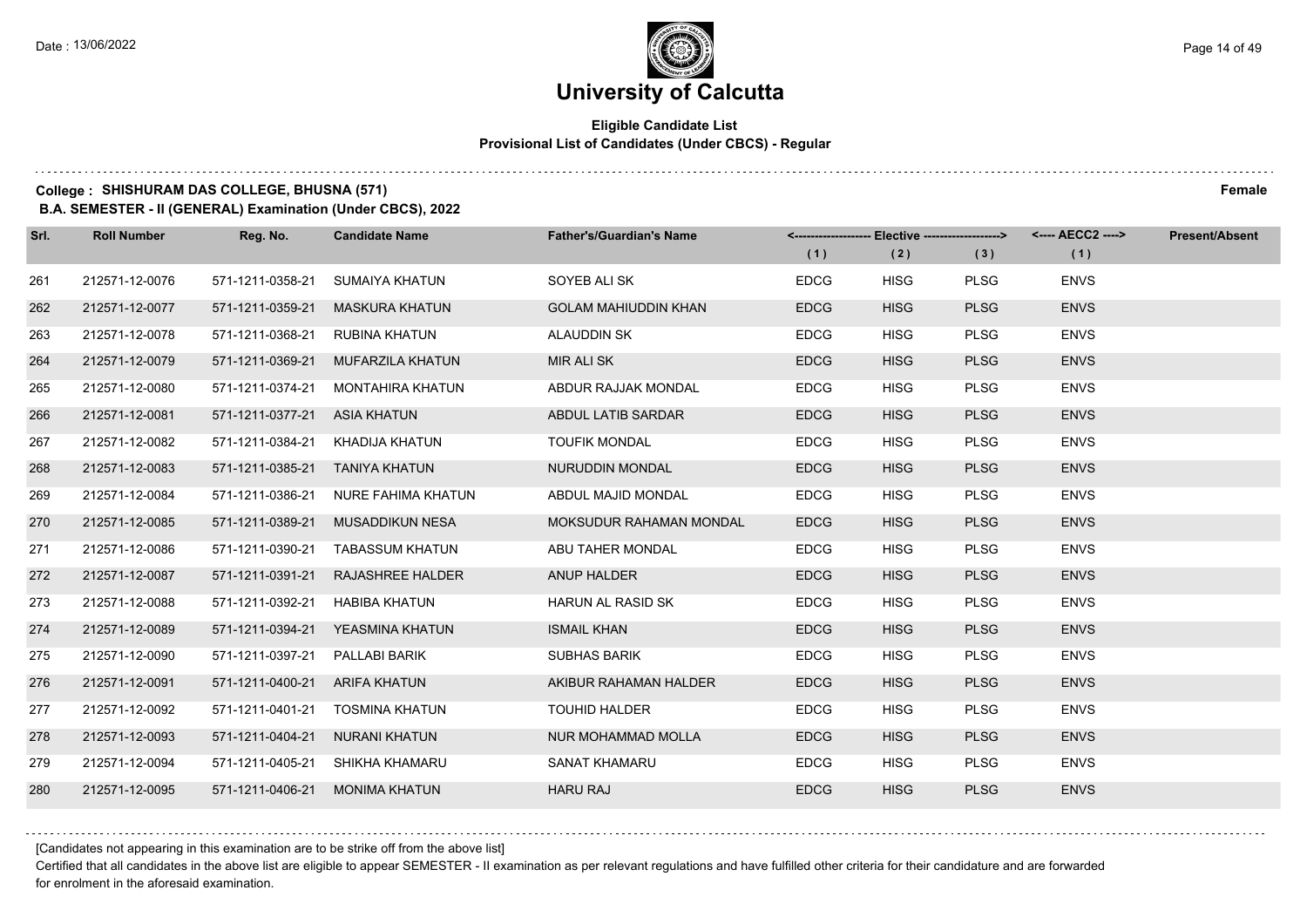# University of Calcutta

**Eligible Candidate List**
**Provisional List of Candidates (Under CBCS) - Regular**

**College : SHISHURAM DAS COLLEGE, BHUSNA (571)** **Female**

**B.A. SEMESTER - II (GENERAL) Examination (Under CBCS), 2022**

| Srl. | Roll Number | Reg. No. | Candidate Name | Father's/Guardian's Name | Elective (1) | Elective (2) | Elective (3) | AECC2 (1) | Present/Absent |
|---|---|---|---|---|---|---|---|---|---|
| 261 | 212571-12-0076 | 571-1211-0358-21 | SUMAIYA KHATUN | SOYEB ALI SK | EDCG | HISG | PLSG | ENVS | |
| 262 | 212571-12-0077 | 571-1211-0359-21 | MASKURA KHATUN | GOLAM MAHIUDDIN KHAN | EDCG | HISG | PLSG | ENVS | |
| 263 | 212571-12-0078 | 571-1211-0368-21 | RUBINA KHATUN | ALAUDDIN SK | EDCG | HISG | PLSG | ENVS | |
| 264 | 212571-12-0079 | 571-1211-0369-21 | MUFARZILA KHATUN | MIR ALI SK | EDCG | HISG | PLSG | ENVS | |
| 265 | 212571-12-0080 | 571-1211-0374-21 | MONTAHIRA KHATUN | ABDUR RAJJAK MONDAL | EDCG | HISG | PLSG | ENVS | |
| 266 | 212571-12-0081 | 571-1211-0377-21 | ASIA KHATUN | ABDUL LATIB SARDAR | EDCG | HISG | PLSG | ENVS | |
| 267 | 212571-12-0082 | 571-1211-0384-21 | KHADIJA KHATUN | TOUFIK MONDAL | EDCG | HISG | PLSG | ENVS | |
| 268 | 212571-12-0083 | 571-1211-0385-21 | TANIYA KHATUN | NURUDDIN MONDAL | EDCG | HISG | PLSG | ENVS | |
| 269 | 212571-12-0084 | 571-1211-0386-21 | NURE FAHIMA KHATUN | ABDUL MAJID MONDAL | EDCG | HISG | PLSG | ENVS | |
| 270 | 212571-12-0085 | 571-1211-0389-21 | MUSADDIKUN NESA | MOKSUDUR RAHAMAN MONDAL | EDCG | HISG | PLSG | ENVS | |
| 271 | 212571-12-0086 | 571-1211-0390-21 | TABASSUM KHATUN | ABU TAHER MONDAL | EDCG | HISG | PLSG | ENVS | |
| 272 | 212571-12-0087 | 571-1211-0391-21 | RAJASHREE HALDER | ANUP HALDER | EDCG | HISG | PLSG | ENVS | |
| 273 | 212571-12-0088 | 571-1211-0392-21 | HABIBA KHATUN | HARUN AL RASID SK | EDCG | HISG | PLSG | ENVS | |
| 274 | 212571-12-0089 | 571-1211-0394-21 | YEASMINA KHATUN | ISMAIL KHAN | EDCG | HISG | PLSG | ENVS | |
| 275 | 212571-12-0090 | 571-1211-0397-21 | PALLABI BARIK | SUBHAS BARIK | EDCG | HISG | PLSG | ENVS | |
| 276 | 212571-12-0091 | 571-1211-0400-21 | ARIFA KHATUN | AKIBUR RAHAMAN HALDER | EDCG | HISG | PLSG | ENVS | |
| 277 | 212571-12-0092 | 571-1211-0401-21 | TOSMINA KHATUN | TOUHID HALDER | EDCG | HISG | PLSG | ENVS | |
| 278 | 212571-12-0093 | 571-1211-0404-21 | NURANI KHATUN | NUR MOHAMMAD MOLLA | EDCG | HISG | PLSG | ENVS | |
| 279 | 212571-12-0094 | 571-1211-0405-21 | SHIKHA KHAMARU | SANAT KHAMARU | EDCG | HISG | PLSG | ENVS | |
| 280 | 212571-12-0095 | 571-1211-0406-21 | MONIMA KHATUN | HARU RAJ | EDCG | HISG | PLSG | ENVS | |

[Candidates not appearing in this examination are to be strike off from the above list]

Certified that all candidates in the above list are eligible to appear SEMESTER - II examination as per relevant regulations and have fulfilled other criteria for their candidature and are forwarded for enrolment in the aforesaid examination.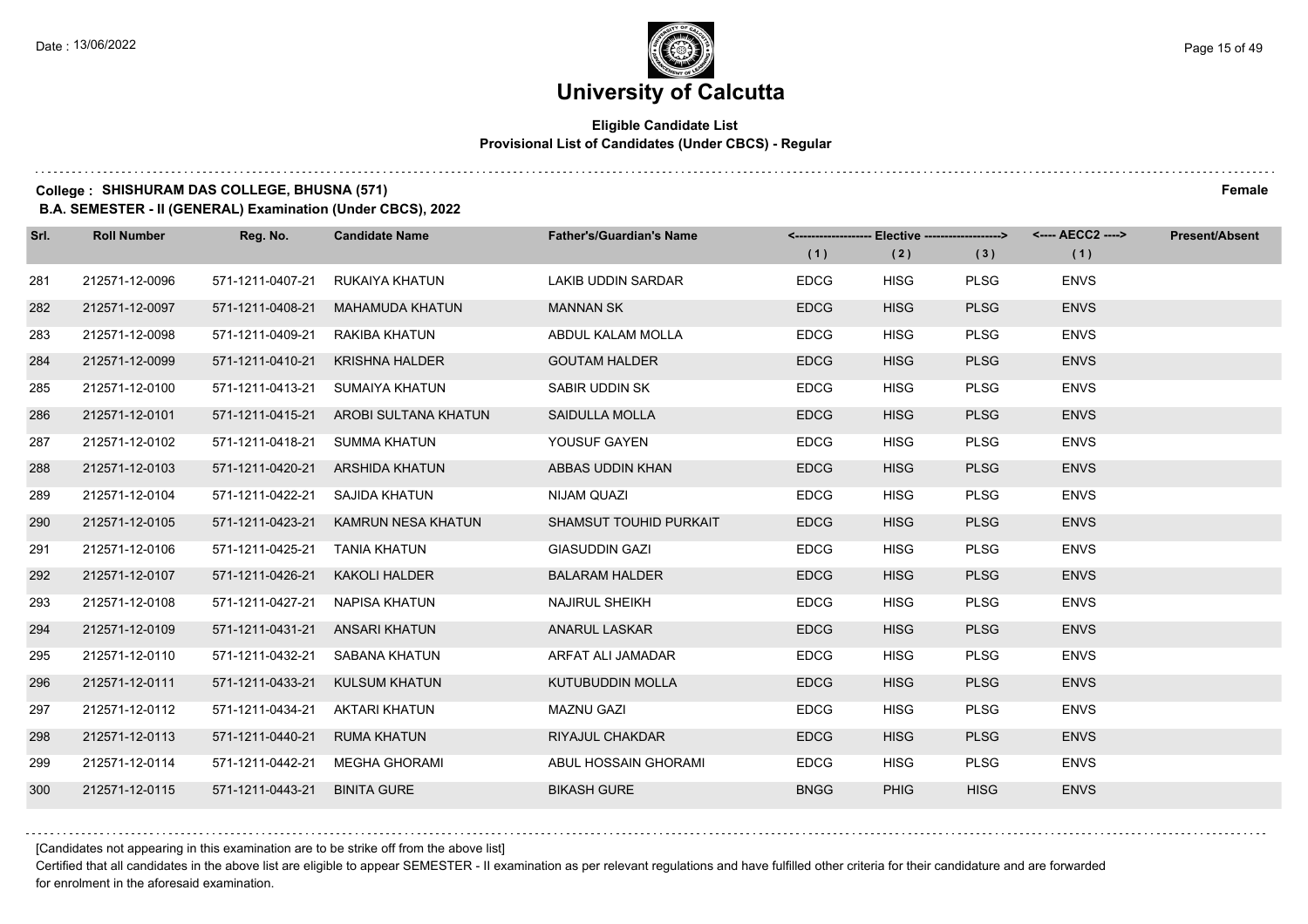# University of Calcutta

## Eligible Candidate List
### Provisional List of Candidates (Under CBCS) - Regular

**College : SHISHURAM DAS COLLEGE, BHUSNA (571)** **Female**

**B.A. SEMESTER - II (GENERAL) Examination (Under CBCS), 2022**

| Srl. | Roll Number | Reg. No. | Candidate Name | Father's/Guardian's Name | Elective (1) | Elective (2) | Elective (3) | AECC2 (1) | Present/Absent |
|---|---|---|---|---|---|---|---|---|---|
| 281 | 212571-12-0096 | 571-1211-0407-21 | RUKAIYA KHATUN | LAKIB UDDIN SARDAR | EDCG | HISG | PLSG | ENVS | |
| 282 | 212571-12-0097 | 571-1211-0408-21 | MAHAMUDA KHATUN | MANNAN SK | EDCG | HISG | PLSG | ENVS | |
| 283 | 212571-12-0098 | 571-1211-0409-21 | RAKIBA KHATUN | ABDUL KALAM MOLLA | EDCG | HISG | PLSG | ENVS | |
| 284 | 212571-12-0099 | 571-1211-0410-21 | KRISHNA HALDER | GOUTAM HALDER | EDCG | HISG | PLSG | ENVS | |
| 285 | 212571-12-0100 | 571-1211-0413-21 | SUMAIYA KHATUN | SABIR UDDIN SK | EDCG | HISG | PLSG | ENVS | |
| 286 | 212571-12-0101 | 571-1211-0415-21 | AROBI SULTANA KHATUN | SAIDULLA MOLLA | EDCG | HISG | PLSG | ENVS | |
| 287 | 212571-12-0102 | 571-1211-0418-21 | SUMMA KHATUN | YOUSUF GAYEN | EDCG | HISG | PLSG | ENVS | |
| 288 | 212571-12-0103 | 571-1211-0420-21 | ARSHIDA KHATUN | ABBAS UDDIN KHAN | EDCG | HISG | PLSG | ENVS | |
| 289 | 212571-12-0104 | 571-1211-0422-21 | SAJIDA KHATUN | NIJAM QUAZI | EDCG | HISG | PLSG | ENVS | |
| 290 | 212571-12-0105 | 571-1211-0423-21 | KAMRUN NESA KHATUN | SHAMSUT TOUHID PURKAIT | EDCG | HISG | PLSG | ENVS | |
| 291 | 212571-12-0106 | 571-1211-0425-21 | TANIA KHATUN | GIASUDDIN GAZI | EDCG | HISG | PLSG | ENVS | |
| 292 | 212571-12-0107 | 571-1211-0426-21 | KAKOLI HALDER | BALARAM HALDER | EDCG | HISG | PLSG | ENVS | |
| 293 | 212571-12-0108 | 571-1211-0427-21 | NAPISA KHATUN | NAJIRUL SHEIKH | EDCG | HISG | PLSG | ENVS | |
| 294 | 212571-12-0109 | 571-1211-0431-21 | ANSARI KHATUN | ANARUL LASKAR | EDCG | HISG | PLSG | ENVS | |
| 295 | 212571-12-0110 | 571-1211-0432-21 | SABANA KHATUN | ARFAT ALI JAMADAR | EDCG | HISG | PLSG | ENVS | |
| 296 | 212571-12-0111 | 571-1211-0433-21 | KULSUM KHATUN | KUTUBUDDIN MOLLA | EDCG | HISG | PLSG | ENVS | |
| 297 | 212571-12-0112 | 571-1211-0434-21 | AKTARI KHATUN | MAZNU GAZI | EDCG | HISG | PLSG | ENVS | |
| 298 | 212571-12-0113 | 571-1211-0440-21 | RUMA KHATUN | RIYAJUL CHAKDAR | EDCG | HISG | PLSG | ENVS | |
| 299 | 212571-12-0114 | 571-1211-0442-21 | MEGHA GHORAMI | ABUL HOSSAIN GHORAMI | EDCG | HISG | PLSG | ENVS | |
| 300 | 212571-12-0115 | 571-1211-0443-21 | BINITA GURE | BIKASH GURE | BNGG | PHIG | HISG | ENVS | |

[Candidates not appearing in this examination are to be strike off from the above list]

Certified that all candidates in the above list are eligible to appear SEMESTER - II examination as per relevant regulations and have fulfilled other criteria for their candidature and are forwarded for enrolment in the aforesaid examination.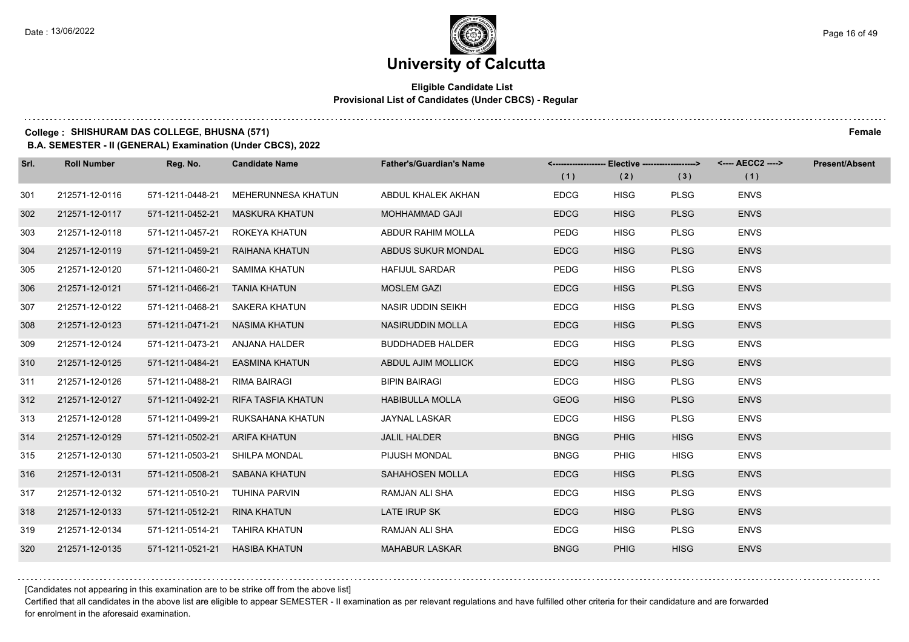# University of Calcutta

**Eligible Candidate List**
**Provisional List of Candidates (Under CBCS) - Regular**

**College : SHISHURAM DAS COLLEGE, BHUSNA (571)** **Female**

**B.A. SEMESTER - II (GENERAL) Examination (Under CBCS), 2022**

| Srl. | Roll Number | Reg. No. | Candidate Name | Father's/Guardian's Name | Elective (1) | Elective (2) | Elective (3) | AECC2 (1) | Present/Absent |
|---|---|---|---|---|---|---|---|---|---|
| 301 | 212571-12-0116 | 571-1211-0448-21 | MEHERUNNESA KHATUN | ABDUL KHALEK AKHAN | EDCG | HISG | PLSG | ENVS | |
| 302 | 212571-12-0117 | 571-1211-0452-21 | MASKURA KHATUN | MOHHAMMAD GAJI | EDCG | HISG | PLSG | ENVS | |
| 303 | 212571-12-0118 | 571-1211-0457-21 | ROKEYA KHATUN | ABDUR RAHIM MOLLA | PEDG | HISG | PLSG | ENVS | |
| 304 | 212571-12-0119 | 571-1211-0459-21 | RAIHANA KHATUN | ABDUS SUKUR MONDAL | EDCG | HISG | PLSG | ENVS | |
| 305 | 212571-12-0120 | 571-1211-0460-21 | SAMIMA KHATUN | HAFIJUL SARDAR | PEDG | HISG | PLSG | ENVS | |
| 306 | 212571-12-0121 | 571-1211-0466-21 | TANIA KHATUN | MOSLEM GAZI | EDCG | HISG | PLSG | ENVS | |
| 307 | 212571-12-0122 | 571-1211-0468-21 | SAKERA KHATUN | NASIR UDDIN SEIKH | EDCG | HISG | PLSG | ENVS | |
| 308 | 212571-12-0123 | 571-1211-0471-21 | NASIMA KHATUN | NASIRUDDIN MOLLA | EDCG | HISG | PLSG | ENVS | |
| 309 | 212571-12-0124 | 571-1211-0473-21 | ANJANA HALDER | BUDDHADEB HALDER | EDCG | HISG | PLSG | ENVS | |
| 310 | 212571-12-0125 | 571-1211-0484-21 | EASMINA KHATUN | ABDUL AJIM MOLLICK | EDCG | HISG | PLSG | ENVS | |
| 311 | 212571-12-0126 | 571-1211-0488-21 | RIMA BAIRAGI | BIPIN BAIRAGI | EDCG | HISG | PLSG | ENVS | |
| 312 | 212571-12-0127 | 571-1211-0492-21 | RIFA TASFIA KHATUN | HABIBULLA MOLLA | GEOG | HISG | PLSG | ENVS | |
| 313 | 212571-12-0128 | 571-1211-0499-21 | RUKSAHANA KHATUN | JAYNAL LASKAR | EDCG | HISG | PLSG | ENVS | |
| 314 | 212571-12-0129 | 571-1211-0502-21 | ARIFA KHATUN | JALIL HALDER | BNGG | PHIG | HISG | ENVS | |
| 315 | 212571-12-0130 | 571-1211-0503-21 | SHILPA MONDAL | PIJUSH MONDAL | BNGG | PHIG | HISG | ENVS | |
| 316 | 212571-12-0131 | 571-1211-0508-21 | SABANA KHATUN | SAHAHOSEN MOLLA | EDCG | HISG | PLSG | ENVS | |
| 317 | 212571-12-0132 | 571-1211-0510-21 | TUHINA PARVIN | RAMJAN ALI SHA | EDCG | HISG | PLSG | ENVS | |
| 318 | 212571-12-0133 | 571-1211-0512-21 | RINA KHATUN | LATE IRUP SK | EDCG | HISG | PLSG | ENVS | |
| 319 | 212571-12-0134 | 571-1211-0514-21 | TAHIRA KHATUN | RAMJAN ALI SHA | EDCG | HISG | PLSG | ENVS | |
| 320 | 212571-12-0135 | 571-1211-0521-21 | HASIBA KHATUN | MAHABUR LASKAR | BNGG | PHIG | HISG | ENVS | |

[Candidates not appearing in this examination are to be strike off from the above list]

Certified that all candidates in the above list are eligible to appear SEMESTER - II examination as per relevant regulations and have fulfilled other criteria for their candidature and are forwarded for enrolment in the aforesaid examination.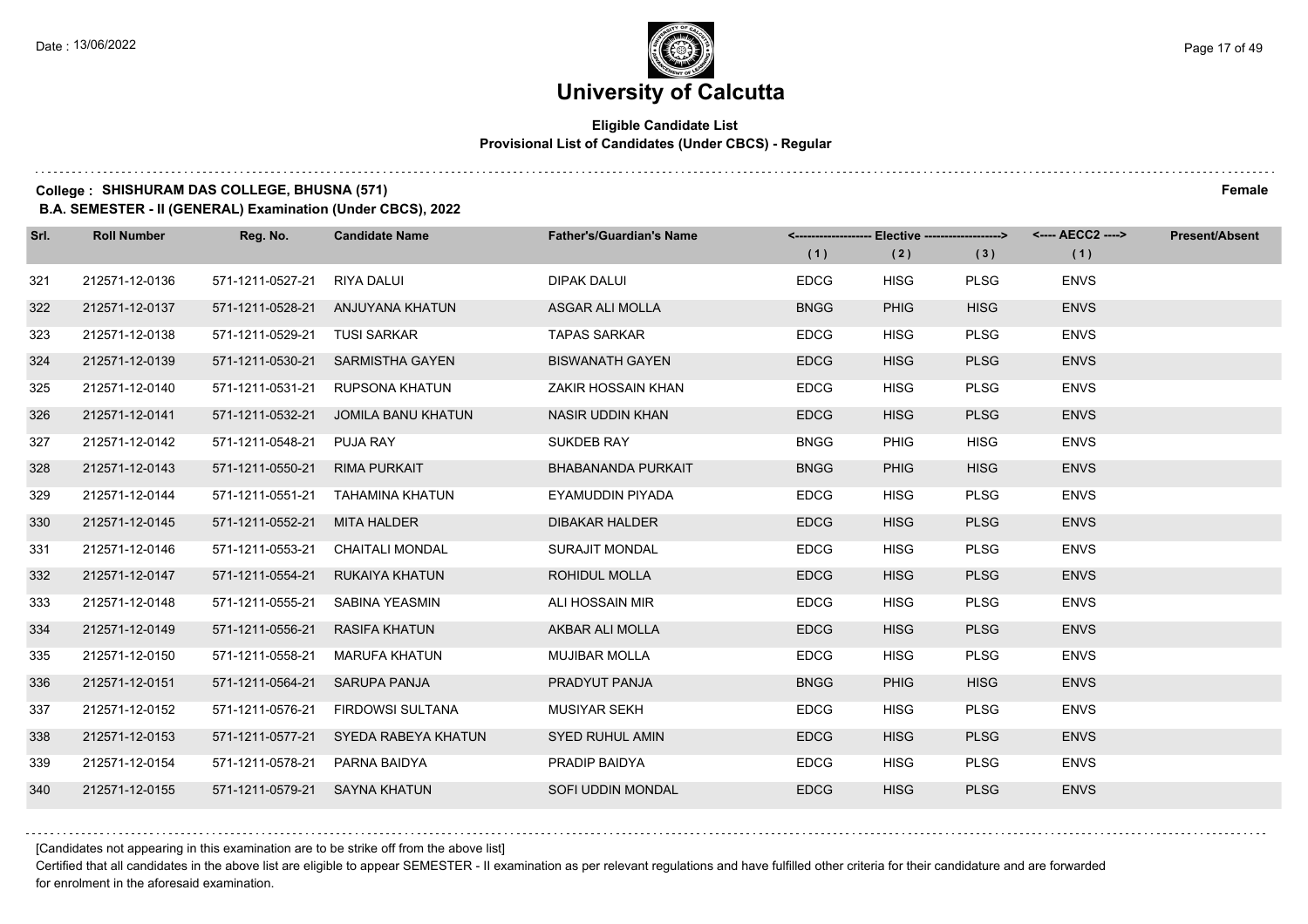# University of Calcutta

## Eligible Candidate List
### Provisional List of Candidates (Under CBCS) - Regular

**College : SHISHURAM DAS COLLEGE, BHUSNA (571)** **Female**

**B.A. SEMESTER - II (GENERAL) Examination (Under CBCS), 2022**

| Srl. | Roll Number | Reg. No. | Candidate Name | Father's/Guardian's Name | Elective (1) | Elective (2) | Elective (3) | AECC2 (1) | Present/Absent |
|---|---|---|---|---|---|---|---|---|---|
| 321 | 212571-12-0136 | 571-1211-0527-21 | RIYA DALUI | DIPAK DALUI | EDCG | HISG | PLSG | ENVS | |
| 322 | 212571-12-0137 | 571-1211-0528-21 | ANJUYANA KHATUN | ASGAR ALI MOLLA | BNGG | PHIG | HISG | ENVS | |
| 323 | 212571-12-0138 | 571-1211-0529-21 | TUSI SARKAR | TAPAS SARKAR | EDCG | HISG | PLSG | ENVS | |
| 324 | 212571-12-0139 | 571-1211-0530-21 | SARMISTHA GAYEN | BISWANATH GAYEN | EDCG | HISG | PLSG | ENVS | |
| 325 | 212571-12-0140 | 571-1211-0531-21 | RUPSONA KHATUN | ZAKIR HOSSAIN KHAN | EDCG | HISG | PLSG | ENVS | |
| 326 | 212571-12-0141 | 571-1211-0532-21 | JOMILA BANU KHATUN | NASIR UDDIN KHAN | EDCG | HISG | PLSG | ENVS | |
| 327 | 212571-12-0142 | 571-1211-0548-21 | PUJA RAY | SUKDEB RAY | BNGG | PHIG | HISG | ENVS | |
| 328 | 212571-12-0143 | 571-1211-0550-21 | RIMA PURKAIT | BHABANANDA PURKAIT | BNGG | PHIG | HISG | ENVS | |
| 329 | 212571-12-0144 | 571-1211-0551-21 | TAHAMINA KHATUN | EYAMUDDIN PIYADA | EDCG | HISG | PLSG | ENVS | |
| 330 | 212571-12-0145 | 571-1211-0552-21 | MITA HALDER | DIBAKAR HALDER | EDCG | HISG | PLSG | ENVS | |
| 331 | 212571-12-0146 | 571-1211-0553-21 | CHAITALI MONDAL | SURAJIT MONDAL | EDCG | HISG | PLSG | ENVS | |
| 332 | 212571-12-0147 | 571-1211-0554-21 | RUKAIYA KHATUN | ROHIDUL MOLLA | EDCG | HISG | PLSG | ENVS | |
| 333 | 212571-12-0148 | 571-1211-0555-21 | SABINA YEASMIN | ALI HOSSAIN MIR | EDCG | HISG | PLSG | ENVS | |
| 334 | 212571-12-0149 | 571-1211-0556-21 | RASIFA KHATUN | AKBAR ALI MOLLA | EDCG | HISG | PLSG | ENVS | |
| 335 | 212571-12-0150 | 571-1211-0558-21 | MARUFA KHATUN | MUJIBAR MOLLA | EDCG | HISG | PLSG | ENVS | |
| 336 | 212571-12-0151 | 571-1211-0564-21 | SARUPA PANJA | PRADYUT PANJA | BNGG | PHIG | HISG | ENVS | |
| 337 | 212571-12-0152 | 571-1211-0576-21 | FIRDOWSI SULTANA | MUSIYAR SEKH | EDCG | HISG | PLSG | ENVS | |
| 338 | 212571-12-0153 | 571-1211-0577-21 | SYEDA RABEYA KHATUN | SYED RUHUL AMIN | EDCG | HISG | PLSG | ENVS | |
| 339 | 212571-12-0154 | 571-1211-0578-21 | PARNA BAIDYA | PRADIP BAIDYA | EDCG | HISG | PLSG | ENVS | |
| 340 | 212571-12-0155 | 571-1211-0579-21 | SAYNA KHATUN | SOFI UDDIN MONDAL | EDCG | HISG | PLSG | ENVS | |

[Candidates not appearing in this examination are to be strike off from the above list]

Certified that all candidates in the above list are eligible to appear SEMESTER - II examination as per relevant regulations and have fulfilled other criteria for their candidature and are forwarded for enrolment in the aforesaid examination.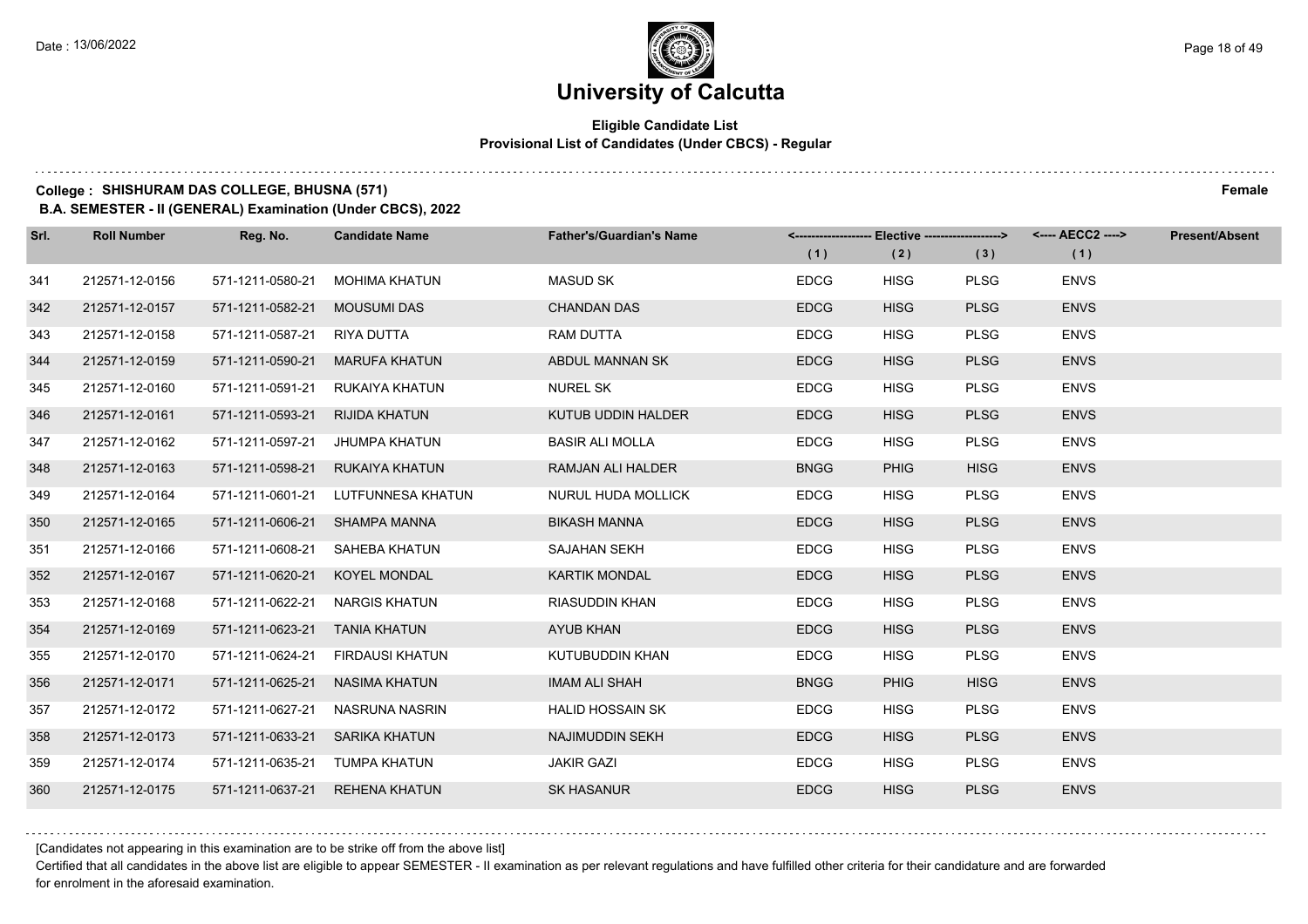# University of Calcutta

**Eligible Candidate List**
**Provisional List of Candidates (Under CBCS) - Regular**

**College : SHISHURAM DAS COLLEGE, BHUSNA (571)** **Female**

**B.A. SEMESTER - II (GENERAL) Examination (Under CBCS), 2022**

| Srl. | Roll Number | Reg. No. | Candidate Name | Father's/Guardian's Name | Elective (1) | Elective (2) | Elective (3) | AECC2 (1) | Present/Absent |
|---|---|---|---|---|---|---|---|---|---|
| 341 | 212571-12-0156 | 571-1211-0580-21 | MOHIMA KHATUN | MASUD SK | EDCG | HISG | PLSG | ENVS | |
| 342 | 212571-12-0157 | 571-1211-0582-21 | MOUSUMI DAS | CHANDAN DAS | EDCG | HISG | PLSG | ENVS | |
| 343 | 212571-12-0158 | 571-1211-0587-21 | RIYA DUTTA | RAM DUTTA | EDCG | HISG | PLSG | ENVS | |
| 344 | 212571-12-0159 | 571-1211-0590-21 | MARUFA KHATUN | ABDUL MANNAN SK | EDCG | HISG | PLSG | ENVS | |
| 345 | 212571-12-0160 | 571-1211-0591-21 | RUKAIYA KHATUN | NUREL SK | EDCG | HISG | PLSG | ENVS | |
| 346 | 212571-12-0161 | 571-1211-0593-21 | RIJIDA KHATUN | KUTUB UDDIN HALDER | EDCG | HISG | PLSG | ENVS | |
| 347 | 212571-12-0162 | 571-1211-0597-21 | JHUMPA KHATUN | BASIR ALI MOLLA | EDCG | HISG | PLSG | ENVS | |
| 348 | 212571-12-0163 | 571-1211-0598-21 | RUKAIYA KHATUN | RAMJAN ALI HALDER | BNGG | PHIG | HISG | ENVS | |
| 349 | 212571-12-0164 | 571-1211-0601-21 | LUTFUNNESA KHATUN | NURUL HUDA MOLLICK | EDCG | HISG | PLSG | ENVS | |
| 350 | 212571-12-0165 | 571-1211-0606-21 | SHAMPA MANNA | BIKASH MANNA | EDCG | HISG | PLSG | ENVS | |
| 351 | 212571-12-0166 | 571-1211-0608-21 | SAHEBA KHATUN | SAJAHAN SEKH | EDCG | HISG | PLSG | ENVS | |
| 352 | 212571-12-0167 | 571-1211-0620-21 | KOYEL MONDAL | KARTIK MONDAL | EDCG | HISG | PLSG | ENVS | |
| 353 | 212571-12-0168 | 571-1211-0622-21 | NARGIS KHATUN | RIASUDDIN KHAN | EDCG | HISG | PLSG | ENVS | |
| 354 | 212571-12-0169 | 571-1211-0623-21 | TANIA KHATUN | AYUB KHAN | EDCG | HISG | PLSG | ENVS | |
| 355 | 212571-12-0170 | 571-1211-0624-21 | FIRDAUSI KHATUN | KUTUBUDDIN KHAN | EDCG | HISG | PLSG | ENVS | |
| 356 | 212571-12-0171 | 571-1211-0625-21 | NASIMA KHATUN | IMAM ALI SHAH | BNGG | PHIG | HISG | ENVS | |
| 357 | 212571-12-0172 | 571-1211-0627-21 | NASRUNA NASRIN | HALID HOSSAIN SK | EDCG | HISG | PLSG | ENVS | |
| 358 | 212571-12-0173 | 571-1211-0633-21 | SARIKA KHATUN | NAJIMUDDIN SEKH | EDCG | HISG | PLSG | ENVS | |
| 359 | 212571-12-0174 | 571-1211-0635-21 | TUMPA KHATUN | JAKIR GAZI | EDCG | HISG | PLSG | ENVS | |
| 360 | 212571-12-0175 | 571-1211-0637-21 | REHENA KHATUN | SK HASANUR | EDCG | HISG | PLSG | ENVS | |

[Candidates not appearing in this examination are to be strike off from the above list]

Certified that all candidates in the above list are eligible to appear SEMESTER - II examination as per relevant regulations and have fulfilled other criteria for their candidature and are forwarded for enrolment in the aforesaid examination.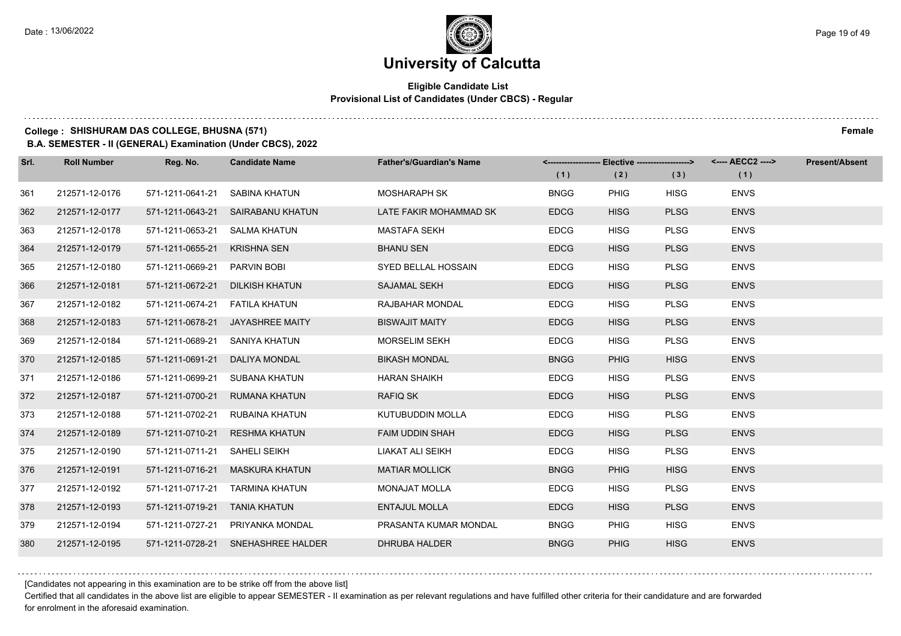# University of Calcutta

**Eligible Candidate List**
**Provisional List of Candidates (Under CBCS) - Regular**

**College : SHISHURAM DAS COLLEGE, BHUSNA (571)** **Female**

**B.A. SEMESTER - II (GENERAL) Examination (Under CBCS), 2022**

| Srl. | Roll Number | Reg. No. | Candidate Name | Father's/Guardian's Name | Elective (1) | Elective (2) | Elective (3) | AECC2 (1) | Present/Absent |
|---|---|---|---|---|---|---|---|---|---|
| 361 | 212571-12-0176 | 571-1211-0641-21 | SABINA KHATUN | MOSHARAPH SK | BNGG | PHIG | HISG | ENVS | |
| 362 | 212571-12-0177 | 571-1211-0643-21 | SAIRABANU KHATUN | LATE FAKIR MOHAMMAD SK | EDCG | HISG | PLSG | ENVS | |
| 363 | 212571-12-0178 | 571-1211-0653-21 | SALMA KHATUN | MASTAFA SEKH | EDCG | HISG | PLSG | ENVS | |
| 364 | 212571-12-0179 | 571-1211-0655-21 | KRISHNA SEN | BHANU SEN | EDCG | HISG | PLSG | ENVS | |
| 365 | 212571-12-0180 | 571-1211-0669-21 | PARVIN BOBI | SYED BELLAL HOSSAIN | EDCG | HISG | PLSG | ENVS | |
| 366 | 212571-12-0181 | 571-1211-0672-21 | DILKISH KHATUN | SAJAMAL SEKH | EDCG | HISG | PLSG | ENVS | |
| 367 | 212571-12-0182 | 571-1211-0674-21 | FATILA KHATUN | RAJBAHAR MONDAL | EDCG | HISG | PLSG | ENVS | |
| 368 | 212571-12-0183 | 571-1211-0678-21 | JAYASHREE MAITY | BISWAJIT MAITY | EDCG | HISG | PLSG | ENVS | |
| 369 | 212571-12-0184 | 571-1211-0689-21 | SANIYA KHATUN | MORSELIM SEKH | EDCG | HISG | PLSG | ENVS | |
| 370 | 212571-12-0185 | 571-1211-0691-21 | DALIYA MONDAL | BIKASH MONDAL | BNGG | PHIG | HISG | ENVS | |
| 371 | 212571-12-0186 | 571-1211-0699-21 | SUBANA KHATUN | HARAN SHAIKH | EDCG | HISG | PLSG | ENVS | |
| 372 | 212571-12-0187 | 571-1211-0700-21 | RUMANA KHATUN | RAFIQ SK | EDCG | HISG | PLSG | ENVS | |
| 373 | 212571-12-0188 | 571-1211-0702-21 | RUBAINA KHATUN | KUTUBUDDIN MOLLA | EDCG | HISG | PLSG | ENVS | |
| 374 | 212571-12-0189 | 571-1211-0710-21 | RESHMA KHATUN | FAIM UDDIN SHAH | EDCG | HISG | PLSG | ENVS | |
| 375 | 212571-12-0190 | 571-1211-0711-21 | SAHELI SEIKH | LIAKAT ALI SEIKH | EDCG | HISG | PLSG | ENVS | |
| 376 | 212571-12-0191 | 571-1211-0716-21 | MASKURA KHATUN | MATIAR MOLLICK | BNGG | PHIG | HISG | ENVS | |
| 377 | 212571-12-0192 | 571-1211-0717-21 | TARMINA KHATUN | MONAJAT MOLLA | EDCG | HISG | PLSG | ENVS | |
| 378 | 212571-12-0193 | 571-1211-0719-21 | TANIA KHATUN | ENTAJUL MOLLA | EDCG | HISG | PLSG | ENVS | |
| 379 | 212571-12-0194 | 571-1211-0727-21 | PRIYANKA MONDAL | PRASANTA KUMAR MONDAL | BNGG | PHIG | HISG | ENVS | |
| 380 | 212571-12-0195 | 571-1211-0728-21 | SNEHASHREE HALDER | DHRUBA HALDER | BNGG | PHIG | HISG | ENVS | |

[Candidates not appearing in this examination are to be strike off from the above list]

Certified that all candidates in the above list are eligible to appear SEMESTER - II examination as per relevant regulations and have fulfilled other criteria for their candidature and are forwarded for enrolment in the aforesaid examination.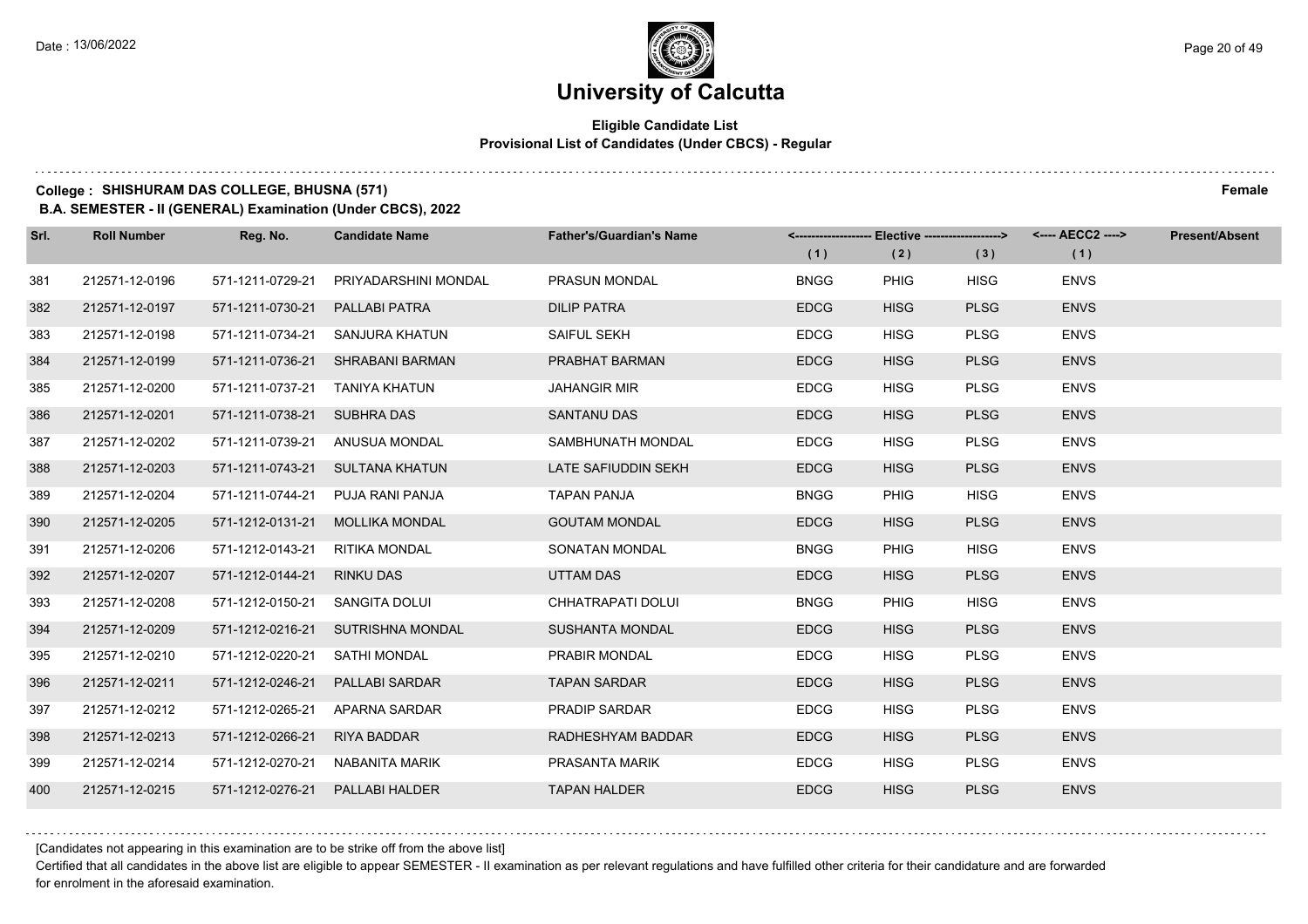# University of Calcutta

## Eligible Candidate List
### Provisional List of Candidates (Under CBCS) - Regular

**College : SHISHURAM DAS COLLEGE, BHUSNA (571)** **Female**

**B.A. SEMESTER - II (GENERAL) Examination (Under CBCS), 2022**

| Srl. | Roll Number | Reg. No. | Candidate Name | Father's/Guardian's Name | Elective (1) | Elective (2) | Elective (3) | AECC2 (1) | Present/Absent |
|---|---|---|---|---|---|---|---|---|---|
| 381 | 212571-12-0196 | 571-1211-0729-21 | PRIYADARSHINI MONDAL | PRASUN MONDAL | BNGG | PHIG | HISG | ENVS | |
| 382 | 212571-12-0197 | 571-1211-0730-21 | PALLABI PATRA | DILIP PATRA | EDCG | HISG | PLSG | ENVS | |
| 383 | 212571-12-0198 | 571-1211-0734-21 | SANJURA KHATUN | SAIFUL SEKH | EDCG | HISG | PLSG | ENVS | |
| 384 | 212571-12-0199 | 571-1211-0736-21 | SHRABANI BARMAN | PRABHAT BARMAN | EDCG | HISG | PLSG | ENVS | |
| 385 | 212571-12-0200 | 571-1211-0737-21 | TANIYA KHATUN | JAHANGIR MIR | EDCG | HISG | PLSG | ENVS | |
| 386 | 212571-12-0201 | 571-1211-0738-21 | SUBHRA DAS | SANTANU DAS | EDCG | HISG | PLSG | ENVS | |
| 387 | 212571-12-0202 | 571-1211-0739-21 | ANUSUA MONDAL | SAMBHUNATH MONDAL | EDCG | HISG | PLSG | ENVS | |
| 388 | 212571-12-0203 | 571-1211-0743-21 | SULTANA KHATUN | LATE SAFIUDDIN SEKH | EDCG | HISG | PLSG | ENVS | |
| 389 | 212571-12-0204 | 571-1211-0744-21 | PUJA RANI PANJA | TAPAN PANJA | BNGG | PHIG | HISG | ENVS | |
| 390 | 212571-12-0205 | 571-1212-0131-21 | MOLLIKA MONDAL | GOUTAM MONDAL | EDCG | HISG | PLSG | ENVS | |
| 391 | 212571-12-0206 | 571-1212-0143-21 | RITIKA MONDAL | SONATAN MONDAL | BNGG | PHIG | HISG | ENVS | |
| 392 | 212571-12-0207 | 571-1212-0144-21 | RINKU DAS | UTTAM DAS | EDCG | HISG | PLSG | ENVS | |
| 393 | 212571-12-0208 | 571-1212-0150-21 | SANGITA DOLUI | CHHATRAPATI DOLUI | BNGG | PHIG | HISG | ENVS | |
| 394 | 212571-12-0209 | 571-1212-0216-21 | SUTRISHNA MONDAL | SUSHANTA MONDAL | EDCG | HISG | PLSG | ENVS | |
| 395 | 212571-12-0210 | 571-1212-0220-21 | SATHI MONDAL | PRABIR MONDAL | EDCG | HISG | PLSG | ENVS | |
| 396 | 212571-12-0211 | 571-1212-0246-21 | PALLABI SARDAR | TAPAN SARDAR | EDCG | HISG | PLSG | ENVS | |
| 397 | 212571-12-0212 | 571-1212-0265-21 | APARNA SARDAR | PRADIP SARDAR | EDCG | HISG | PLSG | ENVS | |
| 398 | 212571-12-0213 | 571-1212-0266-21 | RIYA BADDAR | RADHESHYAM BADDAR | EDCG | HISG | PLSG | ENVS | |
| 399 | 212571-12-0214 | 571-1212-0270-21 | NABANITA MARIK | PRASANTA MARIK | EDCG | HISG | PLSG | ENVS | |
| 400 | 212571-12-0215 | 571-1212-0276-21 | PALLABI HALDER | TAPAN HALDER | EDCG | HISG | PLSG | ENVS | |

[Candidates not appearing in this examination are to be strike off from the above list]

Certified that all candidates in the above list are eligible to appear SEMESTER - II examination as per relevant regulations and have fulfilled other criteria for their candidature and are forwarded for enrolment in the aforesaid examination.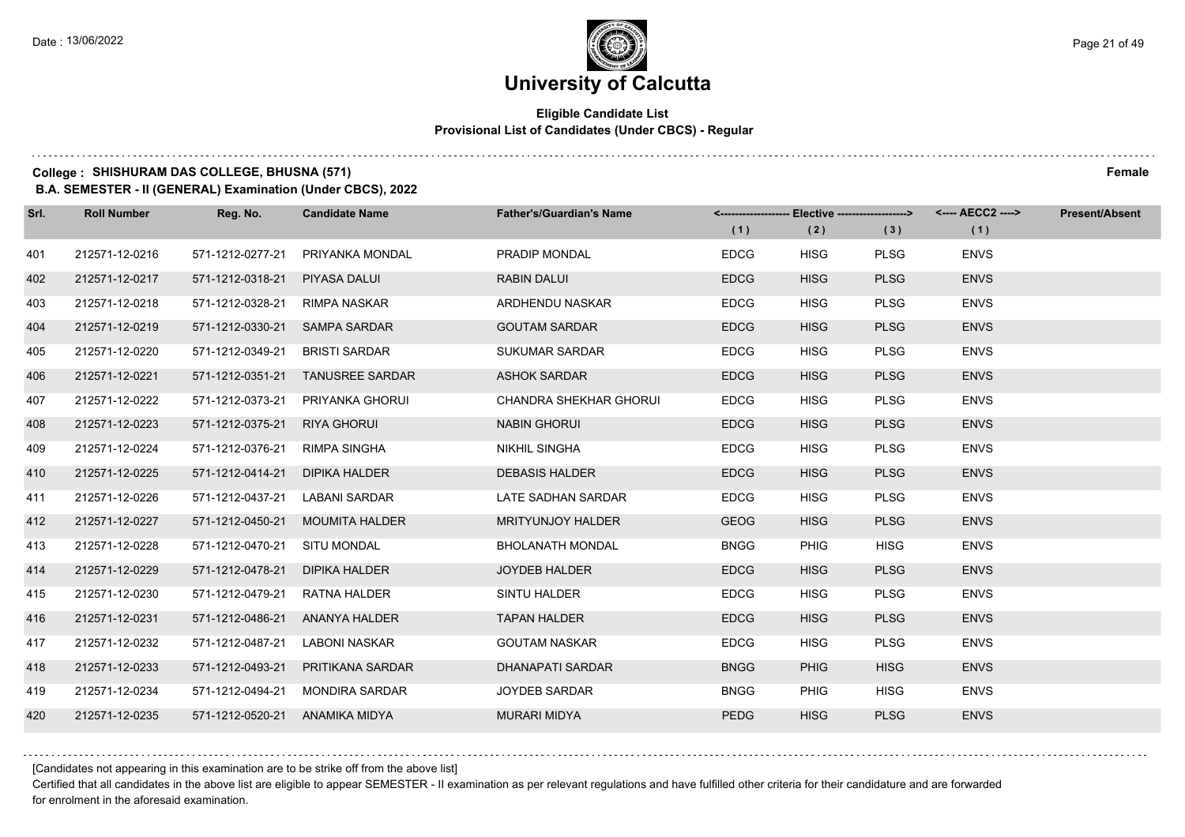# University of Calcutta

**Eligible Candidate List**
**Provisional List of Candidates (Under CBCS) - Regular**

**College : SHISHURAM DAS COLLEGE, BHUSNA (571)** **Female**

**B.A. SEMESTER - II (GENERAL) Examination (Under CBCS), 2022**

| Srl. | Roll Number | Reg. No. | Candidate Name | Father's/Guardian's Name | Elective (1) | Elective (2) | Elective (3) | AECC2 (1) | Present/Absent |
|---|---|---|---|---|---|---|---|---|---|
| 401 | 212571-12-0216 | 571-1212-0277-21 | PRIYANKA MONDAL | PRADIP MONDAL | EDCG | HISG | PLSG | ENVS | |
| 402 | 212571-12-0217 | 571-1212-0318-21 | PIYASA DALUI | RABIN DALUI | EDCG | HISG | PLSG | ENVS | |
| 403 | 212571-12-0218 | 571-1212-0328-21 | RIMPA NASKAR | ARDHENDU NASKAR | EDCG | HISG | PLSG | ENVS | |
| 404 | 212571-12-0219 | 571-1212-0330-21 | SAMPA SARDAR | GOUTAM SARDAR | EDCG | HISG | PLSG | ENVS | |
| 405 | 212571-12-0220 | 571-1212-0349-21 | BRISTI SARDAR | SUKUMAR SARDAR | EDCG | HISG | PLSG | ENVS | |
| 406 | 212571-12-0221 | 571-1212-0351-21 | TANUSREE SARDAR | ASHOK SARDAR | EDCG | HISG | PLSG | ENVS | |
| 407 | 212571-12-0222 | 571-1212-0373-21 | PRIYANKA GHORUI | CHANDRA SHEKHAR GHORUI | EDCG | HISG | PLSG | ENVS | |
| 408 | 212571-12-0223 | 571-1212-0375-21 | RIYA GHORUI | NABIN GHORUI | EDCG | HISG | PLSG | ENVS | |
| 409 | 212571-12-0224 | 571-1212-0376-21 | RIMPA SINGHA | NIKHIL SINGHA | EDCG | HISG | PLSG | ENVS | |
| 410 | 212571-12-0225 | 571-1212-0414-21 | DIPIKA HALDER | DEBASIS HALDER | EDCG | HISG | PLSG | ENVS | |
| 411 | 212571-12-0226 | 571-1212-0437-21 | LABANI SARDAR | LATE SADHAN SARDAR | EDCG | HISG | PLSG | ENVS | |
| 412 | 212571-12-0227 | 571-1212-0450-21 | MOUMITA HALDER | MRITYUNJOY HALDER | GEOG | HISG | PLSG | ENVS | |
| 413 | 212571-12-0228 | 571-1212-0470-21 | SITU MONDAL | BHOLANATH MONDAL | BNGG | PHIG | HISG | ENVS | |
| 414 | 212571-12-0229 | 571-1212-0478-21 | DIPIKA HALDER | JOYDEB HALDER | EDCG | HISG | PLSG | ENVS | |
| 415 | 212571-12-0230 | 571-1212-0479-21 | RATNA HALDER | SINTU HALDER | EDCG | HISG | PLSG | ENVS | |
| 416 | 212571-12-0231 | 571-1212-0486-21 | ANANYA HALDER | TAPAN HALDER | EDCG | HISG | PLSG | ENVS | |
| 417 | 212571-12-0232 | 571-1212-0487-21 | LABONI NASKAR | GOUTAM NASKAR | EDCG | HISG | PLSG | ENVS | |
| 418 | 212571-12-0233 | 571-1212-0493-21 | PRITIKANA SARDAR | DHANAPATI SARDAR | BNGG | PHIG | HISG | ENVS | |
| 419 | 212571-12-0234 | 571-1212-0494-21 | MONDIRA SARDAR | JOYDEB SARDAR | BNGG | PHIG | HISG | ENVS | |
| 420 | 212571-12-0235 | 571-1212-0520-21 | ANAMIKA MIDYA | MURARI MIDYA | PEDG | HISG | PLSG | ENVS | |

[Candidates not appearing in this examination are to be strike off from the above list]

Certified that all candidates in the above list are eligible to appear SEMESTER - II examination as per relevant regulations and have fulfilled other criteria for their candidature and are forwarded for enrolment in the aforesaid examination.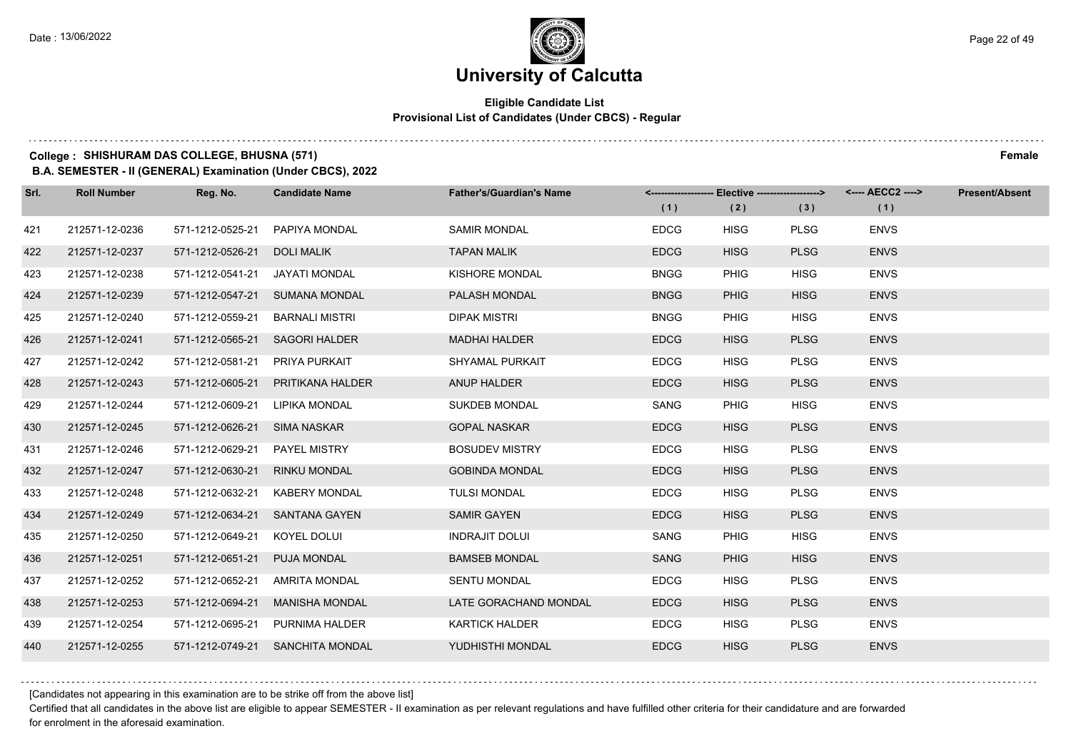# University of Calcutta

**Eligible Candidate List**
**Provisional List of Candidates (Under CBCS) - Regular**

**College : SHISHURAM DAS COLLEGE, BHUSNA (571)** **Female**

**B.A. SEMESTER - II (GENERAL) Examination (Under CBCS), 2022**

| Srl. | Roll Number | Reg. No. | Candidate Name | Father's/Guardian's Name | Elective (1) | Elective (2) | Elective (3) | AECC2 (1) | Present/Absent |
|---|---|---|---|---|---|---|---|---|---|
| 421 | 212571-12-0236 | 571-1212-0525-21 | PAPIYA MONDAL | SAMIR MONDAL | EDCG | HISG | PLSG | ENVS | |
| 422 | 212571-12-0237 | 571-1212-0526-21 | DOLI MALIK | TAPAN MALIK | EDCG | HISG | PLSG | ENVS | |
| 423 | 212571-12-0238 | 571-1212-0541-21 | JAYATI MONDAL | KISHORE MONDAL | BNGG | PHIG | HISG | ENVS | |
| 424 | 212571-12-0239 | 571-1212-0547-21 | SUMANA MONDAL | PALASH MONDAL | BNGG | PHIG | HISG | ENVS | |
| 425 | 212571-12-0240 | 571-1212-0559-21 | BARNALI MISTRI | DIPAK MISTRI | BNGG | PHIG | HISG | ENVS | |
| 426 | 212571-12-0241 | 571-1212-0565-21 | SAGORI HALDER | MADHAI HALDER | EDCG | HISG | PLSG | ENVS | |
| 427 | 212571-12-0242 | 571-1212-0581-21 | PRIYA PURKAIT | SHYAMAL PURKAIT | EDCG | HISG | PLSG | ENVS | |
| 428 | 212571-12-0243 | 571-1212-0605-21 | PRITIKANA HALDER | ANUP HALDER | EDCG | HISG | PLSG | ENVS | |
| 429 | 212571-12-0244 | 571-1212-0609-21 | LIPIKA MONDAL | SUKDEB MONDAL | SANG | PHIG | HISG | ENVS | |
| 430 | 212571-12-0245 | 571-1212-0626-21 | SIMA NASKAR | GOPAL NASKAR | EDCG | HISG | PLSG | ENVS | |
| 431 | 212571-12-0246 | 571-1212-0629-21 | PAYEL MISTRY | BOSUDEV MISTRY | EDCG | HISG | PLSG | ENVS | |
| 432 | 212571-12-0247 | 571-1212-0630-21 | RINKU MONDAL | GOBINDA MONDAL | EDCG | HISG | PLSG | ENVS | |
| 433 | 212571-12-0248 | 571-1212-0632-21 | KABERY MONDAL | TULSI MONDAL | EDCG | HISG | PLSG | ENVS | |
| 434 | 212571-12-0249 | 571-1212-0634-21 | SANTANA GAYEN | SAMIR GAYEN | EDCG | HISG | PLSG | ENVS | |
| 435 | 212571-12-0250 | 571-1212-0649-21 | KOYEL DOLUI | INDRAJIT DOLUI | SANG | PHIG | HISG | ENVS | |
| 436 | 212571-12-0251 | 571-1212-0651-21 | PUJA MONDAL | BAMSEB MONDAL | SANG | PHIG | HISG | ENVS | |
| 437 | 212571-12-0252 | 571-1212-0652-21 | AMRITA MONDAL | SENTU MONDAL | EDCG | HISG | PLSG | ENVS | |
| 438 | 212571-12-0253 | 571-1212-0694-21 | MANISHA MONDAL | LATE GORACHAND MONDAL | EDCG | HISG | PLSG | ENVS | |
| 439 | 212571-12-0254 | 571-1212-0695-21 | PURNIMA HALDER | KARTICK HALDER | EDCG | HISG | PLSG | ENVS | |
| 440 | 212571-12-0255 | 571-1212-0749-21 | SANCHITA MONDAL | YUDHISTHI MONDAL | EDCG | HISG | PLSG | ENVS | |

[Candidates not appearing in this examination are to be strike off from the above list]

Certified that all candidates in the above list are eligible to appear SEMESTER - II examination as per relevant regulations and have fulfilled other criteria for their candidature and are forwarded for enrolment in the aforesaid examination.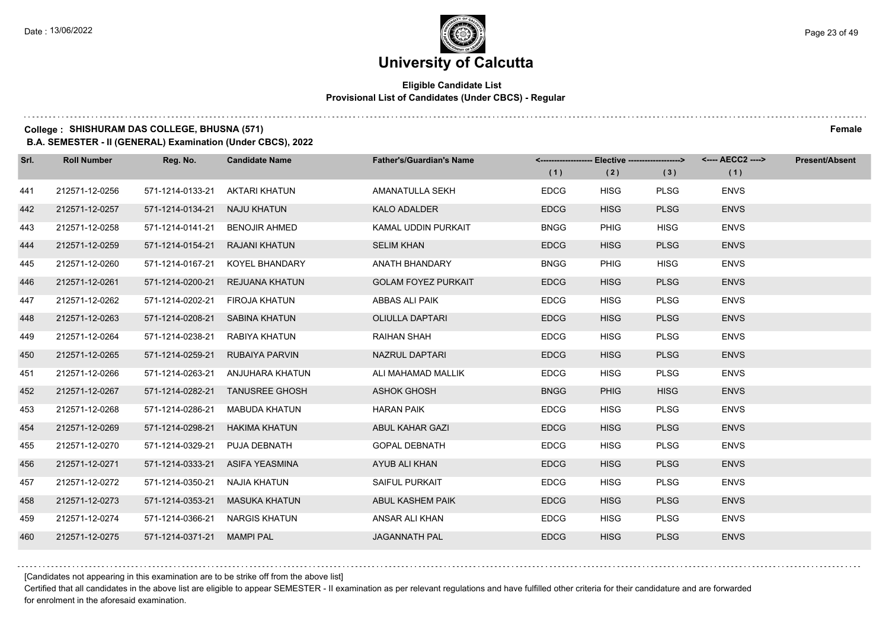# University of Calcutta

**Eligible Candidate List**
**Provisional List of Candidates (Under CBCS) - Regular**

**College : SHISHURAM DAS COLLEGE, BHUSNA (571)** — **Female**

**B.A. SEMESTER - II (GENERAL) Examination (Under CBCS), 2022**

| Srl. | Roll Number | Reg. No. | Candidate Name | Father's/Guardian's Name | Elective (1) | Elective (2) | Elective (3) | AECC2 (1) | Present/Absent |
|---|---|---|---|---|---|---|---|---|---|
| 441 | 212571-12-0256 | 571-1214-0133-21 | AKTARI KHATUN | AMANATULLA SEKH | EDCG | HISG | PLSG | ENVS | |
| 442 | 212571-12-0257 | 571-1214-0134-21 | NAJU KHATUN | KALO ADALDER | EDCG | HISG | PLSG | ENVS | |
| 443 | 212571-12-0258 | 571-1214-0141-21 | BENOJIR AHMED | KAMAL UDDIN PURKAIT | BNGG | PHIG | HISG | ENVS | |
| 444 | 212571-12-0259 | 571-1214-0154-21 | RAJANI KHATUN | SELIM KHAN | EDCG | HISG | PLSG | ENVS | |
| 445 | 212571-12-0260 | 571-1214-0167-21 | KOYEL BHANDARY | ANATH BHANDARY | BNGG | PHIG | HISG | ENVS | |
| 446 | 212571-12-0261 | 571-1214-0200-21 | REJUANA KHATUN | GOLAM FOYEZ PURKAIT | EDCG | HISG | PLSG | ENVS | |
| 447 | 212571-12-0262 | 571-1214-0202-21 | FIROJA KHATUN | ABBAS ALI PAIK | EDCG | HISG | PLSG | ENVS | |
| 448 | 212571-12-0263 | 571-1214-0208-21 | SABINA KHATUN | OLIULLA DAPTARI | EDCG | HISG | PLSG | ENVS | |
| 449 | 212571-12-0264 | 571-1214-0238-21 | RABIYA KHATUN | RAIHAN SHAH | EDCG | HISG | PLSG | ENVS | |
| 450 | 212571-12-0265 | 571-1214-0259-21 | RUBAIYA PARVIN | NAZRUL DAPTARI | EDCG | HISG | PLSG | ENVS | |
| 451 | 212571-12-0266 | 571-1214-0263-21 | ANJUHARA KHATUN | ALI MAHAMAD MALLIK | EDCG | HISG | PLSG | ENVS | |
| 452 | 212571-12-0267 | 571-1214-0282-21 | TANUSREE GHOSH | ASHOK GHOSH | BNGG | PHIG | HISG | ENVS | |
| 453 | 212571-12-0268 | 571-1214-0286-21 | MABUDA KHATUN | HARAN PAIK | EDCG | HISG | PLSG | ENVS | |
| 454 | 212571-12-0269 | 571-1214-0298-21 | HAKIMA KHATUN | ABUL KAHAR GAZI | EDCG | HISG | PLSG | ENVS | |
| 455 | 212571-12-0270 | 571-1214-0329-21 | PUJA DEBNATH | GOPAL DEBNATH | EDCG | HISG | PLSG | ENVS | |
| 456 | 212571-12-0271 | 571-1214-0333-21 | ASIFA YEASMINA | AYUB ALI KHAN | EDCG | HISG | PLSG | ENVS | |
| 457 | 212571-12-0272 | 571-1214-0350-21 | NAJIA KHATUN | SAIFUL PURKAIT | EDCG | HISG | PLSG | ENVS | |
| 458 | 212571-12-0273 | 571-1214-0353-21 | MASUKA KHATUN | ABUL KASHEM PAIK | EDCG | HISG | PLSG | ENVS | |
| 459 | 212571-12-0274 | 571-1214-0366-21 | NARGIS KHATUN | ANSAR ALI KHAN | EDCG | HISG | PLSG | ENVS | |
| 460 | 212571-12-0275 | 571-1214-0371-21 | MAMPI PAL | JAGANNATH PAL | EDCG | HISG | PLSG | ENVS | |

[Candidates not appearing in this examination are to be strike off from the above list]

Certified that all candidates in the above list are eligible to appear SEMESTER - II examination as per relevant regulations and have fulfilled other criteria for their candidature and are forwarded for enrolment in the aforesaid examination.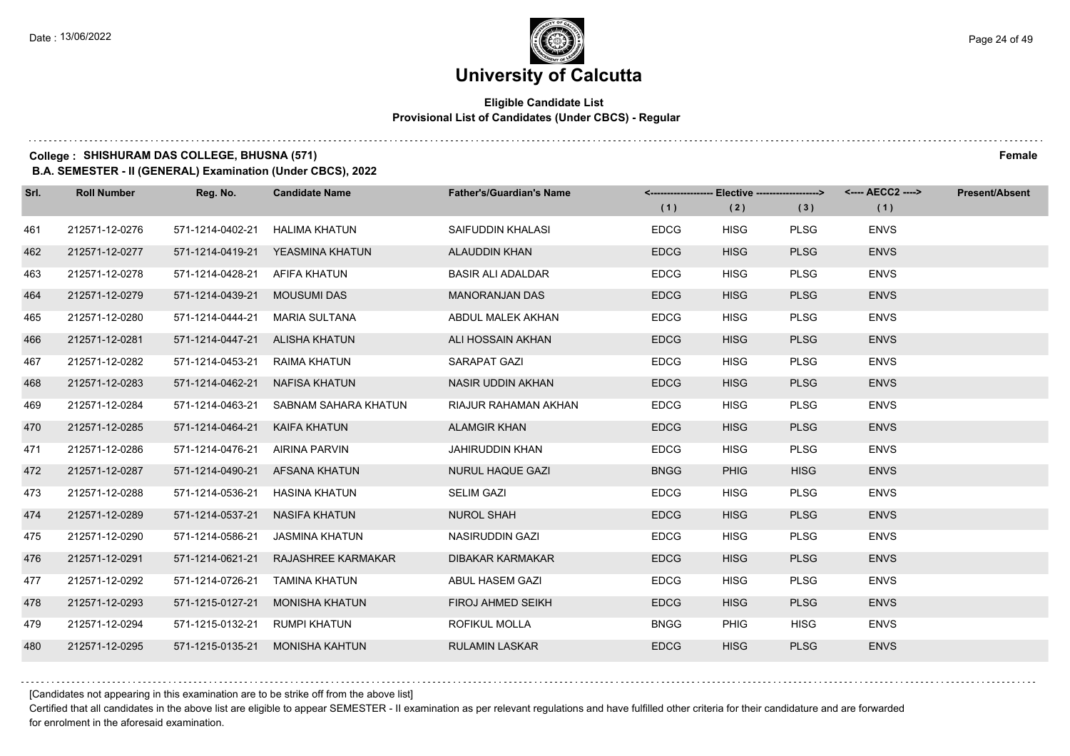# University of Calcutta

**Eligible Candidate List**
**Provisional List of Candidates (Under CBCS) - Regular**

**College : SHISHURAM DAS COLLEGE, BHUSNA (571)** **Female**

**B.A. SEMESTER - II (GENERAL) Examination (Under CBCS), 2022**

| Srl. | Roll Number | Reg. No. | Candidate Name | Father's/Guardian's Name | Elective (1) | Elective (2) | Elective (3) | AECC2 (1) | Present/Absent |
|---|---|---|---|---|---|---|---|---|---|
| 461 | 212571-12-0276 | 571-1214-0402-21 | HALIMA KHATUN | SAIFUDDIN KHALASI | EDCG | HISG | PLSG | ENVS | |
| 462 | 212571-12-0277 | 571-1214-0419-21 | YEASMINA KHATUN | ALAUDDIN KHAN | EDCG | HISG | PLSG | ENVS | |
| 463 | 212571-12-0278 | 571-1214-0428-21 | AFIFA KHATUN | BASIR ALI ADALDAR | EDCG | HISG | PLSG | ENVS | |
| 464 | 212571-12-0279 | 571-1214-0439-21 | MOUSUMI DAS | MANORANJAN DAS | EDCG | HISG | PLSG | ENVS | |
| 465 | 212571-12-0280 | 571-1214-0444-21 | MARIA SULTANA | ABDUL MALEK AKHAN | EDCG | HISG | PLSG | ENVS | |
| 466 | 212571-12-0281 | 571-1214-0447-21 | ALISHA KHATUN | ALI HOSSAIN AKHAN | EDCG | HISG | PLSG | ENVS | |
| 467 | 212571-12-0282 | 571-1214-0453-21 | RAIMA KHATUN | SARAPAT GAZI | EDCG | HISG | PLSG | ENVS | |
| 468 | 212571-12-0283 | 571-1214-0462-21 | NAFISA KHATUN | NASIR UDDIN AKHAN | EDCG | HISG | PLSG | ENVS | |
| 469 | 212571-12-0284 | 571-1214-0463-21 | SABNAM SAHARA KHATUN | RIAJUR RAHAMAN AKHAN | EDCG | HISG | PLSG | ENVS | |
| 470 | 212571-12-0285 | 571-1214-0464-21 | KAIFA KHATUN | ALAMGIR KHAN | EDCG | HISG | PLSG | ENVS | |
| 471 | 212571-12-0286 | 571-1214-0476-21 | AIRINA PARVIN | JAHIRUDDIN KHAN | EDCG | HISG | PLSG | ENVS | |
| 472 | 212571-12-0287 | 571-1214-0490-21 | AFSANA KHATUN | NURUL HAQUE GAZI | BNGG | PHIG | HISG | ENVS | |
| 473 | 212571-12-0288 | 571-1214-0536-21 | HASINA KHATUN | SELIM GAZI | EDCG | HISG | PLSG | ENVS | |
| 474 | 212571-12-0289 | 571-1214-0537-21 | NASIFA KHATUN | NUROL SHAH | EDCG | HISG | PLSG | ENVS | |
| 475 | 212571-12-0290 | 571-1214-0586-21 | JASMINA KHATUN | NASIRUDDIN GAZI | EDCG | HISG | PLSG | ENVS | |
| 476 | 212571-12-0291 | 571-1214-0621-21 | RAJASHREE KARMAKAR | DIBAKAR KARMAKAR | EDCG | HISG | PLSG | ENVS | |
| 477 | 212571-12-0292 | 571-1214-0726-21 | TAMINA KHATUN | ABUL HASEM GAZI | EDCG | HISG | PLSG | ENVS | |
| 478 | 212571-12-0293 | 571-1215-0127-21 | MONISHA KHATUN | FIROJ AHMED SEIKH | EDCG | HISG | PLSG | ENVS | |
| 479 | 212571-12-0294 | 571-1215-0132-21 | RUMPI KHATUN | ROFIKUL MOLLA | BNGG | PHIG | HISG | ENVS | |
| 480 | 212571-12-0295 | 571-1215-0135-21 | MONISHA KAHTUN | RULAMIN LASKAR | EDCG | HISG | PLSG | ENVS | |

[Candidates not appearing in this examination are to be strike off from the above list]

Certified that all candidates in the above list are eligible to appear SEMESTER - II examination as per relevant regulations and have fulfilled other criteria for their candidature and are forwarded for enrolment in the aforesaid examination.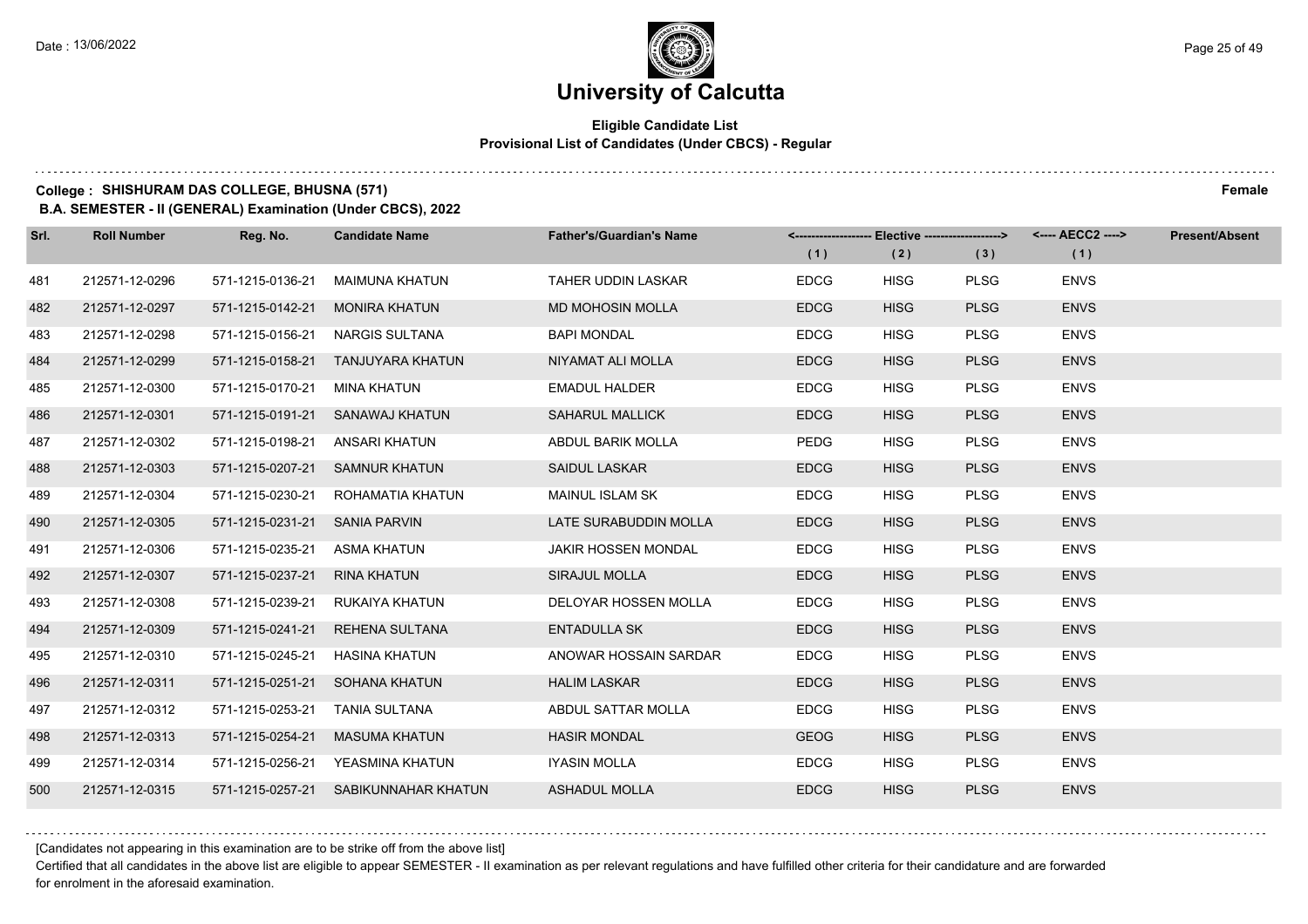# University of Calcutta

**Eligible Candidate List**
**Provisional List of Candidates (Under CBCS) - Regular**

**College : SHISHURAM DAS COLLEGE, BHUSNA (571)** **Female**

**B.A. SEMESTER - II (GENERAL) Examination (Under CBCS), 2022**

| Srl. | Roll Number | Reg. No. | Candidate Name | Father's/Guardian's Name | Elective (1) | Elective (2) | Elective (3) | AECC2 (1) | Present/Absent |
|---|---|---|---|---|---|---|---|---|---|
| 481 | 212571-12-0296 | 571-1215-0136-21 | MAIMUNA KHATUN | TAHER UDDIN LASKAR | EDCG | HISG | PLSG | ENVS | |
| 482 | 212571-12-0297 | 571-1215-0142-21 | MONIRA KHATUN | MD MOHOSIN MOLLA | EDCG | HISG | PLSG | ENVS | |
| 483 | 212571-12-0298 | 571-1215-0156-21 | NARGIS SULTANA | BAPI MONDAL | EDCG | HISG | PLSG | ENVS | |
| 484 | 212571-12-0299 | 571-1215-0158-21 | TANJUYARA KHATUN | NIYAMAT ALI MOLLA | EDCG | HISG | PLSG | ENVS | |
| 485 | 212571-12-0300 | 571-1215-0170-21 | MINA KHATUN | EMADUL HALDER | EDCG | HISG | PLSG | ENVS | |
| 486 | 212571-12-0301 | 571-1215-0191-21 | SANAWAJ KHATUN | SAHARUL MALLICK | EDCG | HISG | PLSG | ENVS | |
| 487 | 212571-12-0302 | 571-1215-0198-21 | ANSARI KHATUN | ABDUL BARIK MOLLA | PEDG | HISG | PLSG | ENVS | |
| 488 | 212571-12-0303 | 571-1215-0207-21 | SAMNUR KHATUN | SAIDUL LASKAR | EDCG | HISG | PLSG | ENVS | |
| 489 | 212571-12-0304 | 571-1215-0230-21 | ROHAMATIA KHATUN | MAINUL ISLAM SK | EDCG | HISG | PLSG | ENVS | |
| 490 | 212571-12-0305 | 571-1215-0231-21 | SANIA PARVIN | LATE SURABUDDIN MOLLA | EDCG | HISG | PLSG | ENVS | |
| 491 | 212571-12-0306 | 571-1215-0235-21 | ASMA KHATUN | JAKIR HOSSEN MONDAL | EDCG | HISG | PLSG | ENVS | |
| 492 | 212571-12-0307 | 571-1215-0237-21 | RINA KHATUN | SIRAJUL MOLLA | EDCG | HISG | PLSG | ENVS | |
| 493 | 212571-12-0308 | 571-1215-0239-21 | RUKAIYA KHATUN | DELOYAR HOSSEN MOLLA | EDCG | HISG | PLSG | ENVS | |
| 494 | 212571-12-0309 | 571-1215-0241-21 | REHENA SULTANA | ENTADULLA SK | EDCG | HISG | PLSG | ENVS | |
| 495 | 212571-12-0310 | 571-1215-0245-21 | HASINA KHATUN | ANOWAR HOSSAIN SARDAR | EDCG | HISG | PLSG | ENVS | |
| 496 | 212571-12-0311 | 571-1215-0251-21 | SOHANA KHATUN | HALIM LASKAR | EDCG | HISG | PLSG | ENVS | |
| 497 | 212571-12-0312 | 571-1215-0253-21 | TANIA SULTANA | ABDUL SATTAR MOLLA | EDCG | HISG | PLSG | ENVS | |
| 498 | 212571-12-0313 | 571-1215-0254-21 | MASUMA KHATUN | HASIR MONDAL | GEOG | HISG | PLSG | ENVS | |
| 499 | 212571-12-0314 | 571-1215-0256-21 | YEASMINA KHATUN | IYASIN MOLLA | EDCG | HISG | PLSG | ENVS | |
| 500 | 212571-12-0315 | 571-1215-0257-21 | SABIKUNNAHAR KHATUN | ASHADUL MOLLA | EDCG | HISG | PLSG | ENVS | |

[Candidates not appearing in this examination are to be strike off from the above list]

Certified that all candidates in the above list are eligible to appear SEMESTER - II examination as per relevant regulations and have fulfilled other criteria for their candidature and are forwarded for enrolment in the aforesaid examination.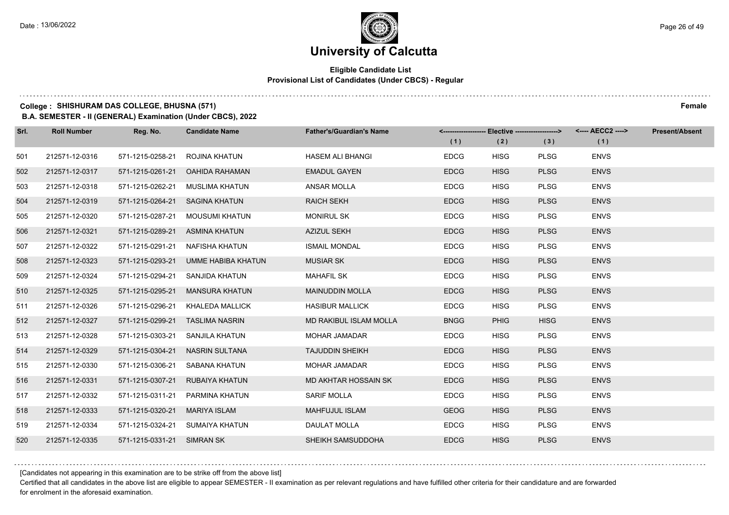# University of Calcutta

**Eligible Candidate List**
**Provisional List of Candidates (Under CBCS) - Regular**

**College : SHISHURAM DAS COLLEGE, BHUSNA (571)** **Female**

**B.A. SEMESTER - II (GENERAL) Examination (Under CBCS), 2022**

| Srl. | Roll Number | Reg. No. | Candidate Name | Father's/Guardian's Name | Elective (1) | Elective (2) | Elective (3) | AECC2 (1) | Present/Absent |
|---|---|---|---|---|---|---|---|---|---|
| 501 | 212571-12-0316 | 571-1215-0258-21 | ROJINA KHATUN | HASEM ALI BHANGI | EDCG | HISG | PLSG | ENVS | |
| 502 | 212571-12-0317 | 571-1215-0261-21 | OAHIDA RAHAMAN | EMADUL GAYEN | EDCG | HISG | PLSG | ENVS | |
| 503 | 212571-12-0318 | 571-1215-0262-21 | MUSLIMA KHATUN | ANSAR MOLLA | EDCG | HISG | PLSG | ENVS | |
| 504 | 212571-12-0319 | 571-1215-0264-21 | SAGINA KHATUN | RAICH SEKH | EDCG | HISG | PLSG | ENVS | |
| 505 | 212571-12-0320 | 571-1215-0287-21 | MOUSUMI KHATUN | MONIRUL SK | EDCG | HISG | PLSG | ENVS | |
| 506 | 212571-12-0321 | 571-1215-0289-21 | ASMINA KHATUN | AZIZUL SEKH | EDCG | HISG | PLSG | ENVS | |
| 507 | 212571-12-0322 | 571-1215-0291-21 | NAFISHA KHATUN | ISMAIL MONDAL | EDCG | HISG | PLSG | ENVS | |
| 508 | 212571-12-0323 | 571-1215-0293-21 | UMME HABIBA KHATUN | MUSIAR SK | EDCG | HISG | PLSG | ENVS | |
| 509 | 212571-12-0324 | 571-1215-0294-21 | SANJIDA KHATUN | MAHAFIL SK | EDCG | HISG | PLSG | ENVS | |
| 510 | 212571-12-0325 | 571-1215-0295-21 | MANSURA KHATUN | MAINUDDIN MOLLA | EDCG | HISG | PLSG | ENVS | |
| 511 | 212571-12-0326 | 571-1215-0296-21 | KHALEDA MALLICK | HASIBUR MALLICK | EDCG | HISG | PLSG | ENVS | |
| 512 | 212571-12-0327 | 571-1215-0299-21 | TASLIMA NASRIN | MD RAKIBUL ISLAM MOLLA | BNGG | PHIG | HISG | ENVS | |
| 513 | 212571-12-0328 | 571-1215-0303-21 | SANJILA KHATUN | MOHAR JAMADAR | EDCG | HISG | PLSG | ENVS | |
| 514 | 212571-12-0329 | 571-1215-0304-21 | NASRIN SULTANA | TAJUDDIN SHEIKH | EDCG | HISG | PLSG | ENVS | |
| 515 | 212571-12-0330 | 571-1215-0306-21 | SABANA KHATUN | MOHAR JAMADAR | EDCG | HISG | PLSG | ENVS | |
| 516 | 212571-12-0331 | 571-1215-0307-21 | RUBAIYA KHATUN | MD AKHTAR HOSSAIN SK | EDCG | HISG | PLSG | ENVS | |
| 517 | 212571-12-0332 | 571-1215-0311-21 | PARMINA KHATUN | SARIF MOLLA | EDCG | HISG | PLSG | ENVS | |
| 518 | 212571-12-0333 | 571-1215-0320-21 | MARIYA ISLAM | MAHFUJUL ISLAM | GEOG | HISG | PLSG | ENVS | |
| 519 | 212571-12-0334 | 571-1215-0324-21 | SUMAIYA KHATUN | DAULAT MOLLA | EDCG | HISG | PLSG | ENVS | |
| 520 | 212571-12-0335 | 571-1215-0331-21 | SIMRAN SK | SHEIKH SAMSUDDOHA | EDCG | HISG | PLSG | ENVS | |

[Candidates not appearing in this examination are to be strike off from the above list]

Certified that all candidates in the above list are eligible to appear SEMESTER - II examination as per relevant regulations and have fulfilled other criteria for their candidature and are forwarded for enrolment in the aforesaid examination.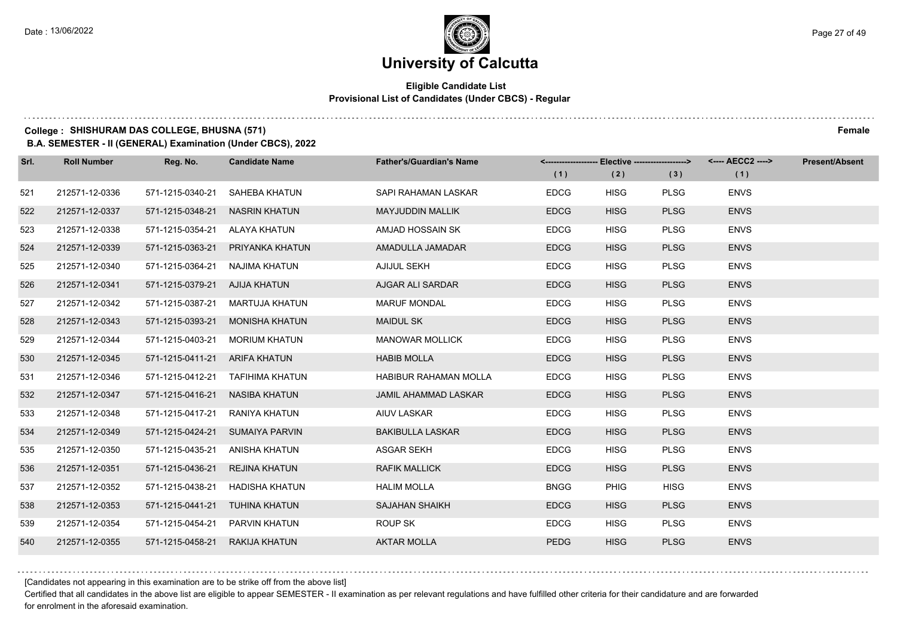# University of Calcutta

**Eligible Candidate List**
**Provisional List of Candidates (Under CBCS) - Regular**

**College : SHISHURAM DAS COLLEGE, BHUSNA (571)** **Female**

**B.A. SEMESTER - II (GENERAL) Examination (Under CBCS), 2022**

| Srl. | Roll Number | Reg. No. | Candidate Name | Father's/Guardian's Name | Elective (1) | Elective (2) | Elective (3) | AECC2 (1) | Present/Absent |
|---|---|---|---|---|---|---|---|---|---|
| 521 | 212571-12-0336 | 571-1215-0340-21 | SAHEBA KHATUN | SAPI RAHAMAN LASKAR | EDCG | HISG | PLSG | ENVS | |
| 522 | 212571-12-0337 | 571-1215-0348-21 | NASRIN KHATUN | MAYJUDDIN MALLIK | EDCG | HISG | PLSG | ENVS | |
| 523 | 212571-12-0338 | 571-1215-0354-21 | ALAYA KHATUN | AMJAD HOSSAIN SK | EDCG | HISG | PLSG | ENVS | |
| 524 | 212571-12-0339 | 571-1215-0363-21 | PRIYANKA KHATUN | AMADULLA JAMADAR | EDCG | HISG | PLSG | ENVS | |
| 525 | 212571-12-0340 | 571-1215-0364-21 | NAJIMA KHATUN | AJIJUL SEKH | EDCG | HISG | PLSG | ENVS | |
| 526 | 212571-12-0341 | 571-1215-0379-21 | AJIJA KHATUN | AJGAR ALI SARDAR | EDCG | HISG | PLSG | ENVS | |
| 527 | 212571-12-0342 | 571-1215-0387-21 | MARTUJA KHATUN | MARUF MONDAL | EDCG | HISG | PLSG | ENVS | |
| 528 | 212571-12-0343 | 571-1215-0393-21 | MONISHA KHATUN | MAIDUL SK | EDCG | HISG | PLSG | ENVS | |
| 529 | 212571-12-0344 | 571-1215-0403-21 | MORIUM KHATUN | MANOWAR MOLLICK | EDCG | HISG | PLSG | ENVS | |
| 530 | 212571-12-0345 | 571-1215-0411-21 | ARIFA KHATUN | HABIB MOLLA | EDCG | HISG | PLSG | ENVS | |
| 531 | 212571-12-0346 | 571-1215-0412-21 | TAFIHIMA KHATUN | HABIBUR RAHAMAN MOLLA | EDCG | HISG | PLSG | ENVS | |
| 532 | 212571-12-0347 | 571-1215-0416-21 | NASIBA KHATUN | JAMIL AHAMMAD LASKAR | EDCG | HISG | PLSG | ENVS | |
| 533 | 212571-12-0348 | 571-1215-0417-21 | RANIYA KHATUN | AIUV LASKAR | EDCG | HISG | PLSG | ENVS | |
| 534 | 212571-12-0349 | 571-1215-0424-21 | SUMAIYA PARVIN | BAKIBULLA LASKAR | EDCG | HISG | PLSG | ENVS | |
| 535 | 212571-12-0350 | 571-1215-0435-21 | ANISHA KHATUN | ASGAR SEKH | EDCG | HISG | PLSG | ENVS | |
| 536 | 212571-12-0351 | 571-1215-0436-21 | REJINA KHATUN | RAFIK MALLICK | EDCG | HISG | PLSG | ENVS | |
| 537 | 212571-12-0352 | 571-1215-0438-21 | HADISHA KHATUN | HALIM MOLLA | BNGG | PHIG | HISG | ENVS | |
| 538 | 212571-12-0353 | 571-1215-0441-21 | TUHINA KHATUN | SAJAHAN SHAIKH | EDCG | HISG | PLSG | ENVS | |
| 539 | 212571-12-0354 | 571-1215-0454-21 | PARVIN KHATUN | ROUP SK | EDCG | HISG | PLSG | ENVS | |
| 540 | 212571-12-0355 | 571-1215-0458-21 | RAKIJA KHATUN | AKTAR MOLLA | PEDG | HISG | PLSG | ENVS | |

[Candidates not appearing in this examination are to be strike off from the above list]

Certified that all candidates in the above list are eligible to appear SEMESTER - II examination as per relevant regulations and have fulfilled other criteria for their candidature and are forwarded for enrolment in the aforesaid examination.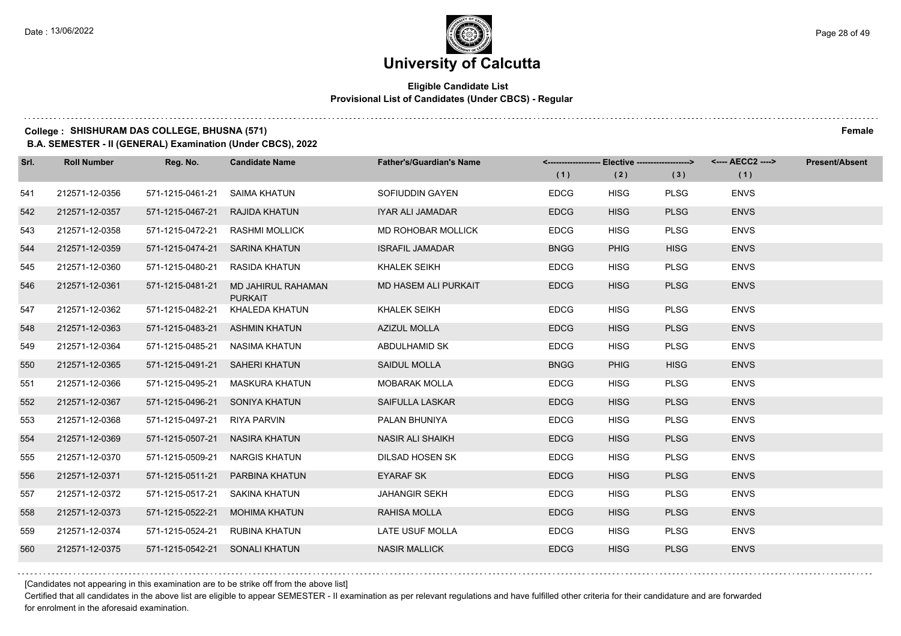# University of Calcutta

## Eligible Candidate List
### Provisional List of Candidates (Under CBCS) - Regular

**College : SHISHURAM DAS COLLEGE, BHUSNA (571)** **Female**

**B.A. SEMESTER - II (GENERAL) Examination (Under CBCS), 2022**

| Srl. | Roll Number | Reg. No. | Candidate Name | Father's/Guardian's Name | Elective (1) | Elective (2) | Elective (3) | AECC2 (1) | Present/Absent |
|---|---|---|---|---|---|---|---|---|---|
| 541 | 212571-12-0356 | 571-1215-0461-21 | SAIMA KHATUN | SOFIUDDIN GAYEN | EDCG | HISG | PLSG | ENVS | |
| 542 | 212571-12-0357 | 571-1215-0467-21 | RAJIDA KHATUN | IYAR ALI JAMADAR | EDCG | HISG | PLSG | ENVS | |
| 543 | 212571-12-0358 | 571-1215-0472-21 | RASHMI MOLLICK | MD ROHOBAR MOLLICK | EDCG | HISG | PLSG | ENVS | |
| 544 | 212571-12-0359 | 571-1215-0474-21 | SARINA KHATUN | ISRAFIL JAMADAR | BNGG | PHIG | HISG | ENVS | |
| 545 | 212571-12-0360 | 571-1215-0480-21 | RASIDA KHATUN | KHALEK SEIKH | EDCG | HISG | PLSG | ENVS | |
| 546 | 212571-12-0361 | 571-1215-0481-21 | MD JAHIRUL RAHAMAN PURKAIT | MD HASEM ALI PURKAIT | EDCG | HISG | PLSG | ENVS | |
| 547 | 212571-12-0362 | 571-1215-0482-21 | KHALEDA KHATUN | KHALEK SEIKH | EDCG | HISG | PLSG | ENVS | |
| 548 | 212571-12-0363 | 571-1215-0483-21 | ASHMIN KHATUN | AZIZUL MOLLA | EDCG | HISG | PLSG | ENVS | |
| 549 | 212571-12-0364 | 571-1215-0485-21 | NASIMA KHATUN | ABDULHAMID SK | EDCG | HISG | PLSG | ENVS | |
| 550 | 212571-12-0365 | 571-1215-0491-21 | SAHERI KHATUN | SAIDUL MOLLA | BNGG | PHIG | HISG | ENVS | |
| 551 | 212571-12-0366 | 571-1215-0495-21 | MASKURA KHATUN | MOBARAK MOLLA | EDCG | HISG | PLSG | ENVS | |
| 552 | 212571-12-0367 | 571-1215-0496-21 | SONIYA KHATUN | SAIFULLA LASKAR | EDCG | HISG | PLSG | ENVS | |
| 553 | 212571-12-0368 | 571-1215-0497-21 | RIYA PARVIN | PALAN BHUNIYA | EDCG | HISG | PLSG | ENVS | |
| 554 | 212571-12-0369 | 571-1215-0507-21 | NASIRA KHATUN | NASIR ALI SHAIKH | EDCG | HISG | PLSG | ENVS | |
| 555 | 212571-12-0370 | 571-1215-0509-21 | NARGIS KHATUN | DILSAD HOSEN SK | EDCG | HISG | PLSG | ENVS | |
| 556 | 212571-12-0371 | 571-1215-0511-21 | PARBINA KHATUN | EYARAF SK | EDCG | HISG | PLSG | ENVS | |
| 557 | 212571-12-0372 | 571-1215-0517-21 | SAKINA KHATUN | JAHANGIR SEKH | EDCG | HISG | PLSG | ENVS | |
| 558 | 212571-12-0373 | 571-1215-0522-21 | MOHIMA KHATUN | RAHISA MOLLA | EDCG | HISG | PLSG | ENVS | |
| 559 | 212571-12-0374 | 571-1215-0524-21 | RUBINA KHATUN | LATE USUF MOLLA | EDCG | HISG | PLSG | ENVS | |
| 560 | 212571-12-0375 | 571-1215-0542-21 | SONALI KHATUN | NASIR MALLICK | EDCG | HISG | PLSG | ENVS | |

[Candidates not appearing in this examination are to be strike off from the above list]

Certified that all candidates in the above list are eligible to appear SEMESTER - II examination as per relevant regulations and have fulfilled other criteria for their candidature and are forwarded for enrolment in the aforesaid examination.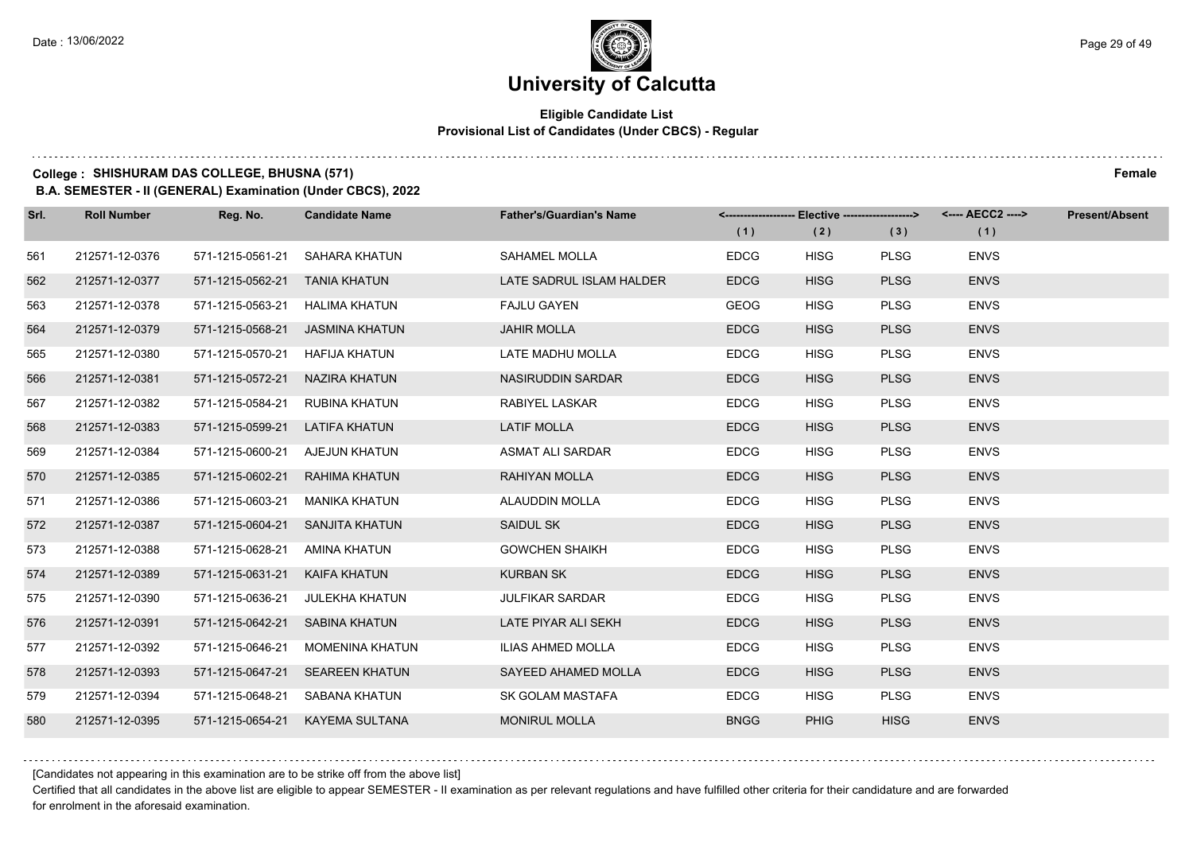# University of Calcutta

**Eligible Candidate List**
**Provisional List of Candidates (Under CBCS) - Regular**

**College : SHISHURAM DAS COLLEGE, BHUSNA (571)** — **Female**

**B.A. SEMESTER - II (GENERAL) Examination (Under CBCS), 2022**

| Srl. | Roll Number | Reg. No. | Candidate Name | Father's/Guardian's Name | Elective (1) | Elective (2) | Elective (3) | AECC2 (1) | Present/Absent |
|---|---|---|---|---|---|---|---|---|---|
| 561 | 212571-12-0376 | 571-1215-0561-21 | SAHARA KHATUN | SAHAMEL MOLLA | EDCG | HISG | PLSG | ENVS | |
| 562 | 212571-12-0377 | 571-1215-0562-21 | TANIA KHATUN | LATE SADRUL ISLAM HALDER | EDCG | HISG | PLSG | ENVS | |
| 563 | 212571-12-0378 | 571-1215-0563-21 | HALIMA KHATUN | FAJLU GAYEN | GEOG | HISG | PLSG | ENVS | |
| 564 | 212571-12-0379 | 571-1215-0568-21 | JASMINA KHATUN | JAHIR MOLLA | EDCG | HISG | PLSG | ENVS | |
| 565 | 212571-12-0380 | 571-1215-0570-21 | HAFIJA KHATUN | LATE MADHU MOLLA | EDCG | HISG | PLSG | ENVS | |
| 566 | 212571-12-0381 | 571-1215-0572-21 | NAZIRA KHATUN | NASIRUDDIN SARDAR | EDCG | HISG | PLSG | ENVS | |
| 567 | 212571-12-0382 | 571-1215-0584-21 | RUBINA KHATUN | RABIYEL LASKAR | EDCG | HISG | PLSG | ENVS | |
| 568 | 212571-12-0383 | 571-1215-0599-21 | LATIFA KHATUN | LATIF MOLLA | EDCG | HISG | PLSG | ENVS | |
| 569 | 212571-12-0384 | 571-1215-0600-21 | AJEJUN KHATUN | ASMAT ALI SARDAR | EDCG | HISG | PLSG | ENVS | |
| 570 | 212571-12-0385 | 571-1215-0602-21 | RAHIMA KHATUN | RAHIYAN MOLLA | EDCG | HISG | PLSG | ENVS | |
| 571 | 212571-12-0386 | 571-1215-0603-21 | MANIKA KHATUN | ALAUDDIN MOLLA | EDCG | HISG | PLSG | ENVS | |
| 572 | 212571-12-0387 | 571-1215-0604-21 | SANJITA KHATUN | SAIDUL SK | EDCG | HISG | PLSG | ENVS | |
| 573 | 212571-12-0388 | 571-1215-0628-21 | AMINA KHATUN | GOWCHEN SHAIKH | EDCG | HISG | PLSG | ENVS | |
| 574 | 212571-12-0389 | 571-1215-0631-21 | KAIFA KHATUN | KURBAN SK | EDCG | HISG | PLSG | ENVS | |
| 575 | 212571-12-0390 | 571-1215-0636-21 | JULEKHA KHATUN | JULFIKAR SARDAR | EDCG | HISG | PLSG | ENVS | |
| 576 | 212571-12-0391 | 571-1215-0642-21 | SABINA KHATUN | LATE PIYAR ALI SEKH | EDCG | HISG | PLSG | ENVS | |
| 577 | 212571-12-0392 | 571-1215-0646-21 | MOMENINA KHATUN | ILIAS AHMED MOLLA | EDCG | HISG | PLSG | ENVS | |
| 578 | 212571-12-0393 | 571-1215-0647-21 | SEAREEN KHATUN | SAYEED AHAMED MOLLA | EDCG | HISG | PLSG | ENVS | |
| 579 | 212571-12-0394 | 571-1215-0648-21 | SABANA KHATUN | SK GOLAM MASTAFA | EDCG | HISG | PLSG | ENVS | |
| 580 | 212571-12-0395 | 571-1215-0654-21 | KAYEMA SULTANA | MONIRUL MOLLA | BNGG | PHIG | HISG | ENVS | |

[Candidates not appearing in this examination are to be strike off from the above list]

Certified that all candidates in the above list are eligible to appear SEMESTER - II examination as per relevant regulations and have fulfilled other criteria for their candidature and are forwarded for enrolment in the aforesaid examination.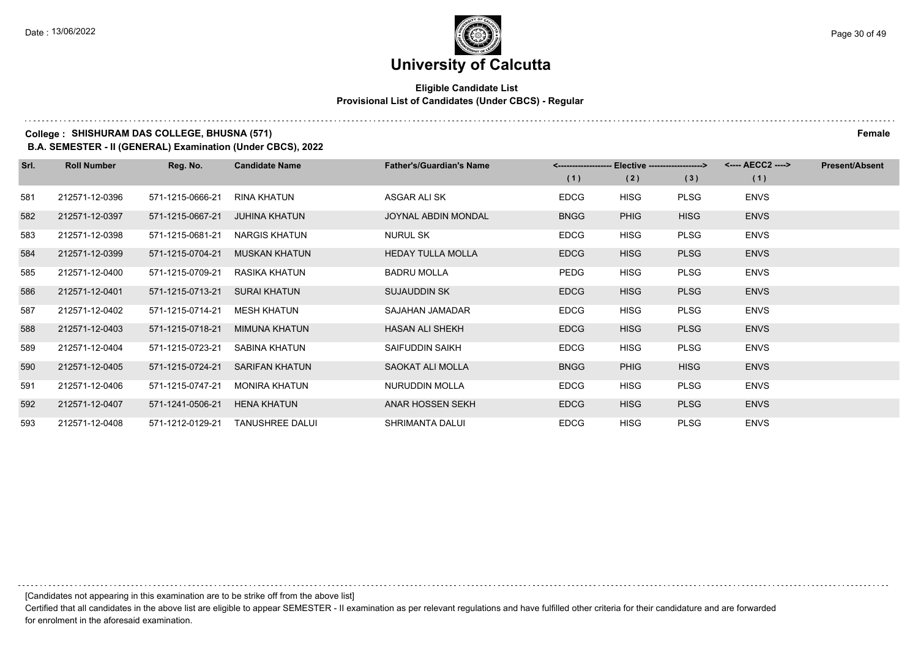# University of Calcutta

**Eligible Candidate List**
**Provisional List of Candidates (Under CBCS) - Regular**

**College : SHISHURAM DAS COLLEGE, BHUSNA (571)** **Female**

**B.A. SEMESTER - II (GENERAL) Examination (Under CBCS), 2022**

| Srl. | Roll Number | Reg. No. | Candidate Name | Father's/Guardian's Name | <------------------- Elective -------------------> | | | <---- AECC2 ----> | Present/Absent |
|---|---|---|---|---|---|---|---|---|---|
| | | | | | (1) | (2) | (3) | (1) | |
| 581 | 212571-12-0396 | 571-1215-0666-21 | RINA KHATUN | ASGAR ALI SK | EDCG | HISG | PLSG | ENVS | |
| 582 | 212571-12-0397 | 571-1215-0667-21 | JUHINA KHATUN | JOYNAL ABDIN MONDAL | BNGG | PHIG | HISG | ENVS | |
| 583 | 212571-12-0398 | 571-1215-0681-21 | NARGIS KHATUN | NURUL SK | EDCG | HISG | PLSG | ENVS | |
| 584 | 212571-12-0399 | 571-1215-0704-21 | MUSKAN KHATUN | HEDAY TULLA MOLLA | EDCG | HISG | PLSG | ENVS | |
| 585 | 212571-12-0400 | 571-1215-0709-21 | RASIKA KHATUN | BADRU MOLLA | PEDG | HISG | PLSG | ENVS | |
| 586 | 212571-12-0401 | 571-1215-0713-21 | SURAI KHATUN | SUJAUDDIN SK | EDCG | HISG | PLSG | ENVS | |
| 587 | 212571-12-0402 | 571-1215-0714-21 | MESH KHATUN | SAJAHAN JAMADAR | EDCG | HISG | PLSG | ENVS | |
| 588 | 212571-12-0403 | 571-1215-0718-21 | MIMUNA KHATUN | HASAN ALI SHEKH | EDCG | HISG | PLSG | ENVS | |
| 589 | 212571-12-0404 | 571-1215-0723-21 | SABINA KHATUN | SAIFUDDIN SAIKH | EDCG | HISG | PLSG | ENVS | |
| 590 | 212571-12-0405 | 571-1215-0724-21 | SARIFAN KHATUN | SAOKAT ALI MOLLA | BNGG | PHIG | HISG | ENVS | |
| 591 | 212571-12-0406 | 571-1215-0747-21 | MONIRA KHATUN | NURUDDIN MOLLA | EDCG | HISG | PLSG | ENVS | |
| 592 | 212571-12-0407 | 571-1241-0506-21 | HENA KHATUN | ANAR HOSSEN SEKH | EDCG | HISG | PLSG | ENVS | |
| 593 | 212571-12-0408 | 571-1212-0129-21 | TANUSHREE DALUI | SHRIMANTA DALUI | EDCG | HISG | PLSG | ENVS | |

[Candidates not appearing in this examination are to be strike off from the above list]

Certified that all candidates in the above list are eligible to appear SEMESTER - II examination as per relevant regulations and have fulfilled other criteria for their candidature and are forwarded for enrolment in the aforesaid examination.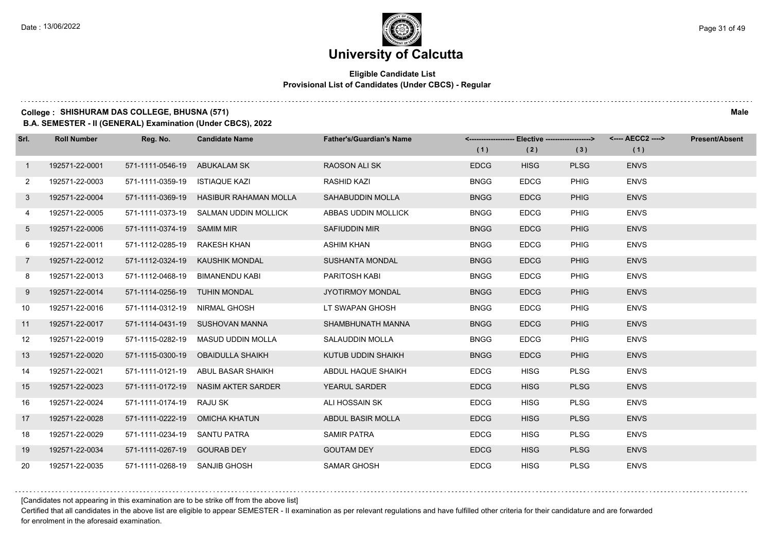# University of Calcutta

## Eligible Candidate List
### Provisional List of Candidates (Under CBCS) - Regular

**College : SHISHURAM DAS COLLEGE, BHUSNA (571)** **Male**

**B.A. SEMESTER - II (GENERAL) Examination (Under CBCS), 2022**

| Srl. | Roll Number | Reg. No. | Candidate Name | Father's/Guardian's Name | <------------------- Elective -------------------> | | | <---- AECC2 ----> | Present/Absent |
|---|---|---|---|---|---|---|---|---|---|
| | | | | | (1) | (2) | (3) | (1) | |
| 1 | 192571-22-0001 | 571-1111-0546-19 | ABUKALAM SK | RAOSON ALI SK | EDCG | HISG | PLSG | ENVS | |
| 2 | 192571-22-0003 | 571-1111-0359-19 | ISTIAQUE KAZI | RASHID KAZI | BNGG | EDCG | PHIG | ENVS | |
| 3 | 192571-22-0004 | 571-1111-0369-19 | HASIBUR RAHAMAN MOLLA | SAHABUDDIN MOLLA | BNGG | EDCG | PHIG | ENVS | |
| 4 | 192571-22-0005 | 571-1111-0373-19 | SALMAN UDDIN MOLLICK | ABBAS UDDIN MOLLICK | BNGG | EDCG | PHIG | ENVS | |
| 5 | 192571-22-0006 | 571-1111-0374-19 | SAMIM MIR | SAFIUDDIN MIR | BNGG | EDCG | PHIG | ENVS | |
| 6 | 192571-22-0011 | 571-1112-0285-19 | RAKESH KHAN | ASHIM KHAN | BNGG | EDCG | PHIG | ENVS | |
| 7 | 192571-22-0012 | 571-1112-0324-19 | KAUSHIK MONDAL | SUSHANTA MONDAL | BNGG | EDCG | PHIG | ENVS | |
| 8 | 192571-22-0013 | 571-1112-0468-19 | BIMANENDU KABI | PARITOSH KABI | BNGG | EDCG | PHIG | ENVS | |
| 9 | 192571-22-0014 | 571-1114-0256-19 | TUHIN MONDAL | JYOTIRMOY MONDAL | BNGG | EDCG | PHIG | ENVS | |
| 10 | 192571-22-0016 | 571-1114-0312-19 | NIRMAL GHOSH | LT SWAPAN GHOSH | BNGG | EDCG | PHIG | ENVS | |
| 11 | 192571-22-0017 | 571-1114-0431-19 | SUSHOVAN MANNA | SHAMBHUNATH MANNA | BNGG | EDCG | PHIG | ENVS | |
| 12 | 192571-22-0019 | 571-1115-0282-19 | MASUD UDDIN MOLLA | SALAUDDIN MOLLA | BNGG | EDCG | PHIG | ENVS | |
| 13 | 192571-22-0020 | 571-1115-0300-19 | OBAIDULLA SHAIKH | KUTUB UDDIN SHAIKH | BNGG | EDCG | PHIG | ENVS | |
| 14 | 192571-22-0021 | 571-1111-0121-19 | ABUL BASAR SHAIKH | ABDUL HAQUE SHAIKH | EDCG | HISG | PLSG | ENVS | |
| 15 | 192571-22-0023 | 571-1111-0172-19 | NASIM AKTER SARDER | YEARUL SARDER | EDCG | HISG | PLSG | ENVS | |
| 16 | 192571-22-0024 | 571-1111-0174-19 | RAJU SK | ALI HOSSAIN SK | EDCG | HISG | PLSG | ENVS | |
| 17 | 192571-22-0028 | 571-1111-0222-19 | OMICHA KHATUN | ABDUL BASIR MOLLA | EDCG | HISG | PLSG | ENVS | |
| 18 | 192571-22-0029 | 571-1111-0234-19 | SANTU PATRA | SAMIR PATRA | EDCG | HISG | PLSG | ENVS | |
| 19 | 192571-22-0034 | 571-1111-0267-19 | GOURAB DEY | GOUTAM DEY | EDCG | HISG | PLSG | ENVS | |
| 20 | 192571-22-0035 | 571-1111-0268-19 | SANJIB GHOSH | SAMAR GHOSH | EDCG | HISG | PLSG | ENVS | |

[Candidates not appearing in this examination are to be strike off from the above list]

Certified that all candidates in the above list are eligible to appear SEMESTER - II examination as per relevant regulations and have fulfilled other criteria for their candidature and are forwarded for enrolment in the aforesaid examination.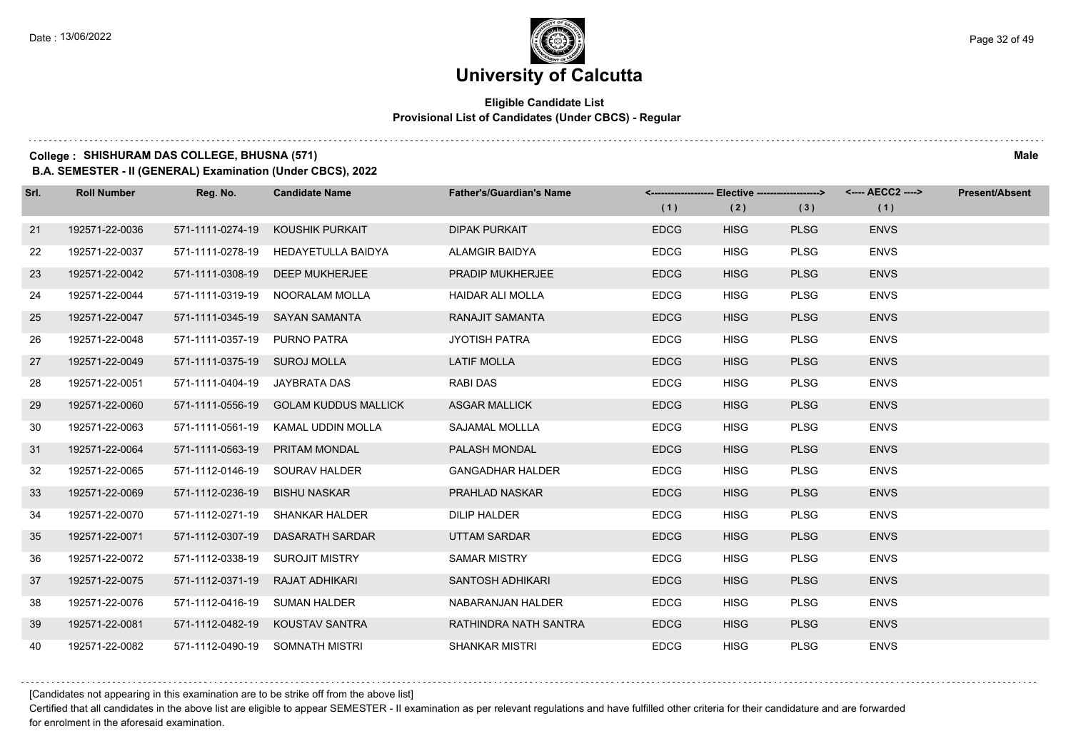# University of Calcutta

**Eligible Candidate List**
**Provisional List of Candidates (Under CBCS) - Regular**

**College : SHISHURAM DAS COLLEGE, BHUSNA (571)** **Male**

**B.A. SEMESTER - II (GENERAL) Examination (Under CBCS), 2022**

| Srl. | Roll Number | Reg. No. | Candidate Name | Father's/Guardian's Name | Elective (1) | Elective (2) | Elective (3) | AECC2 (1) | Present/Absent |
|---|---|---|---|---|---|---|---|---|---|
| 21 | 192571-22-0036 | 571-1111-0274-19 | KOUSHIK PURKAIT | DIPAK PURKAIT | EDCG | HISG | PLSG | ENVS | |
| 22 | 192571-22-0037 | 571-1111-0278-19 | HEDAYETULLA BAIDYA | ALAMGIR BAIDYA | EDCG | HISG | PLSG | ENVS | |
| 23 | 192571-22-0042 | 571-1111-0308-19 | DEEP MUKHERJEE | PRADIP MUKHERJEE | EDCG | HISG | PLSG | ENVS | |
| 24 | 192571-22-0044 | 571-1111-0319-19 | NOORALAM MOLLA | HAIDAR ALI MOLLA | EDCG | HISG | PLSG | ENVS | |
| 25 | 192571-22-0047 | 571-1111-0345-19 | SAYAN SAMANTA | RANAJIT SAMANTA | EDCG | HISG | PLSG | ENVS | |
| 26 | 192571-22-0048 | 571-1111-0357-19 | PURNO PATRA | JYOTISH PATRA | EDCG | HISG | PLSG | ENVS | |
| 27 | 192571-22-0049 | 571-1111-0375-19 | SUROJ MOLLA | LATIF MOLLA | EDCG | HISG | PLSG | ENVS | |
| 28 | 192571-22-0051 | 571-1111-0404-19 | JAYBRATA DAS | RABI DAS | EDCG | HISG | PLSG | ENVS | |
| 29 | 192571-22-0060 | 571-1111-0556-19 | GOLAM KUDDUS MALLICK | ASGAR MALLICK | EDCG | HISG | PLSG | ENVS | |
| 30 | 192571-22-0063 | 571-1111-0561-19 | KAMAL UDDIN MOLLA | SAJAMAL MOLLLA | EDCG | HISG | PLSG | ENVS | |
| 31 | 192571-22-0064 | 571-1111-0563-19 | PRITAM MONDAL | PALASH MONDAL | EDCG | HISG | PLSG | ENVS | |
| 32 | 192571-22-0065 | 571-1112-0146-19 | SOURAV HALDER | GANGADHAR HALDER | EDCG | HISG | PLSG | ENVS | |
| 33 | 192571-22-0069 | 571-1112-0236-19 | BISHU NASKAR | PRAHLAD NASKAR | EDCG | HISG | PLSG | ENVS | |
| 34 | 192571-22-0070 | 571-1112-0271-19 | SHANKAR HALDER | DILIP HALDER | EDCG | HISG | PLSG | ENVS | |
| 35 | 192571-22-0071 | 571-1112-0307-19 | DASARATH SARDAR | UTTAM SARDAR | EDCG | HISG | PLSG | ENVS | |
| 36 | 192571-22-0072 | 571-1112-0338-19 | SUROJIT MISTRY | SAMAR MISTRY | EDCG | HISG | PLSG | ENVS | |
| 37 | 192571-22-0075 | 571-1112-0371-19 | RAJAT ADHIKARI | SANTOSH ADHIKARI | EDCG | HISG | PLSG | ENVS | |
| 38 | 192571-22-0076 | 571-1112-0416-19 | SUMAN HALDER | NABARANJAN HALDER | EDCG | HISG | PLSG | ENVS | |
| 39 | 192571-22-0081 | 571-1112-0482-19 | KOUSTAV SANTRA | RATHINDRA NATH SANTRA | EDCG | HISG | PLSG | ENVS | |
| 40 | 192571-22-0082 | 571-1112-0490-19 | SOMNATH MISTRI | SHANKAR MISTRI | EDCG | HISG | PLSG | ENVS | |

[Candidates not appearing in this examination are to be strike off from the above list]

Certified that all candidates in the above list are eligible to appear SEMESTER - II examination as per relevant regulations and have fulfilled other criteria for their candidature and are forwarded for enrolment in the aforesaid examination.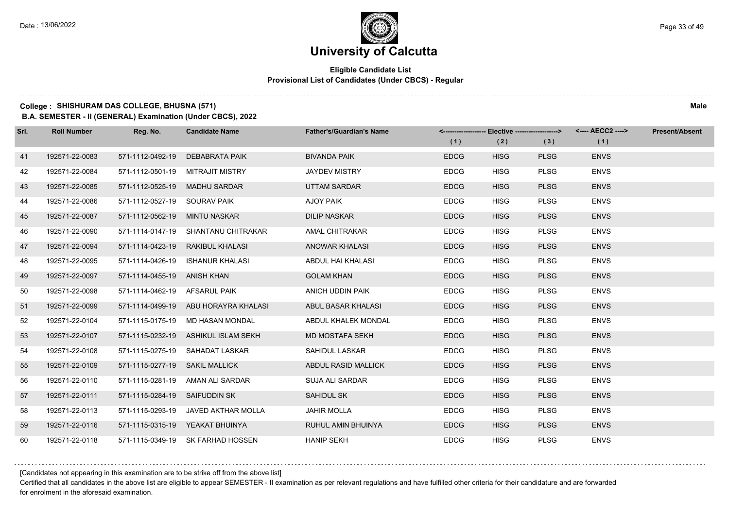# University of Calcutta

**Eligible Candidate List**
**Provisional List of Candidates (Under CBCS) - Regular**

**College : SHISHURAM DAS COLLEGE, BHUSNA (571)** **Male**

**B.A. SEMESTER - II (GENERAL) Examination (Under CBCS), 2022**

| Srl. | Roll Number | Reg. No. | Candidate Name | Father's/Guardian's Name | Elective (1) | Elective (2) | Elective (3) | AECC2 (1) | Present/Absent |
|---|---|---|---|---|---|---|---|---|---|
| 41 | 192571-22-0083 | 571-1112-0492-19 | DEBABRATA PAIK | BIVANDA PAIK | EDCG | HISG | PLSG | ENVS | |
| 42 | 192571-22-0084 | 571-1112-0501-19 | MITRAJIT MISTRY | JAYDEV MISTRY | EDCG | HISG | PLSG | ENVS | |
| 43 | 192571-22-0085 | 571-1112-0525-19 | MADHU SARDAR | UTTAM SARDAR | EDCG | HISG | PLSG | ENVS | |
| 44 | 192571-22-0086 | 571-1112-0527-19 | SOURAV PAIK | AJOY PAIK | EDCG | HISG | PLSG | ENVS | |
| 45 | 192571-22-0087 | 571-1112-0562-19 | MINTU NASKAR | DILIP NASKAR | EDCG | HISG | PLSG | ENVS | |
| 46 | 192571-22-0090 | 571-1114-0147-19 | SHANTANU CHITRAKAR | AMAL CHITRAKAR | EDCG | HISG | PLSG | ENVS | |
| 47 | 192571-22-0094 | 571-1114-0423-19 | RAKIBUL KHALASI | ANOWAR KHALASI | EDCG | HISG | PLSG | ENVS | |
| 48 | 192571-22-0095 | 571-1114-0426-19 | ISHANUR KHALASI | ABDUL HAI KHALASI | EDCG | HISG | PLSG | ENVS | |
| 49 | 192571-22-0097 | 571-1114-0455-19 | ANISH KHAN | GOLAM KHAN | EDCG | HISG | PLSG | ENVS | |
| 50 | 192571-22-0098 | 571-1114-0462-19 | AFSARUL PAIK | ANICH UDDIN PAIK | EDCG | HISG | PLSG | ENVS | |
| 51 | 192571-22-0099 | 571-1114-0499-19 | ABU HORAYRA KHALASI | ABUL BASAR KHALASI | EDCG | HISG | PLSG | ENVS | |
| 52 | 192571-22-0104 | 571-1115-0175-19 | MD HASAN MONDAL | ABDUL KHALEK MONDAL | EDCG | HISG | PLSG | ENVS | |
| 53 | 192571-22-0107 | 571-1115-0232-19 | ASHIKUL ISLAM SEKH | MD MOSTAFA SEKH | EDCG | HISG | PLSG | ENVS | |
| 54 | 192571-22-0108 | 571-1115-0275-19 | SAHADAT LASKAR | SAHIDUL LASKAR | EDCG | HISG | PLSG | ENVS | |
| 55 | 192571-22-0109 | 571-1115-0277-19 | SAKIL MALLICK | ABDUL RASID MALLICK | EDCG | HISG | PLSG | ENVS | |
| 56 | 192571-22-0110 | 571-1115-0281-19 | AMAN ALI SARDAR | SUJA ALI SARDAR | EDCG | HISG | PLSG | ENVS | |
| 57 | 192571-22-0111 | 571-1115-0284-19 | SAIFUDDIN SK | SAHIDUL SK | EDCG | HISG | PLSG | ENVS | |
| 58 | 192571-22-0113 | 571-1115-0293-19 | JAVED AKTHAR MOLLA | JAHIR MOLLA | EDCG | HISG | PLSG | ENVS | |
| 59 | 192571-22-0116 | 571-1115-0315-19 | YEAKAT BHUINYA | RUHUL AMIN BHUINYA | EDCG | HISG | PLSG | ENVS | |
| 60 | 192571-22-0118 | 571-1115-0349-19 | SK FARHAD HOSSEN | HANIP SEKH | EDCG | HISG | PLSG | ENVS | |

[Candidates not appearing in this examination are to be strike off from the above list]

Certified that all candidates in the above list are eligible to appear SEMESTER - II examination as per relevant regulations and have fulfilled other criteria for their candidature and are forwarded for enrolment in the aforesaid examination.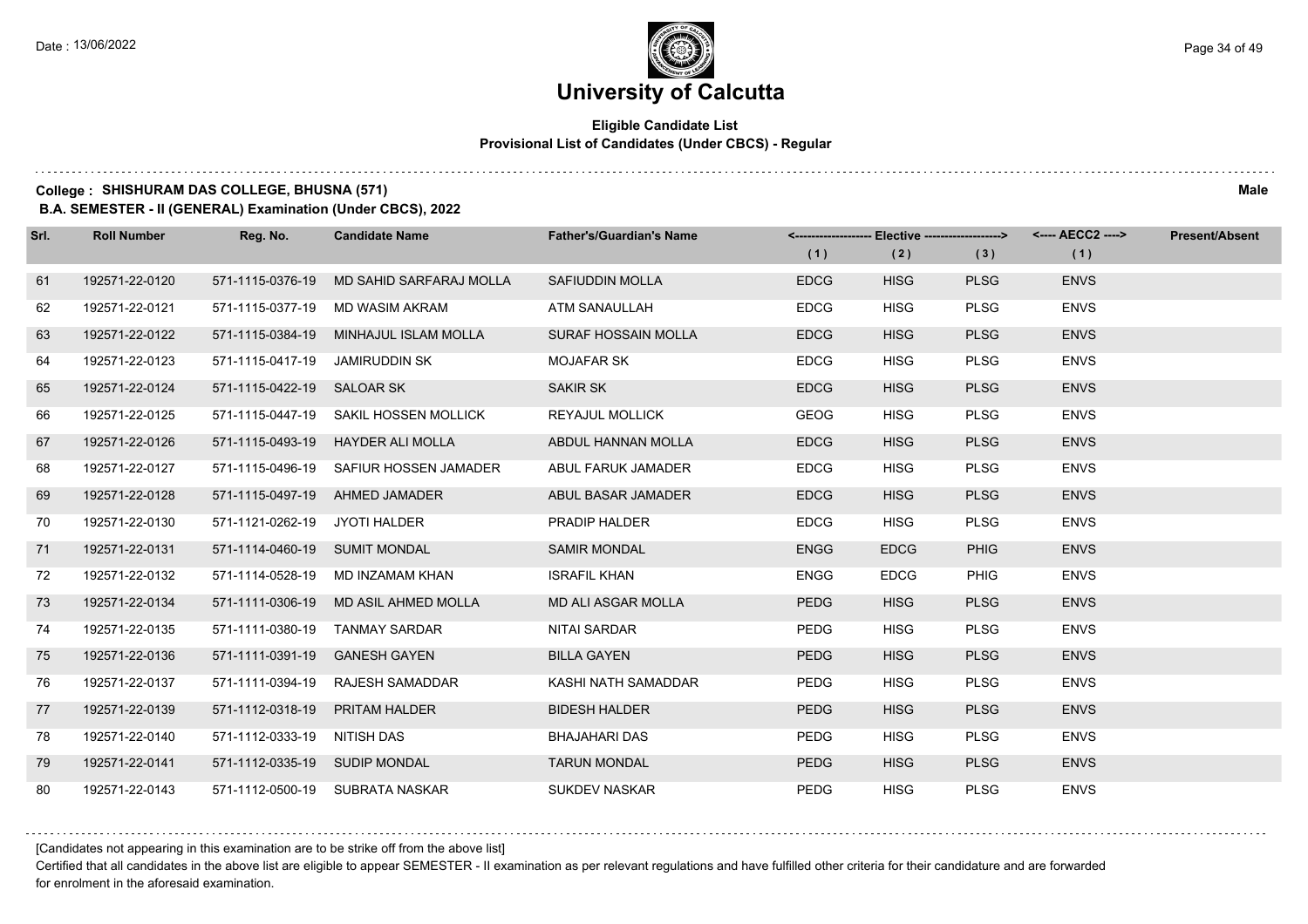# University of Calcutta

## Eligible Candidate List
### Provisional List of Candidates (Under CBCS) - Regular

**College : SHISHURAM DAS COLLEGE, BHUSNA (571)** **Male**

**B.A. SEMESTER - II (GENERAL) Examination (Under CBCS), 2022**

| Srl. | Roll Number | Reg. No. | Candidate Name | Father's/Guardian's Name | Elective (1) | Elective (2) | Elective (3) | AECC2 (1) | Present/Absent |
|---|---|---|---|---|---|---|---|---|---|
| 61 | 192571-22-0120 | 571-1115-0376-19 | MD SAHID SARFARAJ MOLLA | SAFIUDDIN MOLLA | EDCG | HISG | PLSG | ENVS | |
| 62 | 192571-22-0121 | 571-1115-0377-19 | MD WASIM AKRAM | ATM SANAULLAH | EDCG | HISG | PLSG | ENVS | |
| 63 | 192571-22-0122 | 571-1115-0384-19 | MINHAJUL ISLAM MOLLA | SURAF HOSSAIN MOLLA | EDCG | HISG | PLSG | ENVS | |
| 64 | 192571-22-0123 | 571-1115-0417-19 | JAMIRUDDIN SK | MOJAFAR SK | EDCG | HISG | PLSG | ENVS | |
| 65 | 192571-22-0124 | 571-1115-0422-19 | SALOAR SK | SAKIR SK | EDCG | HISG | PLSG | ENVS | |
| 66 | 192571-22-0125 | 571-1115-0447-19 | SAKIL HOSSEN MOLLICK | REYAJUL MOLLICK | GEOG | HISG | PLSG | ENVS | |
| 67 | 192571-22-0126 | 571-1115-0493-19 | HAYDER ALI MOLLA | ABDUL HANNAN MOLLA | EDCG | HISG | PLSG | ENVS | |
| 68 | 192571-22-0127 | 571-1115-0496-19 | SAFIUR HOSSEN JAMADER | ABUL FARUK JAMADER | EDCG | HISG | PLSG | ENVS | |
| 69 | 192571-22-0128 | 571-1115-0497-19 | AHMED JAMADER | ABUL BASAR JAMADER | EDCG | HISG | PLSG | ENVS | |
| 70 | 192571-22-0130 | 571-1121-0262-19 | JYOTI HALDER | PRADIP HALDER | EDCG | HISG | PLSG | ENVS | |
| 71 | 192571-22-0131 | 571-1114-0460-19 | SUMIT MONDAL | SAMIR MONDAL | ENGG | EDCG | PHIG | ENVS | |
| 72 | 192571-22-0132 | 571-1114-0528-19 | MD INZAMAM KHAN | ISRAFIL KHAN | ENGG | EDCG | PHIG | ENVS | |
| 73 | 192571-22-0134 | 571-1111-0306-19 | MD ASIL AHMED MOLLA | MD ALI ASGAR MOLLA | PEDG | HISG | PLSG | ENVS | |
| 74 | 192571-22-0135 | 571-1111-0380-19 | TANMAY SARDAR | NITAI SARDAR | PEDG | HISG | PLSG | ENVS | |
| 75 | 192571-22-0136 | 571-1111-0391-19 | GANESH GAYEN | BILLA GAYEN | PEDG | HISG | PLSG | ENVS | |
| 76 | 192571-22-0137 | 571-1111-0394-19 | RAJESH SAMADDAR | KASHI NATH SAMADDAR | PEDG | HISG | PLSG | ENVS | |
| 77 | 192571-22-0139 | 571-1112-0318-19 | PRITAM HALDER | BIDESH HALDER | PEDG | HISG | PLSG | ENVS | |
| 78 | 192571-22-0140 | 571-1112-0333-19 | NITISH DAS | BHAJAHARI DAS | PEDG | HISG | PLSG | ENVS | |
| 79 | 192571-22-0141 | 571-1112-0335-19 | SUDIP MONDAL | TARUN MONDAL | PEDG | HISG | PLSG | ENVS | |
| 80 | 192571-22-0143 | 571-1112-0500-19 | SUBRATA NASKAR | SUKDEV NASKAR | PEDG | HISG | PLSG | ENVS | |

[Candidates not appearing in this examination are to be strike off from the above list]

Certified that all candidates in the above list are eligible to appear SEMESTER - II examination as per relevant regulations and have fulfilled other criteria for their candidature and are forwarded for enrolment in the aforesaid examination.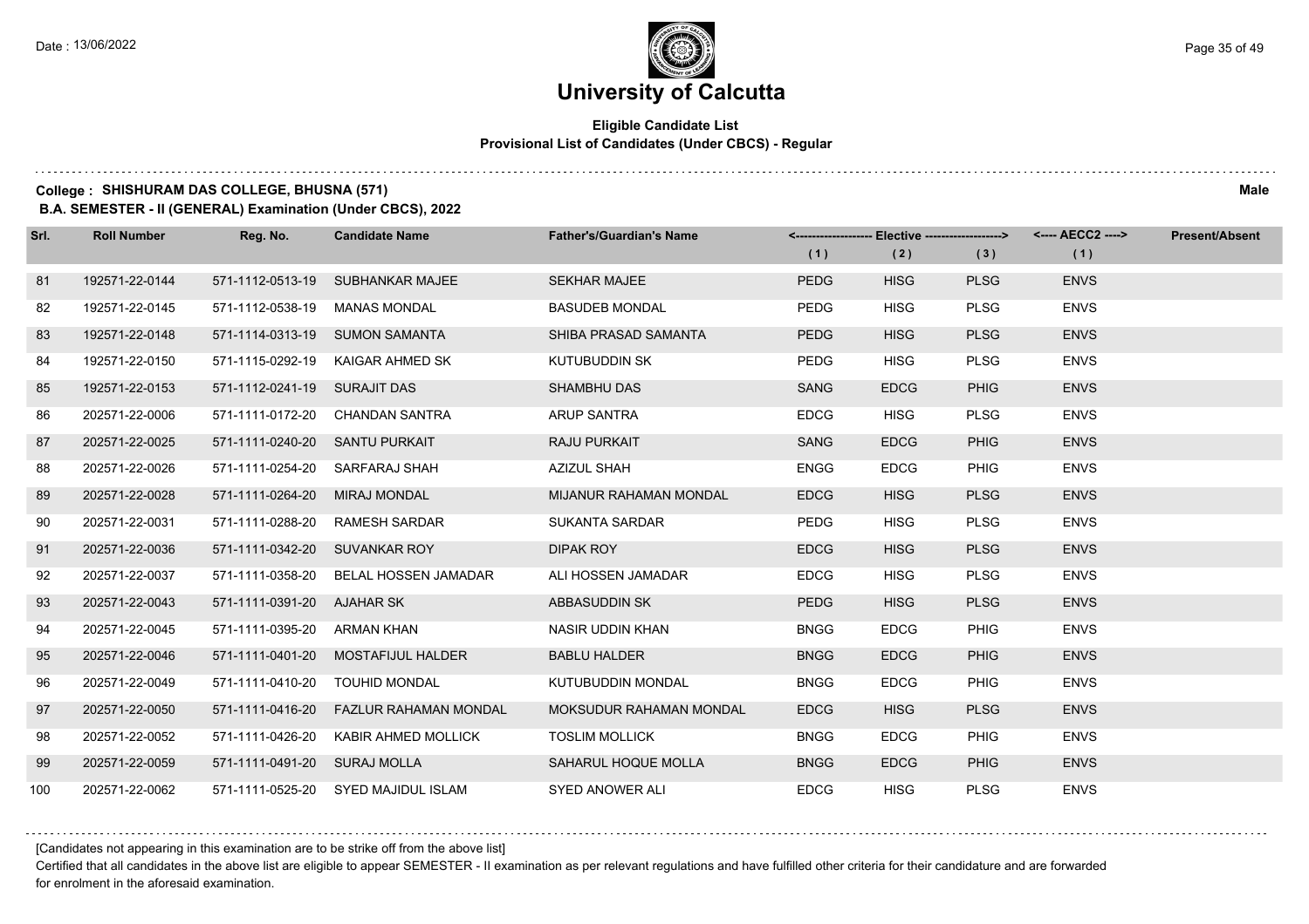# University of Calcutta

**Eligible Candidate List**
**Provisional List of Candidates (Under CBCS) - Regular**

**College : SHISHURAM DAS COLLEGE, BHUSNA (571)** **Male**

**B.A. SEMESTER - II (GENERAL) Examination (Under CBCS), 2022**

| Srl. | Roll Number | Reg. No. | Candidate Name | Father's/Guardian's Name | <------------------- Elective -------------------> | | | <---- AECC2 ----> | Present/Absent |
|---|---|---|---|---|---|---|---|---|---|
| | | | | | (1) | (2) | (3) | (1) | |
| 81 | 192571-22-0144 | 571-1112-0513-19 | SUBHANKAR MAJEE | SEKHAR MAJEE | PEDG | HISG | PLSG | ENVS | |
| 82 | 192571-22-0145 | 571-1112-0538-19 | MANAS MONDAL | BASUDEB MONDAL | PEDG | HISG | PLSG | ENVS | |
| 83 | 192571-22-0148 | 571-1114-0313-19 | SUMON SAMANTA | SHIBA PRASAD SAMANTA | PEDG | HISG | PLSG | ENVS | |
| 84 | 192571-22-0150 | 571-1115-0292-19 | KAIGAR AHMED SK | KUTUBUDDIN SK | PEDG | HISG | PLSG | ENVS | |
| 85 | 192571-22-0153 | 571-1112-0241-19 | SURAJIT DAS | SHAMBHU DAS | SANG | EDCG | PHIG | ENVS | |
| 86 | 202571-22-0006 | 571-1111-0172-20 | CHANDAN SANTRA | ARUP SANTRA | EDCG | HISG | PLSG | ENVS | |
| 87 | 202571-22-0025 | 571-1111-0240-20 | SANTU PURKAIT | RAJU PURKAIT | SANG | EDCG | PHIG | ENVS | |
| 88 | 202571-22-0026 | 571-1111-0254-20 | SARFARAJ SHAH | AZIZUL SHAH | ENGG | EDCG | PHIG | ENVS | |
| 89 | 202571-22-0028 | 571-1111-0264-20 | MIRAJ MONDAL | MIJANUR RAHAMAN MONDAL | EDCG | HISG | PLSG | ENVS | |
| 90 | 202571-22-0031 | 571-1111-0288-20 | RAMESH SARDAR | SUKANTA SARDAR | PEDG | HISG | PLSG | ENVS | |
| 91 | 202571-22-0036 | 571-1111-0342-20 | SUVANKAR ROY | DIPAK ROY | EDCG | HISG | PLSG | ENVS | |
| 92 | 202571-22-0037 | 571-1111-0358-20 | BELAL HOSSEN JAMADAR | ALI HOSSEN JAMADAR | EDCG | HISG | PLSG | ENVS | |
| 93 | 202571-22-0043 | 571-1111-0391-20 | AJAHAR SK | ABBASUDDIN SK | PEDG | HISG | PLSG | ENVS | |
| 94 | 202571-22-0045 | 571-1111-0395-20 | ARMAN KHAN | NASIR UDDIN KHAN | BNGG | EDCG | PHIG | ENVS | |
| 95 | 202571-22-0046 | 571-1111-0401-20 | MOSTAFIJUL HALDER | BABLU HALDER | BNGG | EDCG | PHIG | ENVS | |
| 96 | 202571-22-0049 | 571-1111-0410-20 | TOUHID MONDAL | KUTUBUDDIN MONDAL | BNGG | EDCG | PHIG | ENVS | |
| 97 | 202571-22-0050 | 571-1111-0416-20 | FAZLUR RAHAMAN MONDAL | MOKSUDUR RAHAMAN MONDAL | EDCG | HISG | PLSG | ENVS | |
| 98 | 202571-22-0052 | 571-1111-0426-20 | KABIR AHMED MOLLICK | TOSLIM MOLLICK | BNGG | EDCG | PHIG | ENVS | |
| 99 | 202571-22-0059 | 571-1111-0491-20 | SURAJ MOLLA | SAHARUL HOQUE MOLLA | BNGG | EDCG | PHIG | ENVS | |
| 100 | 202571-22-0062 | 571-1111-0525-20 | SYED MAJIDUL ISLAM | SYED ANOWER ALI | EDCG | HISG | PLSG | ENVS | |

[Candidates not appearing in this examination are to be strike off from the above list]

Certified that all candidates in the above list are eligible to appear SEMESTER - II examination as per relevant regulations and have fulfilled other criteria for their candidature and are forwarded for enrolment in the aforesaid examination.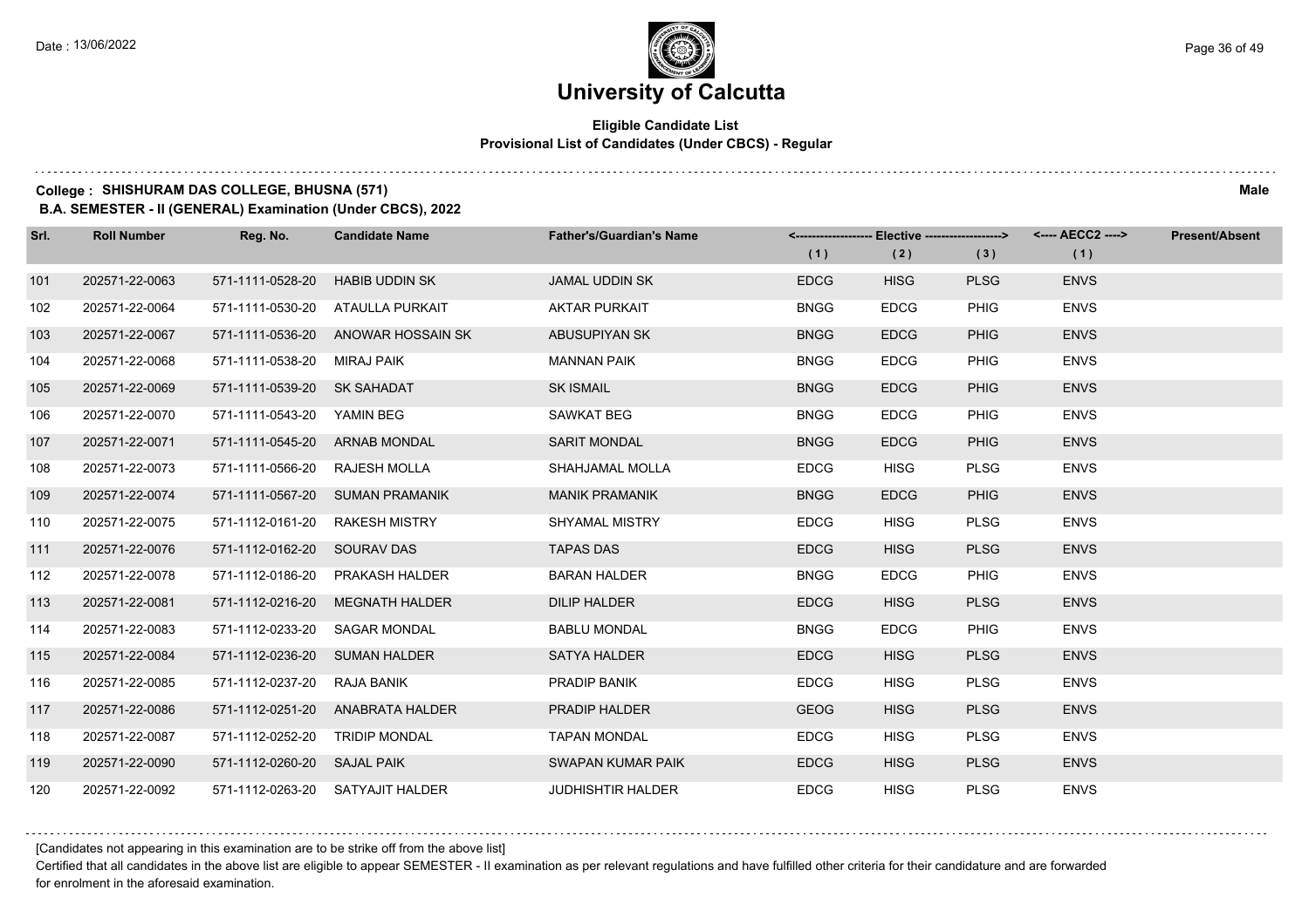# University of Calcutta

## Eligible Candidate List
### Provisional List of Candidates (Under CBCS) - Regular

**College : SHISHURAM DAS COLLEGE, BHUSNA (571)** **Male**

**B.A. SEMESTER - II (GENERAL) Examination (Under CBCS), 2022**

| Srl. | Roll Number | Reg. No. | Candidate Name | Father's/Guardian's Name | <------------------- Elective -------------------> | | | <---- AECC2 ----> | Present/Absent |
|---|---|---|---|---|---|---|---|---|---|
| | | | | | (1) | (2) | (3) | (1) | |
| 101 | 202571-22-0063 | 571-1111-0528-20 | HABIB UDDIN SK | JAMAL UDDIN SK | EDCG | HISG | PLSG | ENVS | |
| 102 | 202571-22-0064 | 571-1111-0530-20 | ATAULLA PURKAIT | AKTAR PURKAIT | BNGG | EDCG | PHIG | ENVS | |
| 103 | 202571-22-0067 | 571-1111-0536-20 | ANOWAR HOSSAIN SK | ABUSUPIYAN SK | BNGG | EDCG | PHIG | ENVS | |
| 104 | 202571-22-0068 | 571-1111-0538-20 | MIRAJ PAIK | MANNAN PAIK | BNGG | EDCG | PHIG | ENVS | |
| 105 | 202571-22-0069 | 571-1111-0539-20 | SK SAHADAT | SK ISMAIL | BNGG | EDCG | PHIG | ENVS | |
| 106 | 202571-22-0070 | 571-1111-0543-20 | YAMIN BEG | SAWKAT BEG | BNGG | EDCG | PHIG | ENVS | |
| 107 | 202571-22-0071 | 571-1111-0545-20 | ARNAB MONDAL | SARIT MONDAL | BNGG | EDCG | PHIG | ENVS | |
| 108 | 202571-22-0073 | 571-1111-0566-20 | RAJESH MOLLA | SHAHJAMAL MOLLA | EDCG | HISG | PLSG | ENVS | |
| 109 | 202571-22-0074 | 571-1111-0567-20 | SUMAN PRAMANIK | MANIK PRAMANIK | BNGG | EDCG | PHIG | ENVS | |
| 110 | 202571-22-0075 | 571-1112-0161-20 | RAKESH MISTRY | SHYAMAL MISTRY | EDCG | HISG | PLSG | ENVS | |
| 111 | 202571-22-0076 | 571-1112-0162-20 | SOURAV DAS | TAPAS DAS | EDCG | HISG | PLSG | ENVS | |
| 112 | 202571-22-0078 | 571-1112-0186-20 | PRAKASH HALDER | BARAN HALDER | BNGG | EDCG | PHIG | ENVS | |
| 113 | 202571-22-0081 | 571-1112-0216-20 | MEGNATH HALDER | DILIP HALDER | EDCG | HISG | PLSG | ENVS | |
| 114 | 202571-22-0083 | 571-1112-0233-20 | SAGAR MONDAL | BABLU MONDAL | BNGG | EDCG | PHIG | ENVS | |
| 115 | 202571-22-0084 | 571-1112-0236-20 | SUMAN HALDER | SATYA HALDER | EDCG | HISG | PLSG | ENVS | |
| 116 | 202571-22-0085 | 571-1112-0237-20 | RAJA BANIK | PRADIP BANIK | EDCG | HISG | PLSG | ENVS | |
| 117 | 202571-22-0086 | 571-1112-0251-20 | ANABRATA HALDER | PRADIP HALDER | GEOG | HISG | PLSG | ENVS | |
| 118 | 202571-22-0087 | 571-1112-0252-20 | TRIDIP MONDAL | TAPAN MONDAL | EDCG | HISG | PLSG | ENVS | |
| 119 | 202571-22-0090 | 571-1112-0260-20 | SAJAL PAIK | SWAPAN KUMAR PAIK | EDCG | HISG | PLSG | ENVS | |
| 120 | 202571-22-0092 | 571-1112-0263-20 | SATYAJIT HALDER | JUDHISHTIR HALDER | EDCG | HISG | PLSG | ENVS | |

[Candidates not appearing in this examination are to be strike off from the above list]

Certified that all candidates in the above list are eligible to appear SEMESTER - II examination as per relevant regulations and have fulfilled other criteria for their candidature and are forwarded for enrolment in the aforesaid examination.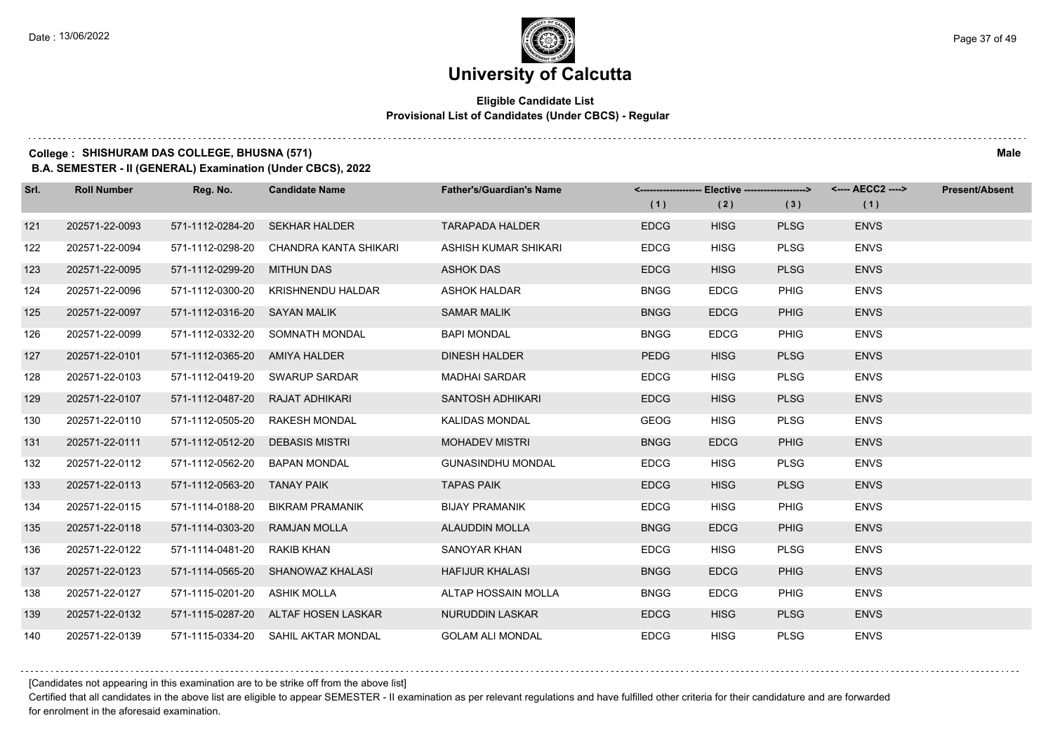# University of Calcutta

**Eligible Candidate List**
**Provisional List of Candidates (Under CBCS) - Regular**

**College : SHISHURAM DAS COLLEGE, BHUSNA (571)** **Male**
**B.A. SEMESTER - II (GENERAL) Examination (Under CBCS), 2022**

| Srl. | Roll Number | Reg. No. | Candidate Name | Father's/Guardian's Name | Elective (1) | Elective (2) | Elective (3) | AECC2 (1) | Present/Absent |
|---|---|---|---|---|---|---|---|---|---|
| 121 | 202571-22-0093 | 571-1112-0284-20 | SEKHAR HALDER | TARAPADA HALDER | EDCG | HISG | PLSG | ENVS | |
| 122 | 202571-22-0094 | 571-1112-0298-20 | CHANDRA KANTA SHIKARI | ASHISH KUMAR SHIKARI | EDCG | HISG | PLSG | ENVS | |
| 123 | 202571-22-0095 | 571-1112-0299-20 | MITHUN DAS | ASHOK DAS | EDCG | HISG | PLSG | ENVS | |
| 124 | 202571-22-0096 | 571-1112-0300-20 | KRISHNENDU HALDAR | ASHOK HALDAR | BNGG | EDCG | PHIG | ENVS | |
| 125 | 202571-22-0097 | 571-1112-0316-20 | SAYAN MALIK | SAMAR MALIK | BNGG | EDCG | PHIG | ENVS | |
| 126 | 202571-22-0099 | 571-1112-0332-20 | SOMNATH MONDAL | BAPI MONDAL | BNGG | EDCG | PHIG | ENVS | |
| 127 | 202571-22-0101 | 571-1112-0365-20 | AMIYA HALDER | DINESH HALDER | PEDG | HISG | PLSG | ENVS | |
| 128 | 202571-22-0103 | 571-1112-0419-20 | SWARUP SARDAR | MADHAI SARDAR | EDCG | HISG | PLSG | ENVS | |
| 129 | 202571-22-0107 | 571-1112-0487-20 | RAJAT ADHIKARI | SANTOSH ADHIKARI | EDCG | HISG | PLSG | ENVS | |
| 130 | 202571-22-0110 | 571-1112-0505-20 | RAKESH MONDAL | KALIDAS MONDAL | GEOG | HISG | PLSG | ENVS | |
| 131 | 202571-22-0111 | 571-1112-0512-20 | DEBASIS MISTRI | MOHADEV MISTRI | BNGG | EDCG | PHIG | ENVS | |
| 132 | 202571-22-0112 | 571-1112-0562-20 | BAPAN MONDAL | GUNASINDHU MONDAL | EDCG | HISG | PLSG | ENVS | |
| 133 | 202571-22-0113 | 571-1112-0563-20 | TANAY PAIK | TAPAS PAIK | EDCG | HISG | PLSG | ENVS | |
| 134 | 202571-22-0115 | 571-1114-0188-20 | BIKRAM PRAMANIK | BIJAY PRAMANIK | EDCG | HISG | PHIG | ENVS | |
| 135 | 202571-22-0118 | 571-1114-0303-20 | RAMJAN MOLLA | ALAUDDIN MOLLA | BNGG | EDCG | PHIG | ENVS | |
| 136 | 202571-22-0122 | 571-1114-0481-20 | RAKIB KHAN | SANOYAR KHAN | EDCG | HISG | PLSG | ENVS | |
| 137 | 202571-22-0123 | 571-1114-0565-20 | SHANOWAZ KHALASI | HAFIJUR KHALASI | BNGG | EDCG | PHIG | ENVS | |
| 138 | 202571-22-0127 | 571-1115-0201-20 | ASHIK MOLLA | ALTAP HOSSAIN MOLLA | BNGG | EDCG | PHIG | ENVS | |
| 139 | 202571-22-0132 | 571-1115-0287-20 | ALTAF HOSEN LASKAR | NURUDDIN LASKAR | EDCG | HISG | PLSG | ENVS | |
| 140 | 202571-22-0139 | 571-1115-0334-20 | SAHIL AKTAR MONDAL | GOLAM ALI MONDAL | EDCG | HISG | PLSG | ENVS | |

[Candidates not appearing in this examination are to be strike off from the above list]

Certified that all candidates in the above list are eligible to appear SEMESTER - II examination as per relevant regulations and have fulfilled other criteria for their candidature and are forwarded for enrolment in the aforesaid examination.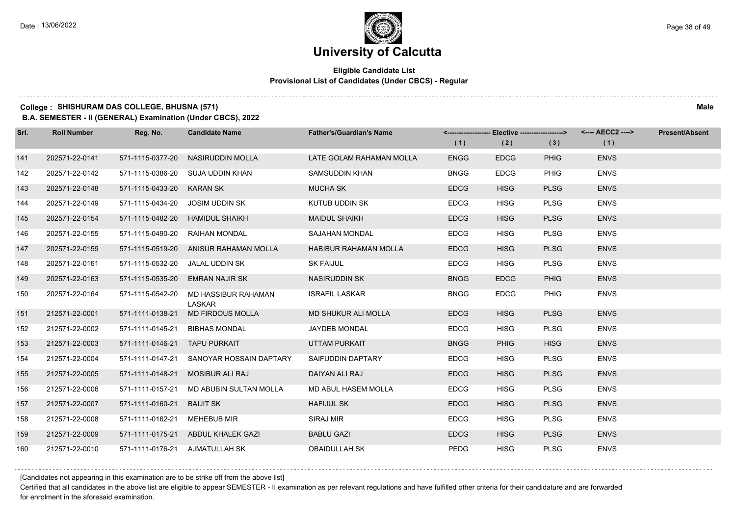# University of Calcutta

**Eligible Candidate List**
**Provisional List of Candidates (Under CBCS) - Regular**

**College : SHISHURAM DAS COLLEGE, BHUSNA (571)** **Male**

**B.A. SEMESTER - II (GENERAL) Examination (Under CBCS), 2022**

| Srl. | Roll Number | Reg. No. | Candidate Name | Father's/Guardian's Name | <------------------- Elective -------------------> | | | <---- AECC2 ----> | Present/Absent |
|---|---|---|---|---|---|---|---|---|---|
| | | | | | (1) | (2) | (3) | (1) | |
| 141 | 202571-22-0141 | 571-1115-0377-20 | NASIRUDDIN MOLLA | LATE GOLAM RAHAMAN MOLLA | ENGG | EDCG | PHIG | ENVS | |
| 142 | 202571-22-0142 | 571-1115-0386-20 | SUJA UDDIN KHAN | SAMSUDDIN KHAN | BNGG | EDCG | PHIG | ENVS | |
| 143 | 202571-22-0148 | 571-1115-0433-20 | KARAN SK | MUCHA SK | EDCG | HISG | PLSG | ENVS | |
| 144 | 202571-22-0149 | 571-1115-0434-20 | JOSIM UDDIN SK | KUTUB UDDIN SK | EDCG | HISG | PLSG | ENVS | |
| 145 | 202571-22-0154 | 571-1115-0482-20 | HAMIDUL SHAIKH | MAIDUL SHAIKH | EDCG | HISG | PLSG | ENVS | |
| 146 | 202571-22-0155 | 571-1115-0490-20 | RAIHAN MONDAL | SAJAHAN MONDAL | EDCG | HISG | PLSG | ENVS | |
| 147 | 202571-22-0159 | 571-1115-0519-20 | ANISUR RAHAMAN MOLLA | HABIBUR RAHAMAN MOLLA | EDCG | HISG | PLSG | ENVS | |
| 148 | 202571-22-0161 | 571-1115-0532-20 | JALAL UDDIN SK | SK FAIJUL | EDCG | HISG | PLSG | ENVS | |
| 149 | 202571-22-0163 | 571-1115-0535-20 | EMRAN NAJIR SK | NASIRUDDIN SK | BNGG | EDCG | PHIG | ENVS | |
| 150 | 202571-22-0164 | 571-1115-0542-20 | MD HASSIBUR RAHAMAN LASKAR | ISRAFIL LASKAR | BNGG | EDCG | PHIG | ENVS | |
| 151 | 212571-22-0001 | 571-1111-0138-21 | MD FIRDOUS MOLLA | MD SHUKUR ALI MOLLA | EDCG | HISG | PLSG | ENVS | |
| 152 | 212571-22-0002 | 571-1111-0145-21 | BIBHAS MONDAL | JAYDEB MONDAL | EDCG | HISG | PLSG | ENVS | |
| 153 | 212571-22-0003 | 571-1111-0146-21 | TAPU PURKAIT | UTTAM PURKAIT | BNGG | PHIG | HISG | ENVS | |
| 154 | 212571-22-0004 | 571-1111-0147-21 | SANOYAR HOSSAIN DAPTARY | SAIFUDDIN DAPTARY | EDCG | HISG | PLSG | ENVS | |
| 155 | 212571-22-0005 | 571-1111-0148-21 | MOSIBUR ALI RAJ | DAIYAN ALI RAJ | EDCG | HISG | PLSG | ENVS | |
| 156 | 212571-22-0006 | 571-1111-0157-21 | MD ABUBIN SULTAN MOLLA | MD ABUL HASEM MOLLA | EDCG | HISG | PLSG | ENVS | |
| 157 | 212571-22-0007 | 571-1111-0160-21 | BAIJIT SK | HAFIJUL SK | EDCG | HISG | PLSG | ENVS | |
| 158 | 212571-22-0008 | 571-1111-0162-21 | MEHEBUB MIR | SIRAJ MIR | EDCG | HISG | PLSG | ENVS | |
| 159 | 212571-22-0009 | 571-1111-0175-21 | ABDUL KHALEK GAZI | BABLU GAZI | EDCG | HISG | PLSG | ENVS | |
| 160 | 212571-22-0010 | 571-1111-0176-21 | AJMATULLAH SK | OBAIDULLAH SK | PEDG | HISG | PLSG | ENVS | |

[Candidates not appearing in this examination are to be strike off from the above list]

Certified that all candidates in the above list are eligible to appear SEMESTER - II examination as per relevant regulations and have fulfilled other criteria for their candidature and are forwarded for enrolment in the aforesaid examination.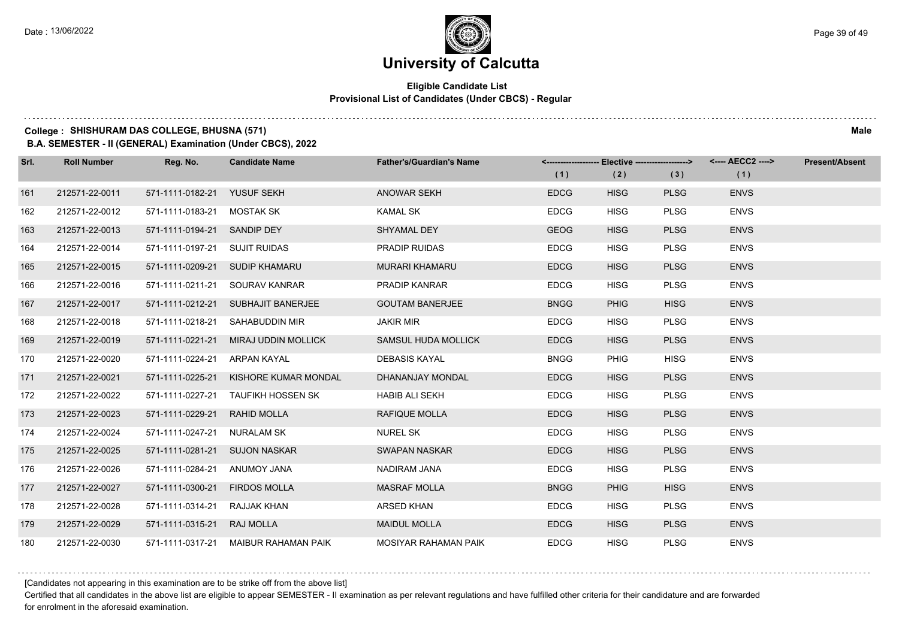# University of Calcutta

**Eligible Candidate List**
**Provisional List of Candidates (Under CBCS) - Regular**

**College : SHISHURAM DAS COLLEGE, BHUSNA (571)** **Male**

**B.A. SEMESTER - II (GENERAL) Examination (Under CBCS), 2022**

| Srl. | Roll Number | Reg. No. | Candidate Name | Father's/Guardian's Name | Elective (1) | Elective (2) | Elective (3) | AECC2 (1) | Present/Absent |
|---|---|---|---|---|---|---|---|---|---|
| 161 | 212571-22-0011 | 571-1111-0182-21 | YUSUF SEKH | ANOWAR SEKH | EDCG | HISG | PLSG | ENVS | |
| 162 | 212571-22-0012 | 571-1111-0183-21 | MOSTAK SK | KAMAL SK | EDCG | HISG | PLSG | ENVS | |
| 163 | 212571-22-0013 | 571-1111-0194-21 | SANDIP DEY | SHYAMAL DEY | GEOG | HISG | PLSG | ENVS | |
| 164 | 212571-22-0014 | 571-1111-0197-21 | SUJIT RUIDAS | PRADIP RUIDAS | EDCG | HISG | PLSG | ENVS | |
| 165 | 212571-22-0015 | 571-1111-0209-21 | SUDIP KHAMARU | MURARI KHAMARU | EDCG | HISG | PLSG | ENVS | |
| 166 | 212571-22-0016 | 571-1111-0211-21 | SOURAV KANRAR | PRADIP KANRAR | EDCG | HISG | PLSG | ENVS | |
| 167 | 212571-22-0017 | 571-1111-0212-21 | SUBHAJIT BANERJEE | GOUTAM BANERJEE | BNGG | PHIG | HISG | ENVS | |
| 168 | 212571-22-0018 | 571-1111-0218-21 | SAHABUDDIN MIR | JAKIR MIR | EDCG | HISG | PLSG | ENVS | |
| 169 | 212571-22-0019 | 571-1111-0221-21 | MIRAJ UDDIN MOLLICK | SAMSUL HUDA MOLLICK | EDCG | HISG | PLSG | ENVS | |
| 170 | 212571-22-0020 | 571-1111-0224-21 | ARPAN KAYAL | DEBASIS KAYAL | BNGG | PHIG | HISG | ENVS | |
| 171 | 212571-22-0021 | 571-1111-0225-21 | KISHORE KUMAR MONDAL | DHANANJAY MONDAL | EDCG | HISG | PLSG | ENVS | |
| 172 | 212571-22-0022 | 571-1111-0227-21 | TAUFIKH HOSSEN SK | HABIB ALI SEKH | EDCG | HISG | PLSG | ENVS | |
| 173 | 212571-22-0023 | 571-1111-0229-21 | RAHID MOLLA | RAFIQUE MOLLA | EDCG | HISG | PLSG | ENVS | |
| 174 | 212571-22-0024 | 571-1111-0247-21 | NURALAM SK | NUREL SK | EDCG | HISG | PLSG | ENVS | |
| 175 | 212571-22-0025 | 571-1111-0281-21 | SUJON NASKAR | SWAPAN NASKAR | EDCG | HISG | PLSG | ENVS | |
| 176 | 212571-22-0026 | 571-1111-0284-21 | ANUMOY JANA | NADIRAM JANA | EDCG | HISG | PLSG | ENVS | |
| 177 | 212571-22-0027 | 571-1111-0300-21 | FIRDOS MOLLA | MASRAF MOLLA | BNGG | PHIG | HISG | ENVS | |
| 178 | 212571-22-0028 | 571-1111-0314-21 | RAJJAK KHAN | ARSED KHAN | EDCG | HISG | PLSG | ENVS | |
| 179 | 212571-22-0029 | 571-1111-0315-21 | RAJ MOLLA | MAIDUL MOLLA | EDCG | HISG | PLSG | ENVS | |
| 180 | 212571-22-0030 | 571-1111-0317-21 | MAIBUR RAHAMAN PAIK | MOSIYAR RAHAMAN PAIK | EDCG | HISG | PLSG | ENVS | |

[Candidates not appearing in this examination are to be strike off from the above list]

Certified that all candidates in the above list are eligible to appear SEMESTER - II examination as per relevant regulations and have fulfilled other criteria for their candidature and are forwarded for enrolment in the aforesaid examination.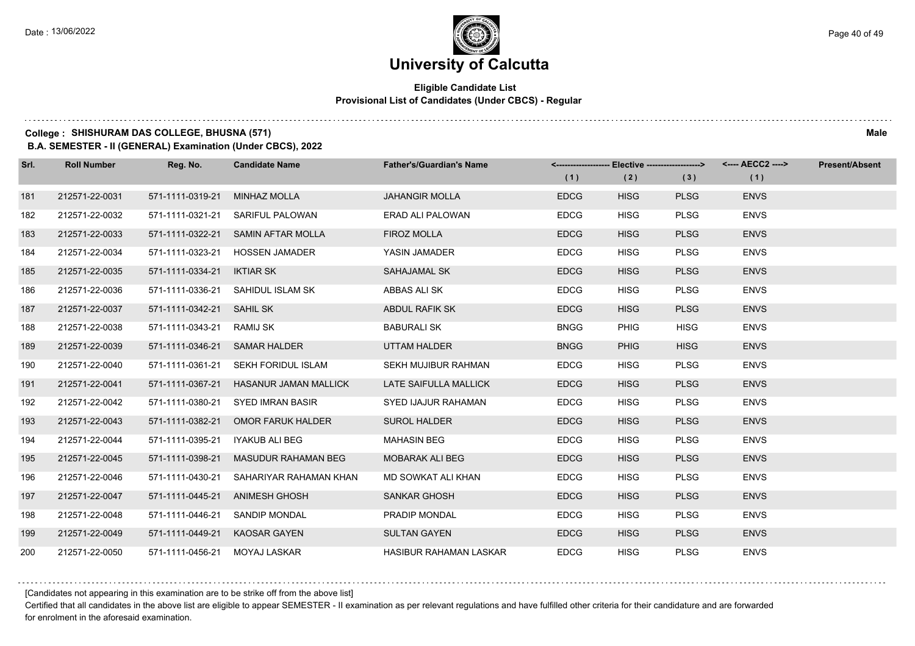# University of Calcutta

**Eligible Candidate List**
**Provisional List of Candidates (Under CBCS) - Regular**

**College : SHISHURAM DAS COLLEGE, BHUSNA (571)** **Male**

**B.A. SEMESTER - II (GENERAL) Examination (Under CBCS), 2022**

| Srl. | Roll Number | Reg. No. | Candidate Name | Father's/Guardian's Name | Elective (1) | Elective (2) | Elective (3) | AECC2 (1) | Present/Absent |
|---|---|---|---|---|---|---|---|---|---|
| 181 | 212571-22-0031 | 571-1111-0319-21 | MINHAZ MOLLA | JAHANGIR MOLLA | EDCG | HISG | PLSG | ENVS | |
| 182 | 212571-22-0032 | 571-1111-0321-21 | SARIFUL PALOWAN | ERAD ALI PALOWAN | EDCG | HISG | PLSG | ENVS | |
| 183 | 212571-22-0033 | 571-1111-0322-21 | SAMIN AFTAR MOLLA | FIROZ MOLLA | EDCG | HISG | PLSG | ENVS | |
| 184 | 212571-22-0034 | 571-1111-0323-21 | HOSSEN JAMADER | YASIN JAMADER | EDCG | HISG | PLSG | ENVS | |
| 185 | 212571-22-0035 | 571-1111-0334-21 | IKTIAR SK | SAHAJAMAL SK | EDCG | HISG | PLSG | ENVS | |
| 186 | 212571-22-0036 | 571-1111-0336-21 | SAHIDUL ISLAM SK | ABBAS ALI SK | EDCG | HISG | PLSG | ENVS | |
| 187 | 212571-22-0037 | 571-1111-0342-21 | SAHIL SK | ABDUL RAFIK SK | EDCG | HISG | PLSG | ENVS | |
| 188 | 212571-22-0038 | 571-1111-0343-21 | RAMIJ SK | BABURALI SK | BNGG | PHIG | HISG | ENVS | |
| 189 | 212571-22-0039 | 571-1111-0346-21 | SAMAR HALDER | UTTAM HALDER | BNGG | PHIG | HISG | ENVS | |
| 190 | 212571-22-0040 | 571-1111-0361-21 | SEKH FORIDUL ISLAM | SEKH MUJIBUR RAHMAN | EDCG | HISG | PLSG | ENVS | |
| 191 | 212571-22-0041 | 571-1111-0367-21 | HASANUR JAMAN MALLICK | LATE SAIFULLA MALLICK | EDCG | HISG | PLSG | ENVS | |
| 192 | 212571-22-0042 | 571-1111-0380-21 | SYED IMRAN BASIR | SYED IJAJUR RAHAMAN | EDCG | HISG | PLSG | ENVS | |
| 193 | 212571-22-0043 | 571-1111-0382-21 | OMOR FARUK HALDER | SUROL HALDER | EDCG | HISG | PLSG | ENVS | |
| 194 | 212571-22-0044 | 571-1111-0395-21 | IYAKUB ALI BEG | MAHASIN BEG | EDCG | HISG | PLSG | ENVS | |
| 195 | 212571-22-0045 | 571-1111-0398-21 | MASUDUR RAHAMAN BEG | MOBARAK ALI BEG | EDCG | HISG | PLSG | ENVS | |
| 196 | 212571-22-0046 | 571-1111-0430-21 | SAHARIYAR RAHAMAN KHAN | MD SOWKAT ALI KHAN | EDCG | HISG | PLSG | ENVS | |
| 197 | 212571-22-0047 | 571-1111-0445-21 | ANIMESH GHOSH | SANKAR GHOSH | EDCG | HISG | PLSG | ENVS | |
| 198 | 212571-22-0048 | 571-1111-0446-21 | SANDIP MONDAL | PRADIP MONDAL | EDCG | HISG | PLSG | ENVS | |
| 199 | 212571-22-0049 | 571-1111-0449-21 | KAOSAR GAYEN | SULTAN GAYEN | EDCG | HISG | PLSG | ENVS | |
| 200 | 212571-22-0050 | 571-1111-0456-21 | MOYAJ LASKAR | HASIBUR RAHAMAN LASKAR | EDCG | HISG | PLSG | ENVS | |

[Candidates not appearing in this examination are to be strike off from the above list]

Certified that all candidates in the above list are eligible to appear SEMESTER - II examination as per relevant regulations and have fulfilled other criteria for their candidature and are forwarded for enrolment in the aforesaid examination.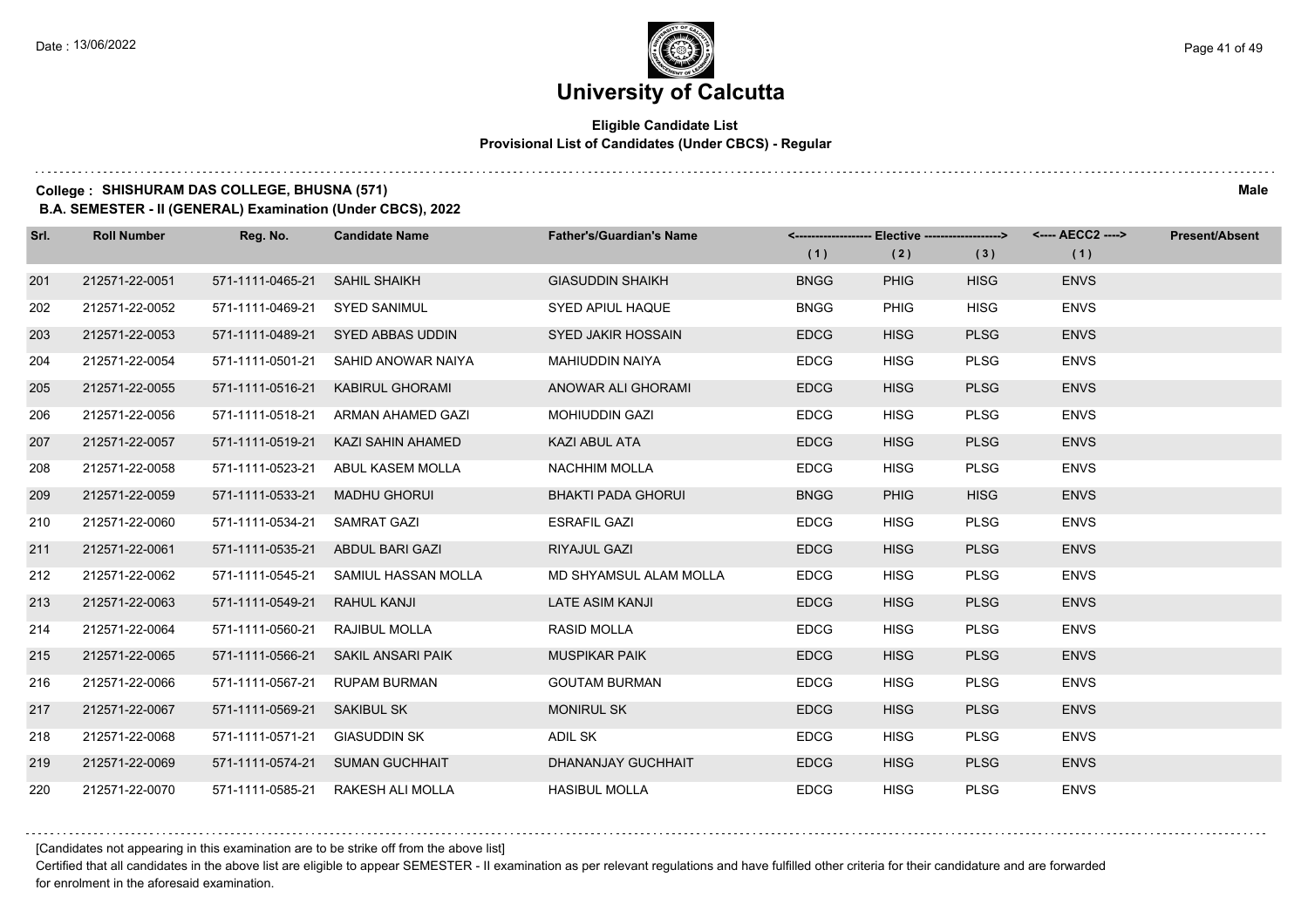# University of Calcutta

**Eligible Candidate List**
**Provisional List of Candidates (Under CBCS) - Regular**

**College : SHISHURAM DAS COLLEGE, BHUSNA (571)** — **Male**

**B.A. SEMESTER - II (GENERAL) Examination (Under CBCS), 2022**

| Srl. | Roll Number | Reg. No. | Candidate Name | Father's/Guardian's Name | Elective (1) | Elective (2) | Elective (3) | AECC2 (1) | Present/Absent |
|---|---|---|---|---|---|---|---|---|---|
| 201 | 212571-22-0051 | 571-1111-0465-21 | SAHIL SHAIKH | GIASUDDIN SHAIKH | BNGG | PHIG | HISG | ENVS | |
| 202 | 212571-22-0052 | 571-1111-0469-21 | SYED SANIMUL | SYED APIUL HAQUE | BNGG | PHIG | HISG | ENVS | |
| 203 | 212571-22-0053 | 571-1111-0489-21 | SYED ABBAS UDDIN | SYED JAKIR HOSSAIN | EDCG | HISG | PLSG | ENVS | |
| 204 | 212571-22-0054 | 571-1111-0501-21 | SAHID ANOWAR NAIYA | MAHIUDDIN NAIYA | EDCG | HISG | PLSG | ENVS | |
| 205 | 212571-22-0055 | 571-1111-0516-21 | KABIRUL GHORAMI | ANOWAR ALI GHORAMI | EDCG | HISG | PLSG | ENVS | |
| 206 | 212571-22-0056 | 571-1111-0518-21 | ARMAN AHAMED GAZI | MOHIUDDIN GAZI | EDCG | HISG | PLSG | ENVS | |
| 207 | 212571-22-0057 | 571-1111-0519-21 | KAZI SAHIN AHAMED | KAZI ABUL ATA | EDCG | HISG | PLSG | ENVS | |
| 208 | 212571-22-0058 | 571-1111-0523-21 | ABUL KASEM MOLLA | NACHHIM MOLLA | EDCG | HISG | PLSG | ENVS | |
| 209 | 212571-22-0059 | 571-1111-0533-21 | MADHU GHORUI | BHAKTI PADA GHORUI | BNGG | PHIG | HISG | ENVS | |
| 210 | 212571-22-0060 | 571-1111-0534-21 | SAMRAT GAZI | ESRAFIL GAZI | EDCG | HISG | PLSG | ENVS | |
| 211 | 212571-22-0061 | 571-1111-0535-21 | ABDUL BARI GAZI | RIYAJUL GAZI | EDCG | HISG | PLSG | ENVS | |
| 212 | 212571-22-0062 | 571-1111-0545-21 | SAMIUL HASSAN MOLLA | MD SHYAMSUL ALAM MOLLA | EDCG | HISG | PLSG | ENVS | |
| 213 | 212571-22-0063 | 571-1111-0549-21 | RAHUL KANJI | LATE ASIM KANJI | EDCG | HISG | PLSG | ENVS | |
| 214 | 212571-22-0064 | 571-1111-0560-21 | RAJIBUL MOLLA | RASID MOLLA | EDCG | HISG | PLSG | ENVS | |
| 215 | 212571-22-0065 | 571-1111-0566-21 | SAKIL ANSARI PAIK | MUSPIKAR PAIK | EDCG | HISG | PLSG | ENVS | |
| 216 | 212571-22-0066 | 571-1111-0567-21 | RUPAM BURMAN | GOUTAM BURMAN | EDCG | HISG | PLSG | ENVS | |
| 217 | 212571-22-0067 | 571-1111-0569-21 | SAKIBUL SK | MONIRUL SK | EDCG | HISG | PLSG | ENVS | |
| 218 | 212571-22-0068 | 571-1111-0571-21 | GIASUDDIN SK | ADIL SK | EDCG | HISG | PLSG | ENVS | |
| 219 | 212571-22-0069 | 571-1111-0574-21 | SUMAN GUCHHAIT | DHANANJAY GUCHHAIT | EDCG | HISG | PLSG | ENVS | |
| 220 | 212571-22-0070 | 571-1111-0585-21 | RAKESH ALI MOLLA | HASIBUL MOLLA | EDCG | HISG | PLSG | ENVS | |

[Candidates not appearing in this examination are to be strike off from the above list]

Certified that all candidates in the above list are eligible to appear SEMESTER - II examination as per relevant regulations and have fulfilled other criteria for their candidature and are forwarded for enrolment in the aforesaid examination.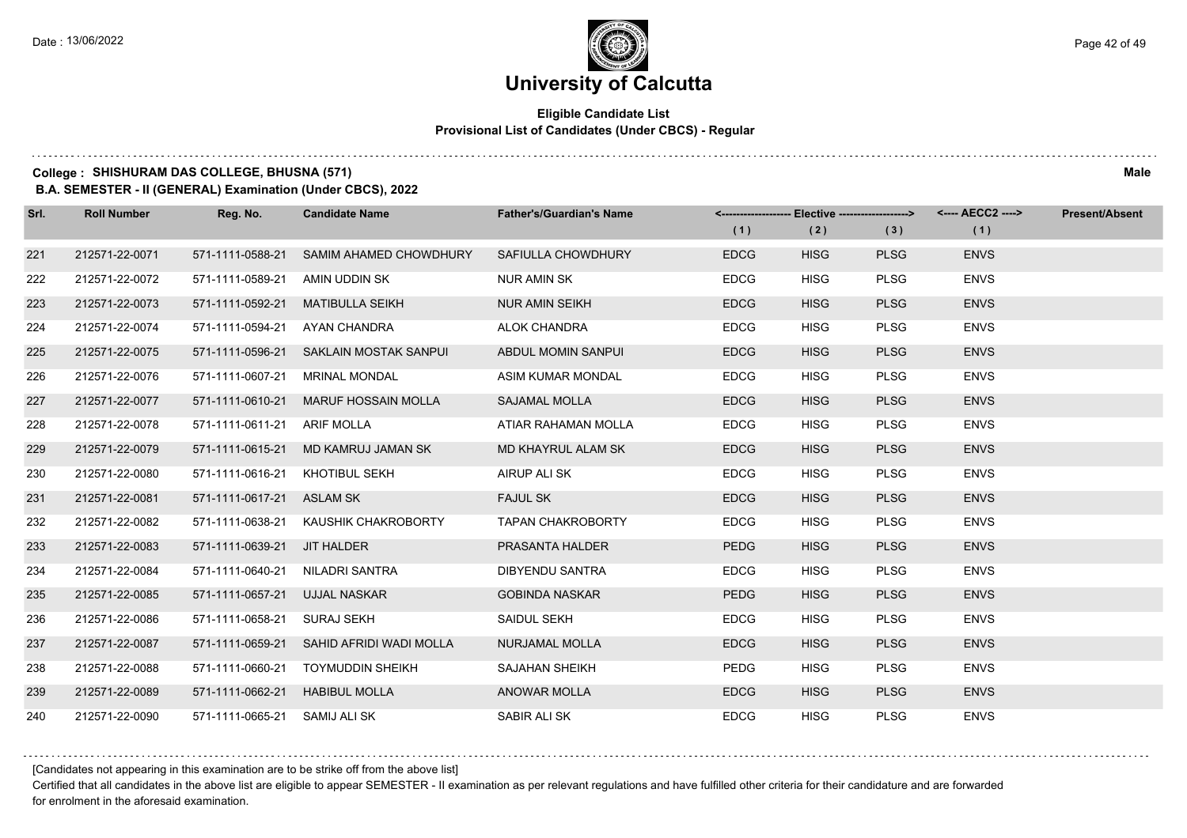# University of Calcutta

## Eligible Candidate List
### Provisional List of Candidates (Under CBCS) - Regular

**College : SHISHURAM DAS COLLEGE, BHUSNA (571)** **Male**

**B.A. SEMESTER - II (GENERAL) Examination (Under CBCS), 2022**

| Srl. | Roll Number | Reg. No. | Candidate Name | Father's/Guardian's Name | Elective (1) | Elective (2) | Elective (3) | AECC2 (1) | Present/Absent |
|---|---|---|---|---|---|---|---|---|---|
| 221 | 212571-22-0071 | 571-1111-0588-21 | SAMIM AHAMED CHOWDHURY | SAFIULLA CHOWDHURY | EDCG | HISG | PLSG | ENVS | |
| 222 | 212571-22-0072 | 571-1111-0589-21 | AMIN UDDIN SK | NUR AMIN SK | EDCG | HISG | PLSG | ENVS | |
| 223 | 212571-22-0073 | 571-1111-0592-21 | MATIBULLA SEIKH | NUR AMIN SEIKH | EDCG | HISG | PLSG | ENVS | |
| 224 | 212571-22-0074 | 571-1111-0594-21 | AYAN CHANDRA | ALOK CHANDRA | EDCG | HISG | PLSG | ENVS | |
| 225 | 212571-22-0075 | 571-1111-0596-21 | SAKLAIN MOSTAK SANPUI | ABDUL MOMIN SANPUI | EDCG | HISG | PLSG | ENVS | |
| 226 | 212571-22-0076 | 571-1111-0607-21 | MRINAL MONDAL | ASIM KUMAR MONDAL | EDCG | HISG | PLSG | ENVS | |
| 227 | 212571-22-0077 | 571-1111-0610-21 | MARUF HOSSAIN MOLLA | SAJAMAL MOLLA | EDCG | HISG | PLSG | ENVS | |
| 228 | 212571-22-0078 | 571-1111-0611-21 | ARIF MOLLA | ATIAR RAHAMAN MOLLA | EDCG | HISG | PLSG | ENVS | |
| 229 | 212571-22-0079 | 571-1111-0615-21 | MD KAMRUJ JAMAN SK | MD KHAYRUL ALAM SK | EDCG | HISG | PLSG | ENVS | |
| 230 | 212571-22-0080 | 571-1111-0616-21 | KHOTIBUL SEKH | AIRUP ALI SK | EDCG | HISG | PLSG | ENVS | |
| 231 | 212571-22-0081 | 571-1111-0617-21 | ASLAM SK | FAJUL SK | EDCG | HISG | PLSG | ENVS | |
| 232 | 212571-22-0082 | 571-1111-0638-21 | KAUSHIK CHAKROBORTY | TAPAN CHAKROBORTY | EDCG | HISG | PLSG | ENVS | |
| 233 | 212571-22-0083 | 571-1111-0639-21 | JIT HALDER | PRASANTA HALDER | PEDG | HISG | PLSG | ENVS | |
| 234 | 212571-22-0084 | 571-1111-0640-21 | NILADRI SANTRA | DIBYENDU SANTRA | EDCG | HISG | PLSG | ENVS | |
| 235 | 212571-22-0085 | 571-1111-0657-21 | UJJAL NASKAR | GOBINDA NASKAR | PEDG | HISG | PLSG | ENVS | |
| 236 | 212571-22-0086 | 571-1111-0658-21 | SURAJ SEKH | SAIDUL SEKH | EDCG | HISG | PLSG | ENVS | |
| 237 | 212571-22-0087 | 571-1111-0659-21 | SAHID AFRIDI WADI MOLLA | NURJAMAL MOLLA | EDCG | HISG | PLSG | ENVS | |
| 238 | 212571-22-0088 | 571-1111-0660-21 | TOYMUDDIN SHEIKH | SAJAHAN SHEIKH | PEDG | HISG | PLSG | ENVS | |
| 239 | 212571-22-0089 | 571-1111-0662-21 | HABIBUL MOLLA | ANOWAR MOLLA | EDCG | HISG | PLSG | ENVS | |
| 240 | 212571-22-0090 | 571-1111-0665-21 | SAMIJ ALI SK | SABIR ALI SK | EDCG | HISG | PLSG | ENVS | |

[Candidates not appearing in this examination are to be strike off from the above list]

Certified that all candidates in the above list are eligible to appear SEMESTER - II examination as per relevant regulations and have fulfilled other criteria for their candidature and are forwarded for enrolment in the aforesaid examination.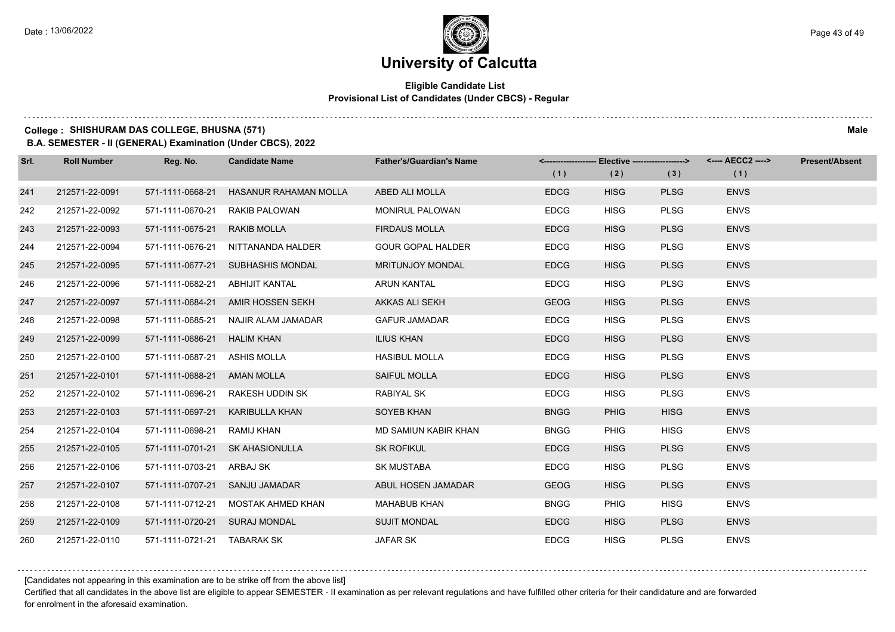# University of Calcutta

## Eligible Candidate List
### Provisional List of Candidates (Under CBCS) - Regular

**College : SHISHURAM DAS COLLEGE, BHUSNA (571)** **Male**

**B.A. SEMESTER - II (GENERAL) Examination (Under CBCS), 2022**

| Srl. | Roll Number | Reg. No. | Candidate Name | Father's/Guardian's Name | Elective (1) | Elective (2) | Elective (3) | AECC2 (1) | Present/Absent |
|---|---|---|---|---|---|---|---|---|---|
| 241 | 212571-22-0091 | 571-1111-0668-21 | HASANUR RAHAMAN MOLLA | ABED ALI MOLLA | EDCG | HISG | PLSG | ENVS | |
| 242 | 212571-22-0092 | 571-1111-0670-21 | RAKIB PALOWAN | MONIRUL PALOWAN | EDCG | HISG | PLSG | ENVS | |
| 243 | 212571-22-0093 | 571-1111-0675-21 | RAKIB MOLLA | FIRDAUS MOLLA | EDCG | HISG | PLSG | ENVS | |
| 244 | 212571-22-0094 | 571-1111-0676-21 | NITTANANDA HALDER | GOUR GOPAL HALDER | EDCG | HISG | PLSG | ENVS | |
| 245 | 212571-22-0095 | 571-1111-0677-21 | SUBHASHIS MONDAL | MRITUNJOY MONDAL | EDCG | HISG | PLSG | ENVS | |
| 246 | 212571-22-0096 | 571-1111-0682-21 | ABHIJIT KANTAL | ARUN KANTAL | EDCG | HISG | PLSG | ENVS | |
| 247 | 212571-22-0097 | 571-1111-0684-21 | AMIR HOSSEN SEKH | AKKAS ALI SEKH | GEOG | HISG | PLSG | ENVS | |
| 248 | 212571-22-0098 | 571-1111-0685-21 | NAJIR ALAM JAMADAR | GAFUR JAMADAR | EDCG | HISG | PLSG | ENVS | |
| 249 | 212571-22-0099 | 571-1111-0686-21 | HALIM KHAN | ILIUS KHAN | EDCG | HISG | PLSG | ENVS | |
| 250 | 212571-22-0100 | 571-1111-0687-21 | ASHIS MOLLA | HASIBUL MOLLA | EDCG | HISG | PLSG | ENVS | |
| 251 | 212571-22-0101 | 571-1111-0688-21 | AMAN MOLLA | SAIFUL MOLLA | EDCG | HISG | PLSG | ENVS | |
| 252 | 212571-22-0102 | 571-1111-0696-21 | RAKESH UDDIN SK | RABIYAL SK | EDCG | HISG | PLSG | ENVS | |
| 253 | 212571-22-0103 | 571-1111-0697-21 | KARIBULLA KHAN | SOYEB KHAN | BNGG | PHIG | HISG | ENVS | |
| 254 | 212571-22-0104 | 571-1111-0698-21 | RAMIJ KHAN | MD SAMIUN KABIR KHAN | BNGG | PHIG | HISG | ENVS | |
| 255 | 212571-22-0105 | 571-1111-0701-21 | SK AHASIONULLA | SK ROFIKUL | EDCG | HISG | PLSG | ENVS | |
| 256 | 212571-22-0106 | 571-1111-0703-21 | ARBAJ SK | SK MUSTABA | EDCG | HISG | PLSG | ENVS | |
| 257 | 212571-22-0107 | 571-1111-0707-21 | SANJU JAMADAR | ABUL HOSEN JAMADAR | GEOG | HISG | PLSG | ENVS | |
| 258 | 212571-22-0108 | 571-1111-0712-21 | MOSTAK AHMED KHAN | MAHABUB KHAN | BNGG | PHIG | HISG | ENVS | |
| 259 | 212571-22-0109 | 571-1111-0720-21 | SURAJ MONDAL | SUJIT MONDAL | EDCG | HISG | PLSG | ENVS | |
| 260 | 212571-22-0110 | 571-1111-0721-21 | TABARAK SK | JAFAR SK | EDCG | HISG | PLSG | ENVS | |

[Candidates not appearing in this examination are to be strike off from the above list]

Certified that all candidates in the above list are eligible to appear SEMESTER - II examination as per relevant regulations and have fulfilled other criteria for their candidature and are forwarded for enrolment in the aforesaid examination.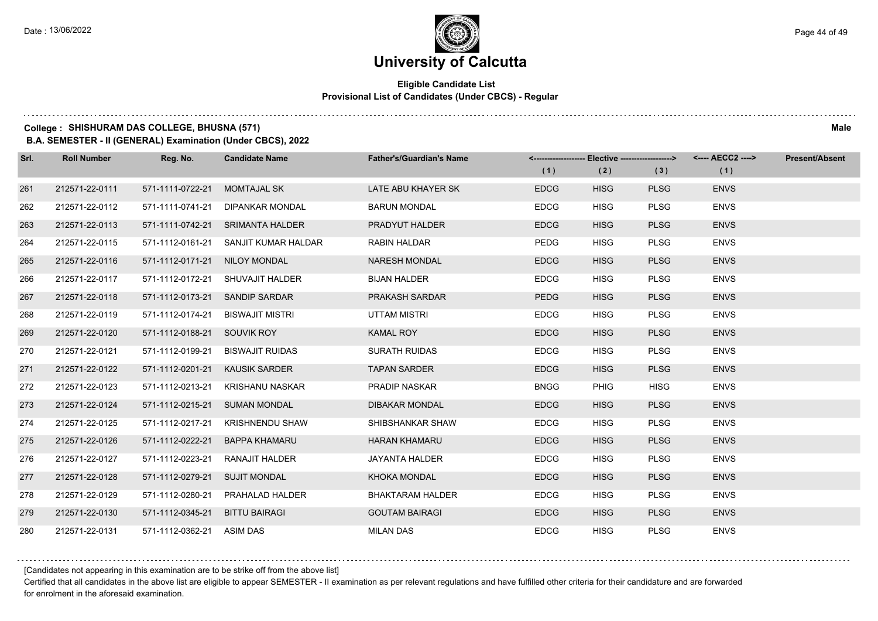# University of Calcutta

**Eligible Candidate List**
**Provisional List of Candidates (Under CBCS) - Regular**

**College : SHISHURAM DAS COLLEGE, BHUSNA (571)** **Male**

**B.A. SEMESTER - II (GENERAL) Examination (Under CBCS), 2022**

| Srl. | Roll Number | Reg. No. | Candidate Name | Father's/Guardian's Name | Elective (1) | Elective (2) | Elective (3) | AECC2 (1) | Present/Absent |
|---|---|---|---|---|---|---|---|---|---|
| 261 | 212571-22-0111 | 571-1111-0722-21 | MOMTAJAL SK | LATE ABU KHAYER SK | EDCG | HISG | PLSG | ENVS | |
| 262 | 212571-22-0112 | 571-1111-0741-21 | DIPANKAR MONDAL | BARUN MONDAL | EDCG | HISG | PLSG | ENVS | |
| 263 | 212571-22-0113 | 571-1111-0742-21 | SRIMANTA HALDER | PRADYUT HALDER | EDCG | HISG | PLSG | ENVS | |
| 264 | 212571-22-0115 | 571-1112-0161-21 | SANJIT KUMAR HALDAR | RABIN HALDAR | PEDG | HISG | PLSG | ENVS | |
| 265 | 212571-22-0116 | 571-1112-0171-21 | NILOY MONDAL | NARESH MONDAL | EDCG | HISG | PLSG | ENVS | |
| 266 | 212571-22-0117 | 571-1112-0172-21 | SHUVAJIT HALDER | BIJAN HALDER | EDCG | HISG | PLSG | ENVS | |
| 267 | 212571-22-0118 | 571-1112-0173-21 | SANDIP SARDAR | PRAKASH SARDAR | PEDG | HISG | PLSG | ENVS | |
| 268 | 212571-22-0119 | 571-1112-0174-21 | BISWAJIT MISTRI | UTTAM MISTRI | EDCG | HISG | PLSG | ENVS | |
| 269 | 212571-22-0120 | 571-1112-0188-21 | SOUVIK ROY | KAMAL ROY | EDCG | HISG | PLSG | ENVS | |
| 270 | 212571-22-0121 | 571-1112-0199-21 | BISWAJIT RUIDAS | SURATH RUIDAS | EDCG | HISG | PLSG | ENVS | |
| 271 | 212571-22-0122 | 571-1112-0201-21 | KAUSIK SARDER | TAPAN SARDER | EDCG | HISG | PLSG | ENVS | |
| 272 | 212571-22-0123 | 571-1112-0213-21 | KRISHANU NASKAR | PRADIP NASKAR | BNGG | PHIG | HISG | ENVS | |
| 273 | 212571-22-0124 | 571-1112-0215-21 | SUMAN MONDAL | DIBAKAR MONDAL | EDCG | HISG | PLSG | ENVS | |
| 274 | 212571-22-0125 | 571-1112-0217-21 | KRISHNENDU SHAW | SHIBSHANKAR SHAW | EDCG | HISG | PLSG | ENVS | |
| 275 | 212571-22-0126 | 571-1112-0222-21 | BAPPA KHAMARU | HARAN KHAMARU | EDCG | HISG | PLSG | ENVS | |
| 276 | 212571-22-0127 | 571-1112-0223-21 | RANAJIT HALDER | JAYANTA HALDER | EDCG | HISG | PLSG | ENVS | |
| 277 | 212571-22-0128 | 571-1112-0279-21 | SUJIT MONDAL | KHOKA MONDAL | EDCG | HISG | PLSG | ENVS | |
| 278 | 212571-22-0129 | 571-1112-0280-21 | PRAHALAD HALDER | BHAKTARAM HALDER | EDCG | HISG | PLSG | ENVS | |
| 279 | 212571-22-0130 | 571-1112-0345-21 | BITTU BAIRAGI | GOUTAM BAIRAGI | EDCG | HISG | PLSG | ENVS | |
| 280 | 212571-22-0131 | 571-1112-0362-21 | ASIM DAS | MILAN DAS | EDCG | HISG | PLSG | ENVS | |

[Candidates not appearing in this examination are to be strike off from the above list]

Certified that all candidates in the above list are eligible to appear SEMESTER - II examination as per relevant regulations and have fulfilled other criteria for their candidature and are forwarded for enrolment in the aforesaid examination.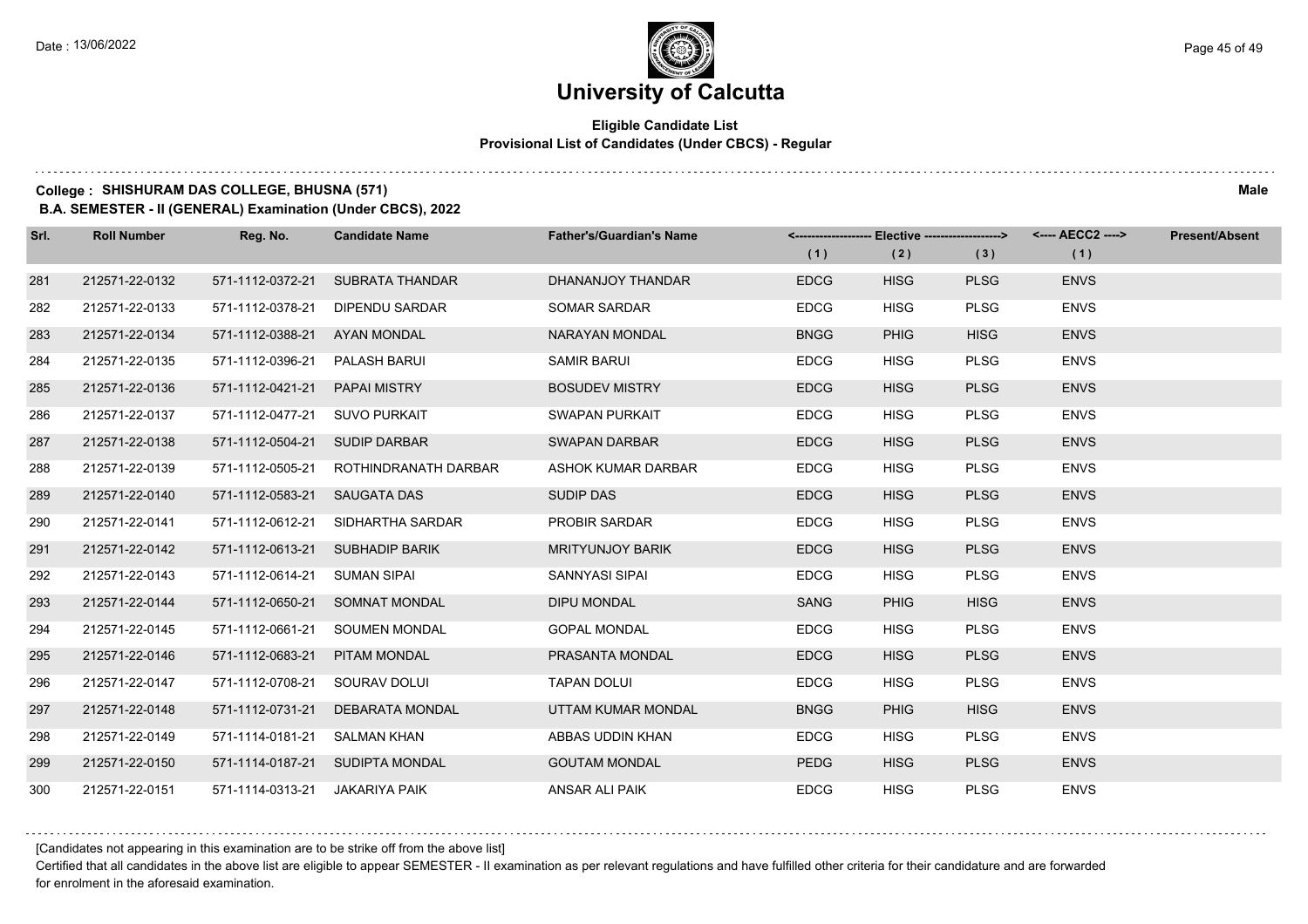# University of Calcutta

## Eligible Candidate List
### Provisional List of Candidates (Under CBCS) - Regular

**College : SHISHURAM DAS COLLEGE, BHUSNA (571)** **Male**

**B.A. SEMESTER - II (GENERAL) Examination (Under CBCS), 2022**

| Srl. | Roll Number | Reg. No. | Candidate Name | Father's/Guardian's Name | Elective (1) | Elective (2) | Elective (3) | AECC2 (1) | Present/Absent |
|---|---|---|---|---|---|---|---|---|---|
| 281 | 212571-22-0132 | 571-1112-0372-21 | SUBRATA THANDAR | DHANANJOY THANDAR | EDCG | HISG | PLSG | ENVS | |
| 282 | 212571-22-0133 | 571-1112-0378-21 | DIPENDU SARDAR | SOMAR SARDAR | EDCG | HISG | PLSG | ENVS | |
| 283 | 212571-22-0134 | 571-1112-0388-21 | AYAN MONDAL | NARAYAN MONDAL | BNGG | PHIG | HISG | ENVS | |
| 284 | 212571-22-0135 | 571-1112-0396-21 | PALASH BARUI | SAMIR BARUI | EDCG | HISG | PLSG | ENVS | |
| 285 | 212571-22-0136 | 571-1112-0421-21 | PAPAI MISTRY | BOSUDEV MISTRY | EDCG | HISG | PLSG | ENVS | |
| 286 | 212571-22-0137 | 571-1112-0477-21 | SUVO PURKAIT | SWAPAN PURKAIT | EDCG | HISG | PLSG | ENVS | |
| 287 | 212571-22-0138 | 571-1112-0504-21 | SUDIP DARBAR | SWAPAN DARBAR | EDCG | HISG | PLSG | ENVS | |
| 288 | 212571-22-0139 | 571-1112-0505-21 | ROTHINDRANATH DARBAR | ASHOK KUMAR DARBAR | EDCG | HISG | PLSG | ENVS | |
| 289 | 212571-22-0140 | 571-1112-0583-21 | SAUGATA DAS | SUDIP DAS | EDCG | HISG | PLSG | ENVS | |
| 290 | 212571-22-0141 | 571-1112-0612-21 | SIDHARTHA SARDAR | PROBIR SARDAR | EDCG | HISG | PLSG | ENVS | |
| 291 | 212571-22-0142 | 571-1112-0613-21 | SUBHADIP BARIK | MRITYUNJOY BARIK | EDCG | HISG | PLSG | ENVS | |
| 292 | 212571-22-0143 | 571-1112-0614-21 | SUMAN SIPAI | SANNYASI SIPAI | EDCG | HISG | PLSG | ENVS | |
| 293 | 212571-22-0144 | 571-1112-0650-21 | SOMNAT MONDAL | DIPU MONDAL | SANG | PHIG | HISG | ENVS | |
| 294 | 212571-22-0145 | 571-1112-0661-21 | SOUMEN MONDAL | GOPAL MONDAL | EDCG | HISG | PLSG | ENVS | |
| 295 | 212571-22-0146 | 571-1112-0683-21 | PITAM MONDAL | PRASANTA MONDAL | EDCG | HISG | PLSG | ENVS | |
| 296 | 212571-22-0147 | 571-1112-0708-21 | SOURAV DOLUI | TAPAN DOLUI | EDCG | HISG | PLSG | ENVS | |
| 297 | 212571-22-0148 | 571-1112-0731-21 | DEBARATA MONDAL | UTTAM KUMAR MONDAL | BNGG | PHIG | HISG | ENVS | |
| 298 | 212571-22-0149 | 571-1114-0181-21 | SALMAN KHAN | ABBAS UDDIN KHAN | EDCG | HISG | PLSG | ENVS | |
| 299 | 212571-22-0150 | 571-1114-0187-21 | SUDIPTA MONDAL | GOUTAM MONDAL | PEDG | HISG | PLSG | ENVS | |
| 300 | 212571-22-0151 | 571-1114-0313-21 | JAKARIYA PAIK | ANSAR ALI PAIK | EDCG | HISG | PLSG | ENVS | |

[Candidates not appearing in this examination are to be strike off from the above list]

Certified that all candidates in the above list are eligible to appear SEMESTER - II examination as per relevant regulations and have fulfilled other criteria for their candidature and are forwarded for enrolment in the aforesaid examination.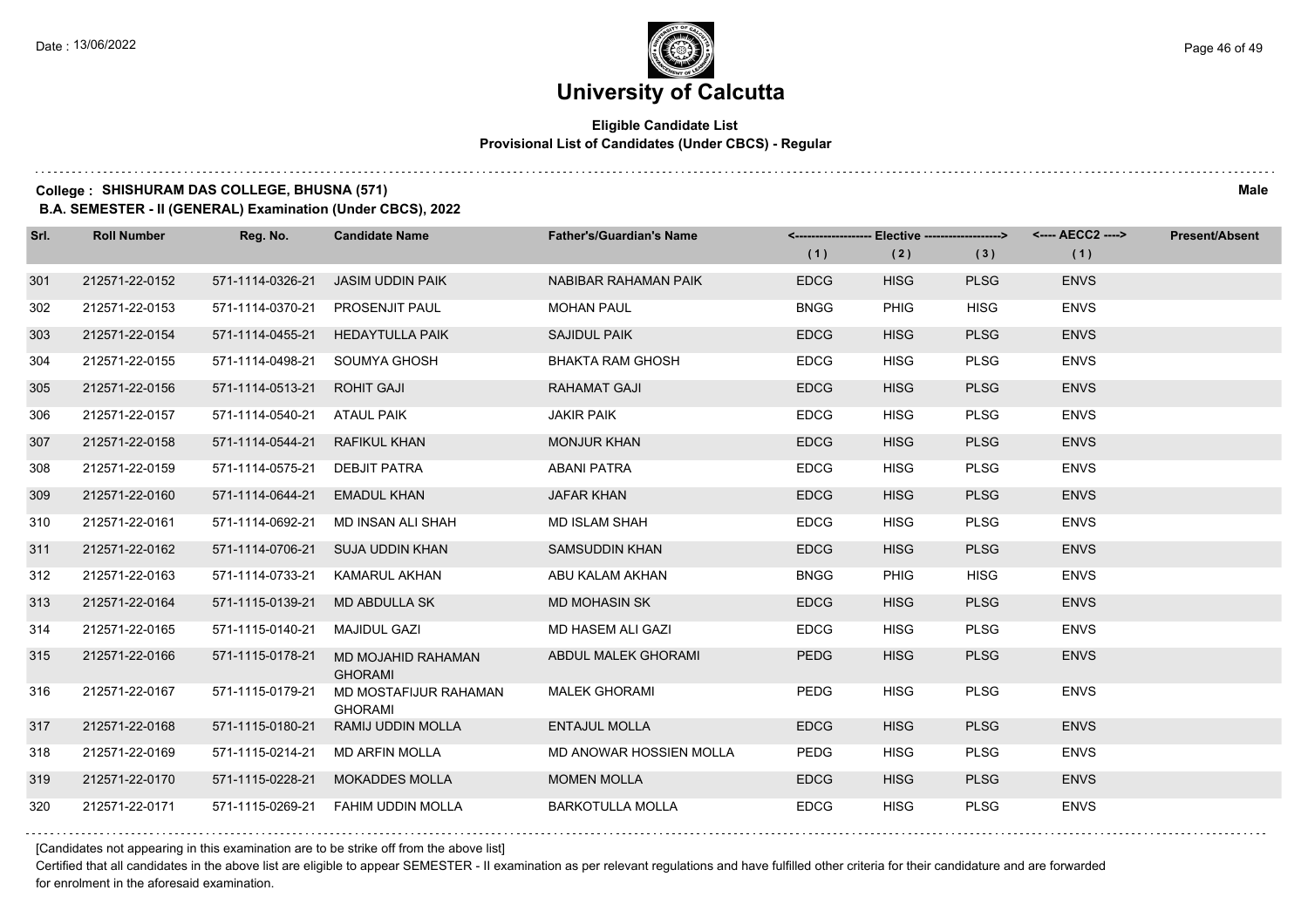# University of Calcutta

**Eligible Candidate List**
**Provisional List of Candidates (Under CBCS) - Regular**

**College : SHISHURAM DAS COLLEGE, BHUSNA (571)** **Male**

**B.A. SEMESTER - II (GENERAL) Examination (Under CBCS), 2022**

| Srl. | Roll Number | Reg. No. | Candidate Name | Father's/Guardian's Name | <------------------ Elective ------------------> | | | <---- AECC2 ----> | Present/Absent |
|---|---|---|---|---|---|---|---|---|---|
| | | | | | (1) | (2) | (3) | (1) | |
| 301 | 212571-22-0152 | 571-1114-0326-21 | JASIM UDDIN PAIK | NABIBAR RAHAMAN PAIK | EDCG | HISG | PLSG | ENVS | |
| 302 | 212571-22-0153 | 571-1114-0370-21 | PROSENJIT PAUL | MOHAN PAUL | BNGG | PHIG | HISG | ENVS | |
| 303 | 212571-22-0154 | 571-1114-0455-21 | HEDAYTULLA PAIK | SAJIDUL PAIK | EDCG | HISG | PLSG | ENVS | |
| 304 | 212571-22-0155 | 571-1114-0498-21 | SOUMYA GHOSH | BHAKTA RAM GHOSH | EDCG | HISG | PLSG | ENVS | |
| 305 | 212571-22-0156 | 571-1114-0513-21 | ROHIT GAJI | RAHAMAT GAJI | EDCG | HISG | PLSG | ENVS | |
| 306 | 212571-22-0157 | 571-1114-0540-21 | ATAUL PAIK | JAKIR PAIK | EDCG | HISG | PLSG | ENVS | |
| 307 | 212571-22-0158 | 571-1114-0544-21 | RAFIKUL KHAN | MONJUR KHAN | EDCG | HISG | PLSG | ENVS | |
| 308 | 212571-22-0159 | 571-1114-0575-21 | DEBJIT PATRA | ABANI PATRA | EDCG | HISG | PLSG | ENVS | |
| 309 | 212571-22-0160 | 571-1114-0644-21 | EMADUL KHAN | JAFAR KHAN | EDCG | HISG | PLSG | ENVS | |
| 310 | 212571-22-0161 | 571-1114-0692-21 | MD INSAN ALI SHAH | MD ISLAM SHAH | EDCG | HISG | PLSG | ENVS | |
| 311 | 212571-22-0162 | 571-1114-0706-21 | SUJA UDDIN KHAN | SAMSUDDIN KHAN | EDCG | HISG | PLSG | ENVS | |
| 312 | 212571-22-0163 | 571-1114-0733-21 | KAMARUL AKHAN | ABU KALAM AKHAN | BNGG | PHIG | HISG | ENVS | |
| 313 | 212571-22-0164 | 571-1115-0139-21 | MD ABDULLA SK | MD MOHASIN SK | EDCG | HISG | PLSG | ENVS | |
| 314 | 212571-22-0165 | 571-1115-0140-21 | MAJIDUL GAZI | MD HASEM ALI GAZI | EDCG | HISG | PLSG | ENVS | |
| 315 | 212571-22-0166 | 571-1115-0178-21 | MD MOJAHID RAHAMAN GHORAMI | ABDUL MALEK GHORAMI | PEDG | HISG | PLSG | ENVS | |
| 316 | 212571-22-0167 | 571-1115-0179-21 | MD MOSTAFIJUR RAHAMAN GHORAMI | MALEK GHORAMI | PEDG | HISG | PLSG | ENVS | |
| 317 | 212571-22-0168 | 571-1115-0180-21 | RAMIJ UDDIN MOLLA | ENTAJUL MOLLA | EDCG | HISG | PLSG | ENVS | |
| 318 | 212571-22-0169 | 571-1115-0214-21 | MD ARFIN MOLLA | MD ANOWAR HOSSIEN MOLLA | PEDG | HISG | PLSG | ENVS | |
| 319 | 212571-22-0170 | 571-1115-0228-21 | MOKADDES MOLLA | MOMEN MOLLA | EDCG | HISG | PLSG | ENVS | |
| 320 | 212571-22-0171 | 571-1115-0269-21 | FAHIM UDDIN MOLLA | BARKOTULLA MOLLA | EDCG | HISG | PLSG | ENVS | |

[Candidates not appearing in this examination are to be strike off from the above list]

Certified that all candidates in the above list are eligible to appear SEMESTER - II examination as per relevant regulations and have fulfilled other criteria for their candidature and are forwarded for enrolment in the aforesaid examination.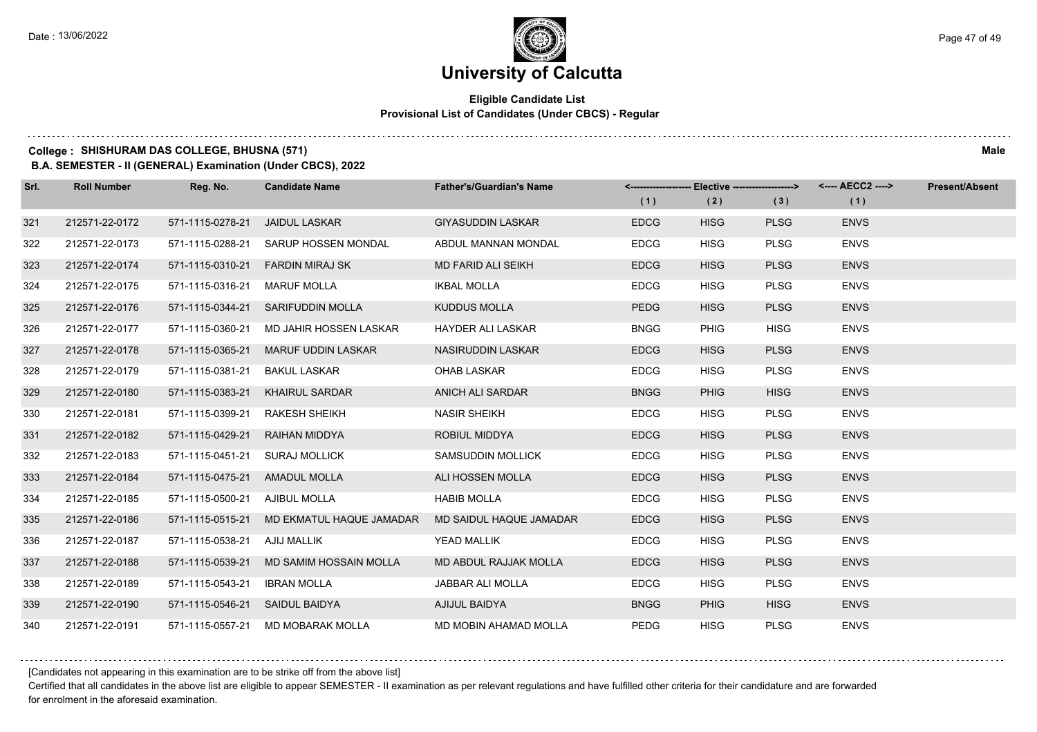# University of Calcutta

**Eligible Candidate List**
**Provisional List of Candidates (Under CBCS) - Regular**

**College : SHISHURAM DAS COLLEGE, BHUSNA (571)** **Male**

**B.A. SEMESTER - II (GENERAL) Examination (Under CBCS), 2022**

| Srl. | Roll Number | Reg. No. | Candidate Name | Father's/Guardian's Name | Elective (1) | Elective (2) | Elective (3) | AECC2 (1) | Present/Absent |
|---|---|---|---|---|---|---|---|---|---|
| 321 | 212571-22-0172 | 571-1115-0278-21 | JAIDUL LASKAR | GIYASUDDIN LASKAR | EDCG | HISG | PLSG | ENVS | |
| 322 | 212571-22-0173 | 571-1115-0288-21 | SARUP HOSSEN MONDAL | ABDUL MANNAN MONDAL | EDCG | HISG | PLSG | ENVS | |
| 323 | 212571-22-0174 | 571-1115-0310-21 | FARDIN MIRAJ SK | MD FARID ALI SEIKH | EDCG | HISG | PLSG | ENVS | |
| 324 | 212571-22-0175 | 571-1115-0316-21 | MARUF MOLLA | IKBAL MOLLA | EDCG | HISG | PLSG | ENVS | |
| 325 | 212571-22-0176 | 571-1115-0344-21 | SARIFUDDIN MOLLA | KUDDUS MOLLA | PEDG | HISG | PLSG | ENVS | |
| 326 | 212571-22-0177 | 571-1115-0360-21 | MD JAHIR HOSSEN LASKAR | HAYDER ALI LASKAR | BNGG | PHIG | HISG | ENVS | |
| 327 | 212571-22-0178 | 571-1115-0365-21 | MARUF UDDIN LASKAR | NASIRUDDIN LASKAR | EDCG | HISG | PLSG | ENVS | |
| 328 | 212571-22-0179 | 571-1115-0381-21 | BAKUL LASKAR | OHAB LASKAR | EDCG | HISG | PLSG | ENVS | |
| 329 | 212571-22-0180 | 571-1115-0383-21 | KHAIRUL SARDAR | ANICH ALI SARDAR | BNGG | PHIG | HISG | ENVS | |
| 330 | 212571-22-0181 | 571-1115-0399-21 | RAKESH SHEIKH | NASIR SHEIKH | EDCG | HISG | PLSG | ENVS | |
| 331 | 212571-22-0182 | 571-1115-0429-21 | RAIHAN MIDDYA | ROBIUL MIDDYA | EDCG | HISG | PLSG | ENVS | |
| 332 | 212571-22-0183 | 571-1115-0451-21 | SURAJ MOLLICK | SAMSUDDIN MOLLICK | EDCG | HISG | PLSG | ENVS | |
| 333 | 212571-22-0184 | 571-1115-0475-21 | AMADUL MOLLA | ALI HOSSEN MOLLA | EDCG | HISG | PLSG | ENVS | |
| 334 | 212571-22-0185 | 571-1115-0500-21 | AJIBUL MOLLA | HABIB MOLLA | EDCG | HISG | PLSG | ENVS | |
| 335 | 212571-22-0186 | 571-1115-0515-21 | MD EKMATUL HAQUE JAMADAR | MD SAIDUL HAQUE JAMADAR | EDCG | HISG | PLSG | ENVS | |
| 336 | 212571-22-0187 | 571-1115-0538-21 | AJIJ MALLIK | YEAD MALLIK | EDCG | HISG | PLSG | ENVS | |
| 337 | 212571-22-0188 | 571-1115-0539-21 | MD SAMIM HOSSAIN MOLLA | MD ABDUL RAJJAK MOLLA | EDCG | HISG | PLSG | ENVS | |
| 338 | 212571-22-0189 | 571-1115-0543-21 | IBRAN MOLLA | JABBAR ALI MOLLA | EDCG | HISG | PLSG | ENVS | |
| 339 | 212571-22-0190 | 571-1115-0546-21 | SAIDUL BAIDYA | AJIJUL BAIDYA | BNGG | PHIG | HISG | ENVS | |
| 340 | 212571-22-0191 | 571-1115-0557-21 | MD MOBARAK MOLLA | MD MOBIN AHAMAD MOLLA | PEDG | HISG | PLSG | ENVS | |

[Candidates not appearing in this examination are to be strike off from the above list]

Certified that all candidates in the above list are eligible to appear SEMESTER - II examination as per relevant regulations and have fulfilled other criteria for their candidature and are forwarded for enrolment in the aforesaid examination.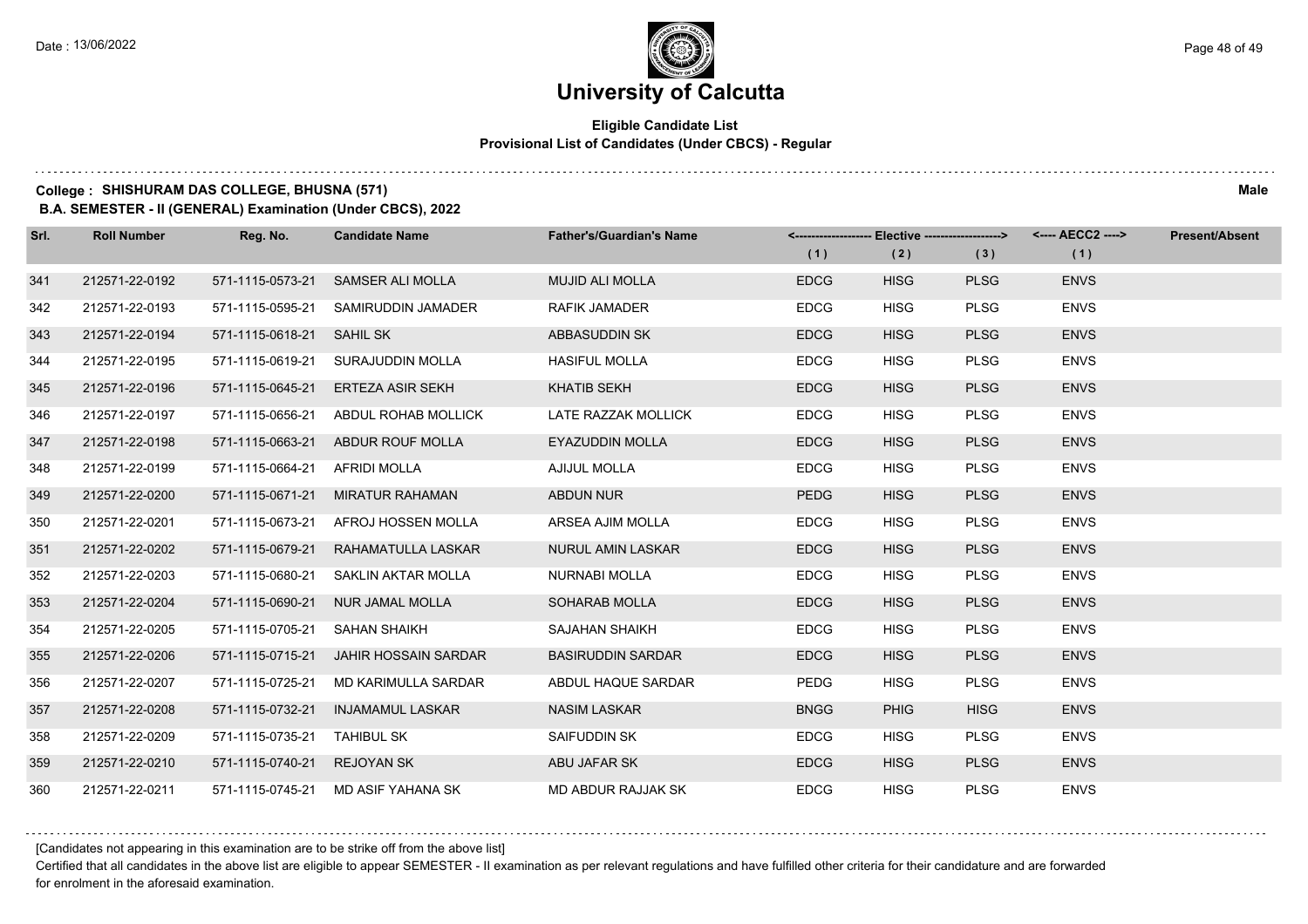# University of Calcutta

**Eligible Candidate List**
**Provisional List of Candidates (Under CBCS) - Regular**

**College : SHISHURAM DAS COLLEGE, BHUSNA (571)** **Male**

**B.A. SEMESTER - II (GENERAL) Examination (Under CBCS), 2022**

| Srl. | Roll Number | Reg. No. | Candidate Name | Father's/Guardian's Name | Elective (1) | Elective (2) | Elective (3) | AECC2 (1) | Present/Absent |
|---|---|---|---|---|---|---|---|---|---|
| 341 | 212571-22-0192 | 571-1115-0573-21 | SAMSER ALI MOLLA | MUJID ALI MOLLA | EDCG | HISG | PLSG | ENVS | |
| 342 | 212571-22-0193 | 571-1115-0595-21 | SAMIRUDDIN JAMADER | RAFIK JAMADER | EDCG | HISG | PLSG | ENVS | |
| 343 | 212571-22-0194 | 571-1115-0618-21 | SAHIL SK | ABBASUDDIN SK | EDCG | HISG | PLSG | ENVS | |
| 344 | 212571-22-0195 | 571-1115-0619-21 | SURAJUDDIN MOLLA | HASIFUL MOLLA | EDCG | HISG | PLSG | ENVS | |
| 345 | 212571-22-0196 | 571-1115-0645-21 | ERTEZA ASIR SEKH | KHATIB SEKH | EDCG | HISG | PLSG | ENVS | |
| 346 | 212571-22-0197 | 571-1115-0656-21 | ABDUL ROHAB MOLLICK | LATE RAZZAK MOLLICK | EDCG | HISG | PLSG | ENVS | |
| 347 | 212571-22-0198 | 571-1115-0663-21 | ABDUR ROUF MOLLA | EYAZUDDIN MOLLA | EDCG | HISG | PLSG | ENVS | |
| 348 | 212571-22-0199 | 571-1115-0664-21 | AFRIDI MOLLA | AJIJUL MOLLA | EDCG | HISG | PLSG | ENVS | |
| 349 | 212571-22-0200 | 571-1115-0671-21 | MIRATUR RAHAMAN | ABDUN NUR | PEDG | HISG | PLSG | ENVS | |
| 350 | 212571-22-0201 | 571-1115-0673-21 | AFROJ HOSSEN MOLLA | ARSEA AJIM MOLLA | EDCG | HISG | PLSG | ENVS | |
| 351 | 212571-22-0202 | 571-1115-0679-21 | RAHAMATULLA LASKAR | NURUL AMIN LASKAR | EDCG | HISG | PLSG | ENVS | |
| 352 | 212571-22-0203 | 571-1115-0680-21 | SAKLIN AKTAR MOLLA | NURNABI MOLLA | EDCG | HISG | PLSG | ENVS | |
| 353 | 212571-22-0204 | 571-1115-0690-21 | NUR JAMAL MOLLA | SOHARAB MOLLA | EDCG | HISG | PLSG | ENVS | |
| 354 | 212571-22-0205 | 571-1115-0705-21 | SAHAN SHAIKH | SAJAHAN SHAIKH | EDCG | HISG | PLSG | ENVS | |
| 355 | 212571-22-0206 | 571-1115-0715-21 | JAHIR HOSSAIN SARDAR | BASIRUDDIN SARDAR | EDCG | HISG | PLSG | ENVS | |
| 356 | 212571-22-0207 | 571-1115-0725-21 | MD KARIMULLA SARDAR | ABDUL HAQUE SARDAR | PEDG | HISG | PLSG | ENVS | |
| 357 | 212571-22-0208 | 571-1115-0732-21 | INJAMAMUL LASKAR | NASIM LASKAR | BNGG | PHIG | HISG | ENVS | |
| 358 | 212571-22-0209 | 571-1115-0735-21 | TAHIBUL SK | SAIFUDDIN SK | EDCG | HISG | PLSG | ENVS | |
| 359 | 212571-22-0210 | 571-1115-0740-21 | REJOYAN SK | ABU JAFAR SK | EDCG | HISG | PLSG | ENVS | |
| 360 | 212571-22-0211 | 571-1115-0745-21 | MD ASIF YAHANA SK | MD ABDUR RAJJAK SK | EDCG | HISG | PLSG | ENVS | |

[Candidates not appearing in this examination are to be strike off from the above list]

Certified that all candidates in the above list are eligible to appear SEMESTER - II examination as per relevant regulations and have fulfilled other criteria for their candidature and are forwarded for enrolment in the aforesaid examination.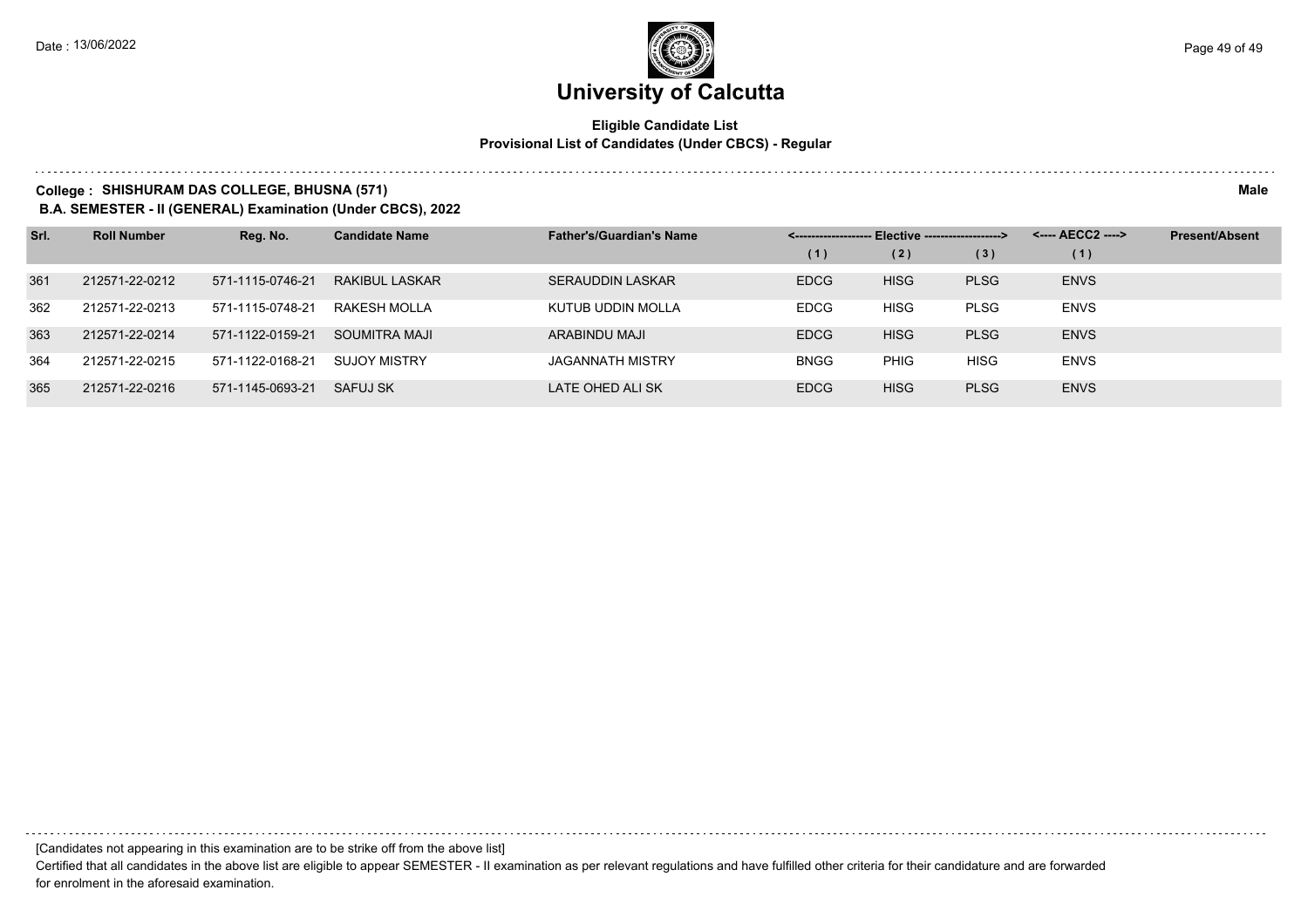# University of Calcutta

**Eligible Candidate List**
**Provisional List of Candidates (Under CBCS) - Regular**

**College : SHISHURAM DAS COLLEGE, BHUSNA (571)** **Male**

**B.A. SEMESTER - II (GENERAL) Examination (Under CBCS), 2022**

| Srl. | Roll Number | Reg. No. | Candidate Name | Father's/Guardian's Name | <------------------- Elective -------------------> | | | <---- AECC2 ----> | Present/Absent |
|---|---|---|---|---|---|---|---|---|---|
| | | | | | (1) | (2) | (3) | (1) | |
| 361 | 212571-22-0212 | 571-1115-0746-21 | RAKIBUL LASKAR | SERAUDDIN LASKAR | EDCG | HISG | PLSG | ENVS | |
| 362 | 212571-22-0213 | 571-1115-0748-21 | RAKESH MOLLA | KUTUB UDDIN MOLLA | EDCG | HISG | PLSG | ENVS | |
| 363 | 212571-22-0214 | 571-1122-0159-21 | SOUMITRA MAJI | ARABINDU MAJI | EDCG | HISG | PLSG | ENVS | |
| 364 | 212571-22-0215 | 571-1122-0168-21 | SUJOY MISTRY | JAGANNATH MISTRY | BNGG | PHIG | HISG | ENVS | |
| 365 | 212571-22-0216 | 571-1145-0693-21 | SAFUJ SK | LATE OHED ALI SK | EDCG | HISG | PLSG | ENVS | |

[Candidates not appearing in this examination are to be strike off from the above list]

Certified that all candidates in the above list are eligible to appear SEMESTER - II examination as per relevant regulations and have fulfilled other criteria for their candidature and are forwarded for enrolment in the aforesaid examination.